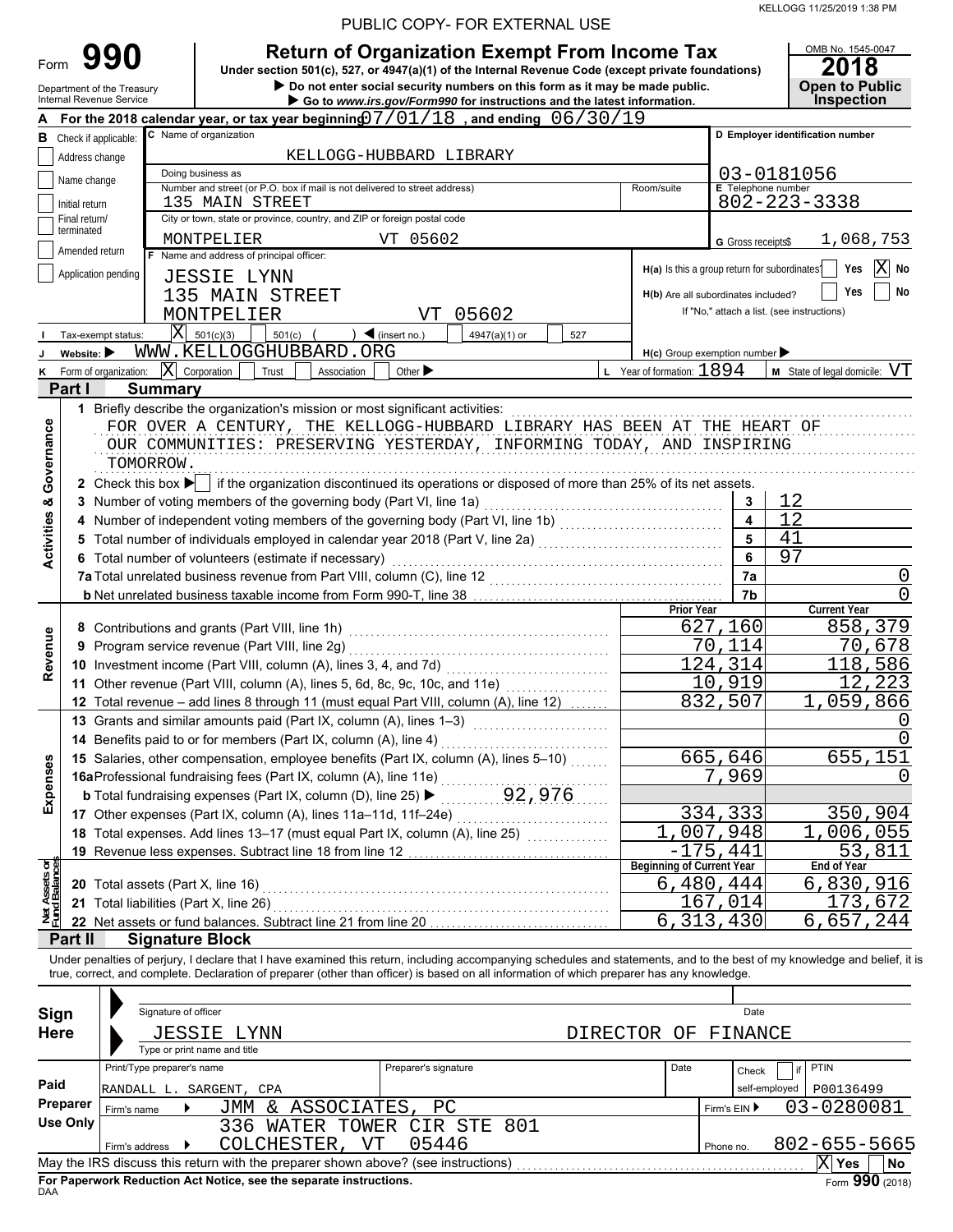PUBLIC COPY- FOR EXTERNAL USE

# Form 990 — Return of Organization Exempt From Income Tax

**2018** — OMB No. 1545-0047 — Open to Public Inspection

Under section 501(c), 527, or 4947(a)(1) of the Internal Revenue Code (except private foundations)

▶ Do not enter social security numbers on this form as it may be made public.

▶ Go to *www.irs.gov/Form990* for instructions and the latest information.

Department of the Treasury, Internal Revenue Service

**A** For the 2018 calendar year, or tax year beginning 07/01/18, and ending 06/30/19

**B** Check if applicable: Address change, Name change, Initial return, Final return/terminated, Amended return, Application pending

**C** Name of organization: KELLOGG-HUBBARD LIBRARY

Doing business as:

Number and street (or P.O. box if mail is not delivered to street address): 135 MAIN STREET — Room/suite:

City or town, state or province, country, and ZIP or foreign postal code: MONTPELIER VT 05602

**D** Employer identification number: 03-0181056

**E** Telephone number: 802-223-3338

**G** Gross receipts $ 1,068,753

**F** Name and address of principal officer: JESSIE LYNN, 135 MAIN STREET, MONTPELIER VT 05602

H(a) Is this a group return for subordinates? Yes [ ] No [X]

H(b) Are all subordinates included? Yes [ ] No [ ] — If "No," attach a list. (see instructions)

H(c) Group exemption number ▶

**I** Tax-exempt status: [X] 501(c)(3) [ ] 501(c) ( ) ◀ (insert no.) [ ] 4947(a)(1) or [ ] 527

**J** Website: ▶ WWW.KELLOGGHUBBARD.ORG

**K** Form of organization: [X] Corporation [ ] Trust [ ] Association [ ] Other ▶

**L** Year of formation: 1894 — **M** State of legal domicile: VT

## Part I Summary

**Activities & Governance**

1 Briefly describe the organization's mission or most significant activities:
FOR OVER A CENTURY, THE KELLOGG-HUBBARD LIBRARY HAS BEEN AT THE HEART OF OUR COMMUNITIES: PRESERVING YESTERDAY, INFORMING TODAY, AND INSPIRING TOMORROW.

2 Check this box ▶ [ ] if the organization discontinued its operations or disposed of more than 25% of its net assets.

| Line | Description | No. | Value |
|---|---|---|---|
| 3 | Number of voting members of the governing body (Part VI, line 1a) | 3 | 12 |
| 4 | Number of independent voting members of the governing body (Part VI, line 1b) | 4 | 12 |
| 5 | Total number of individuals employed in calendar year 2018 (Part V, line 2a) | 5 | 41 |
| 6 | Total number of volunteers (estimate if necessary) | 6 | 97 |
| 7a | Total unrelated business revenue from Part VIII, column (C), line 12 | 7a | 0 |
| 7b | Net unrelated business taxable income from Form 990-T, line 38 | 7b | 0 |

| Line | Description | Prior Year | Current Year |
|---|---|---|---|
| **Revenue** | | | |
| 8 | Contributions and grants (Part VIII, line 1h) | 627,160 | 858,379 |
| 9 | Program service revenue (Part VIII, line 2g) | 70,114 | 70,678 |
| 10 | Investment income (Part VIII, column (A), lines 3, 4, and 7d) | 124,314 | 118,586 |
| 11 | Other revenue (Part VIII, column (A), lines 5, 6d, 8c, 9c, 10c, and 11e) | 10,919 | 12,223 |
| 12 | Total revenue – add lines 8 through 11 (must equal Part VIII, column (A), line 12) | 832,507 | 1,059,866 |
| **Expenses** | | | |
| 13 | Grants and similar amounts paid (Part IX, column (A), lines 1–3) | | 0 |
| 14 | Benefits paid to or for members (Part IX, column (A), line 4) | | 0 |
| 15 | Salaries, other compensation, employee benefits (Part IX, column (A), lines 5–10) | 665,646 | 655,151 |
| 16a | Professional fundraising fees (Part IX, column (A), line 11e) | 7,969 | 0 |
| b | Total fundraising expenses (Part IX, column (D), line 25) ▶ 92,976 | | |
| 17 | Other expenses (Part IX, column (A), lines 11a–11d, 11f–24e) | 334,333 | 350,904 |
| 18 | Total expenses. Add lines 13–17 (must equal Part IX, column (A), line 25) | 1,007,948 | 1,006,055 |
| 19 | Revenue less expenses. Subtract line 18 from line 12 | -175,441 | 53,811 |

| Line | Net Assets or Fund Balances | Beginning of Current Year | End of Year |
|---|---|---|---|
| 20 | Total assets (Part X, line 16) | 6,480,444 | 6,830,916 |
| 21 | Total liabilities (Part X, line 26) | 167,014 | 173,672 |
| 22 | Net assets or fund balances. Subtract line 21 from line 20 | 6,313,430 | 6,657,244 |

## Part II Signature Block

Under penalties of perjury, I declare that I have examined this return, including accompanying schedules and statements, and to the best of my knowledge and belief, it is true, correct, and complete. Declaration of preparer (other than officer) is based on all information of which preparer has any knowledge.

**Sign Here**

Signature of officer — Date

JESSIE LYNN, DIRECTOR OF FINANCE

Type or print name and title

**Paid Preparer Use Only**

Print/Type preparer's name: RANDALL L. SARGENT, CPA — Preparer's signature — Date — Check [ ] if self-employed — PTIN: P00136499

Firm's name ▶ JMM & ASSOCIATES, PC — Firm's EIN ▶ 03-0280081

Firm's address ▶ 336 WATER TOWER CIR STE 801, COLCHESTER, VT 05446 — Phone no. 802-655-5665

May the IRS discuss this return with the preparer shown above? (see instructions) [X] Yes [ ] No

**For Paperwork Reduction Act Notice, see the separate instructions.**

DAA — Form **990** (2018)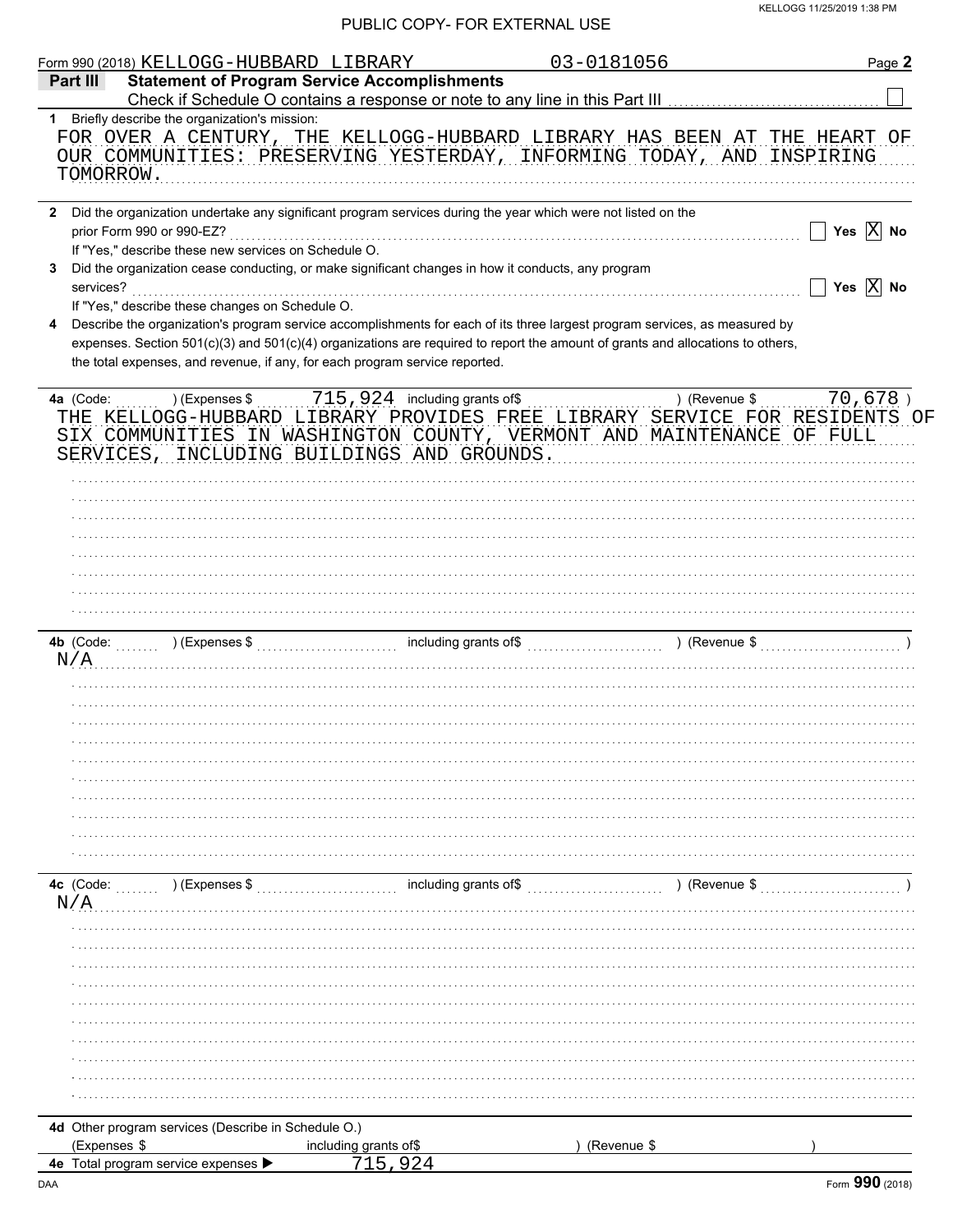PUBLIC COPY- FOR EXTERNAL USE

Form 990 (2018) KELLOGG-HUBBARD LIBRARY 03-0181056 Page 2

**Part III Statement of Program Service Accomplishments**

Check if Schedule O contains a response or note to any line in this Part III ☐

**1** Briefly describe the organization's mission:

FOR OVER A CENTURY, THE KELLOGG-HUBBARD LIBRARY HAS BEEN AT THE HEART OF OUR COMMUNITIES: PRESERVING YESTERDAY, INFORMING TODAY, AND INSPIRING TOMORROW.

**2** Did the organization undertake any significant program services during the year which were not listed on the prior Form 990 or 990-EZ? ☐ Yes ☒ No

If "Yes," describe these new services on Schedule O.

**3** Did the organization cease conducting, or make significant changes in how it conducts, any program services? ☐ Yes ☒ No

If "Yes," describe these changes on Schedule O.

**4** Describe the organization's program service accomplishments for each of its three largest program services, as measured by expenses. Section 501(c)(3) and 501(c)(4) organizations are required to report the amount of grants and allocations to others, the total expenses, and revenue, if any, for each program service reported.

**4a** (Code: ) (Expenses $ 715,924 including grants of$ ) (Revenue $ 70,678 )

THE KELLOGG-HUBBARD LIBRARY PROVIDES FREE LIBRARY SERVICE FOR RESIDENTS OF SIX COMMUNITIES IN WASHINGTON COUNTY, VERMONT AND MAINTENANCE OF FULL SERVICES, INCLUDING BUILDINGS AND GROUNDS.

**4b** (Code: ) (Expenses $ including grants of$ ) (Revenue $ )

N/A

**4c** (Code: ) (Expenses $ including grants of$ ) (Revenue $ )

N/A

**4d** Other program services (Describe in Schedule O.)

(Expenses $ including grants of$ ) (Revenue $ )

**4e** Total program service expenses ▶ 715,924

Form **990** (2018)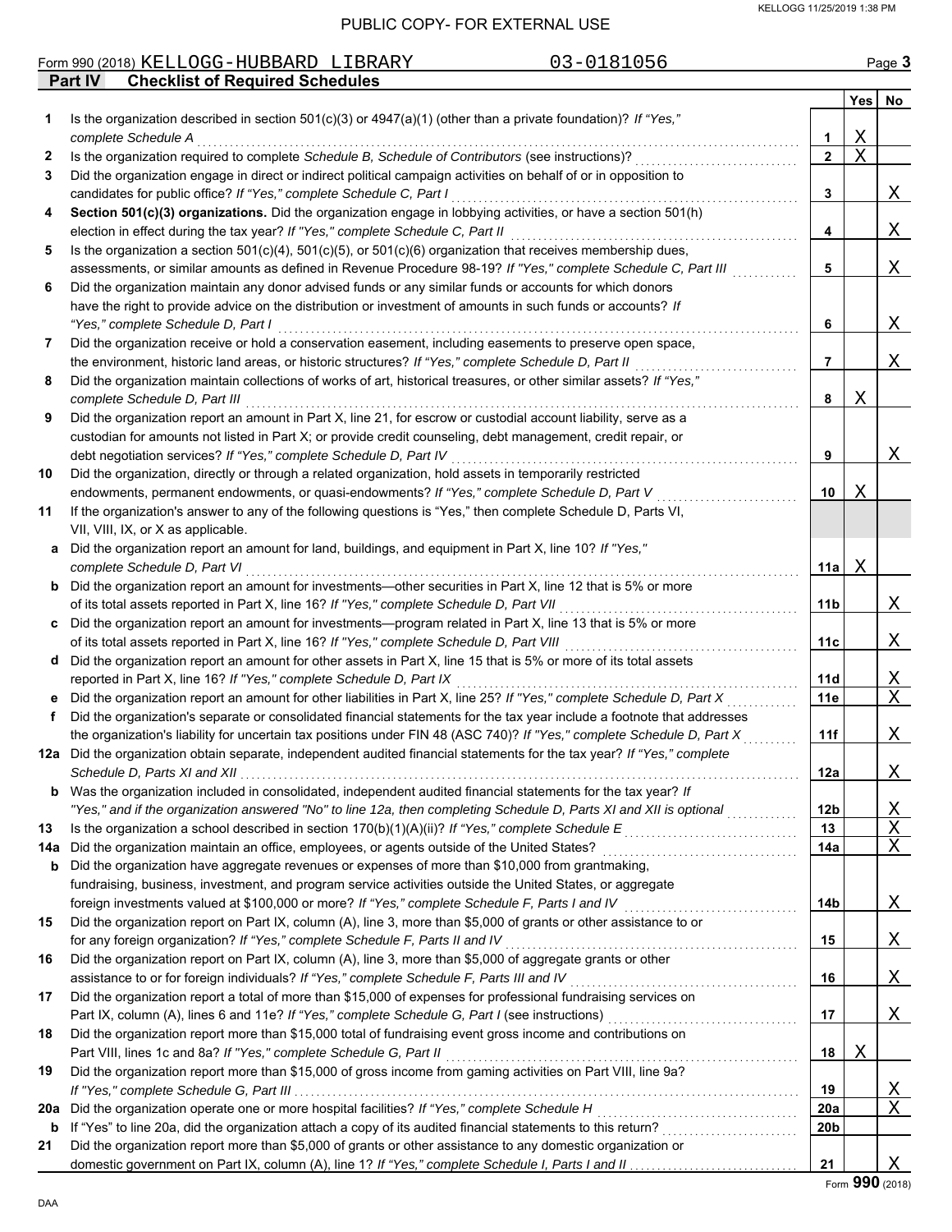PUBLIC COPY- FOR EXTERNAL USE

Form 990 (2018) KELLOGG-HUBBARD LIBRARY 03-0181056 Page **3**

## Part IV Checklist of Required Schedules

| | | | Yes | No |
|---|---|---|---|---|
| **1** | Is the organization described in section 501(c)(3) or 4947(a)(1) (other than a private foundation)? *If "Yes," complete Schedule A* | 1 | X | |
| **2** | Is the organization required to complete *Schedule B, Schedule of Contributors* (see instructions)? | 2 | X | |
| **3** | Did the organization engage in direct or indirect political campaign activities on behalf of or in opposition to candidates for public office? *If "Yes," complete Schedule C, Part I* | 3 | | X |
| **4** | **Section 501(c)(3) organizations.** Did the organization engage in lobbying activities, or have a section 501(h) election in effect during the tax year? *If "Yes," complete Schedule C, Part II* | 4 | | X |
| **5** | Is the organization a section 501(c)(4), 501(c)(5), or 501(c)(6) organization that receives membership dues, assessments, or similar amounts as defined in Revenue Procedure 98-19? *If "Yes," complete Schedule C, Part III* | 5 | | X |
| **6** | Did the organization maintain any donor advised funds or any similar funds or accounts for which donors have the right to provide advice on the distribution or investment of amounts in such funds or accounts? *If "Yes," complete Schedule D, Part I* | 6 | | X |
| **7** | Did the organization receive or hold a conservation easement, including easements to preserve open space, the environment, historic land areas, or historic structures? *If "Yes," complete Schedule D, Part II* | 7 | | X |
| **8** | Did the organization maintain collections of works of art, historical treasures, or other similar assets? *If "Yes," complete Schedule D, Part III* | 8 | X | |
| **9** | Did the organization report an amount in Part X, line 21, for escrow or custodial account liability, serve as a custodian for amounts not listed in Part X; or provide credit counseling, debt management, credit repair, or debt negotiation services? *If "Yes," complete Schedule D, Part IV* | 9 | | X |
| **10** | Did the organization, directly or through a related organization, hold assets in temporarily restricted endowments, permanent endowments, or quasi-endowments? *If "Yes," complete Schedule D, Part V* | 10 | X | |
| **11** | If the organization's answer to any of the following questions is "Yes," then complete Schedule D, Parts VI, VII, VIII, IX, or X as applicable. | | | |
| **a** | Did the organization report an amount for land, buildings, and equipment in Part X, line 10? *If "Yes," complete Schedule D, Part VI* | 11a | X | |
| **b** | Did the organization report an amount for investments—other securities in Part X, line 12 that is 5% or more of its total assets reported in Part X, line 16? *If "Yes," complete Schedule D, Part VII* | 11b | | X |
| **c** | Did the organization report an amount for investments—program related in Part X, line 13 that is 5% or more of its total assets reported in Part X, line 16? *If "Yes," complete Schedule D, Part VIII* | 11c | | X |
| **d** | Did the organization report an amount for other assets in Part X, line 15 that is 5% or more of its total assets reported in Part X, line 16? *If "Yes," complete Schedule D, Part IX* | 11d | | X |
| **e** | Did the organization report an amount for other liabilities in Part X, line 25? *If "Yes," complete Schedule D, Part X* | 11e | | X |
| **f** | Did the organization's separate or consolidated financial statements for the tax year include a footnote that addresses the organization's liability for uncertain tax positions under FIN 48 (ASC 740)? *If "Yes," complete Schedule D, Part X* | 11f | | X |
| **12a** | Did the organization obtain separate, independent audited financial statements for the tax year? *If "Yes," complete Schedule D, Parts XI and XII* | 12a | | X |
| **b** | Was the organization included in consolidated, independent audited financial statements for the tax year? *If "Yes," and if the organization answered "No" to line 12a, then completing Schedule D, Parts XI and XII is optional* | 12b | | X |
| **13** | Is the organization a school described in section 170(b)(1)(A)(ii)? *If "Yes," complete Schedule E* | 13 | | X |
| **14a** | Did the organization maintain an office, employees, or agents outside of the United States? | 14a | | X |
| **b** | Did the organization have aggregate revenues or expenses of more than $10,000 from grantmaking, fundraising, business, investment, and program service activities outside the United States, or aggregate foreign investments valued at $100,000 or more? *If "Yes," complete Schedule F, Parts I and IV* | 14b | | X |
| **15** | Did the organization report on Part IX, column (A), line 3, more than $5,000 of grants or other assistance to or for any foreign organization? *If "Yes," complete Schedule F, Parts II and IV* | 15 | | X |
| **16** | Did the organization report on Part IX, column (A), line 3, more than $5,000 of aggregate grants or other assistance to or for foreign individuals? *If "Yes," complete Schedule F, Parts III and IV* | 16 | | X |
| **17** | Did the organization report a total of more than $15,000 of expenses for professional fundraising services on Part IX, column (A), lines 6 and 11e? *If "Yes," complete Schedule G, Part I* (see instructions) | 17 | | X |
| **18** | Did the organization report more than $15,000 total of fundraising event gross income and contributions on Part VIII, lines 1c and 8a? *If "Yes," complete Schedule G, Part II* | 18 | X | |
| **19** | Did the organization report more than $15,000 of gross income from gaming activities on Part VIII, line 9a? *If "Yes," complete Schedule G, Part III* | 19 | | X |
| **20a** | Did the organization operate one or more hospital facilities? *If "Yes," complete Schedule H* | 20a | | X |
| **b** | If "Yes" to line 20a, did the organization attach a copy of its audited financial statements to this return? | 20b | | |
| **21** | Did the organization report more than $5,000 of grants or other assistance to any domestic organization or domestic government on Part IX, column (A), line 1? *If "Yes," complete Schedule I, Parts I and II* | 21 | | X |

Form **990** (2018)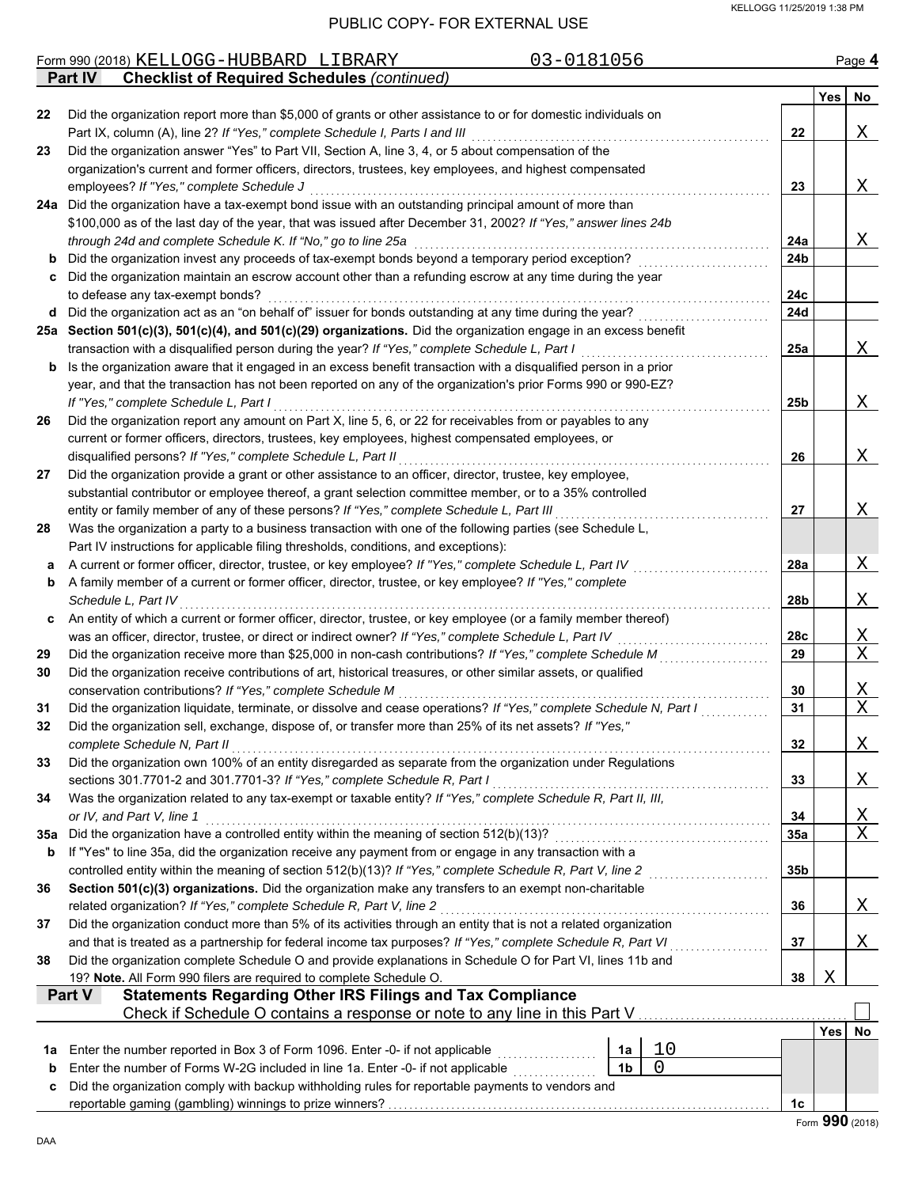PUBLIC COPY- FOR EXTERNAL USE

Form 990 (2018) KELLOGG-HUBBARD LIBRARY 03-0181056 Page **4**

## Part IV Checklist of Required Schedules *(continued)*

| | | | Yes | No |
|---|---|---|---|---|
| **22** | Did the organization report more than $5,000 of grants or other assistance to or for domestic individuals on Part IX, column (A), line 2? *If "Yes," complete Schedule I, Parts I and III* | **22** | | X |
| **23** | Did the organization answer "Yes" to Part VII, Section A, line 3, 4, or 5 about compensation of the organization's current and former officers, directors, trustees, key employees, and highest compensated employees? *If "Yes," complete Schedule J* | **23** | | X |
| **24a** | Did the organization have a tax-exempt bond issue with an outstanding principal amount of more than $100,000 as of the last day of the year, that was issued after December 31, 2002? *If "Yes," answer lines 24b through 24d and complete Schedule K. If "No," go to line 25a* | **24a** | | X |
| **b** | Did the organization invest any proceeds of tax-exempt bonds beyond a temporary period exception? | **24b** | | |
| **c** | Did the organization maintain an escrow account other than a refunding escrow at any time during the year to defease any tax-exempt bonds? | **24c** | | |
| **d** | Did the organization act as an "on behalf of" issuer for bonds outstanding at any time during the year? | **24d** | | |
| **25a** | **Section 501(c)(3), 501(c)(4), and 501(c)(29) organizations.** Did the organization engage in an excess benefit transaction with a disqualified person during the year? *If "Yes," complete Schedule L, Part I* | **25a** | | X |
| **b** | Is the organization aware that it engaged in an excess benefit transaction with a disqualified person in a prior year, and that the transaction has not been reported on any of the organization's prior Forms 990 or 990-EZ? *If "Yes," complete Schedule L, Part I* | **25b** | | X |
| **26** | Did the organization report any amount on Part X, line 5, 6, or 22 for receivables from or payables to any current or former officers, directors, trustees, key employees, highest compensated employees, or disqualified persons? *If "Yes," complete Schedule L, Part II* | **26** | | X |
| **27** | Did the organization provide a grant or other assistance to an officer, director, trustee, key employee, substantial contributor or employee thereof, a grant selection committee member, or to a 35% controlled entity or family member of any of these persons? *If "Yes," complete Schedule L, Part III* | **27** | | X |
| **28** | Was the organization a party to a business transaction with one of the following parties (see Schedule L, Part IV instructions for applicable filing thresholds, conditions, and exceptions): | | | |
| **a** | A current or former officer, director, trustee, or key employee? *If "Yes," complete Schedule L, Part IV* | **28a** | | X |
| **b** | A family member of a current or former officer, director, trustee, or key employee? *If "Yes," complete Schedule L, Part IV* | **28b** | | X |
| **c** | An entity of which a current or former officer, director, trustee, or key employee (or a family member thereof) was an officer, director, trustee, or direct or indirect owner? *If "Yes," complete Schedule L, Part IV* | **28c** | | X |
| **29** | Did the organization receive more than $25,000 in non-cash contributions? *If "Yes," complete Schedule M* | **29** | | X |
| **30** | Did the organization receive contributions of art, historical treasures, or other similar assets, or qualified conservation contributions? *If "Yes," complete Schedule M* | **30** | | X |
| **31** | Did the organization liquidate, terminate, or dissolve and cease operations? *If "Yes," complete Schedule N, Part I* | **31** | | X |
| **32** | Did the organization sell, exchange, dispose of, or transfer more than 25% of its net assets? *If "Yes," complete Schedule N, Part II* | **32** | | X |
| **33** | Did the organization own 100% of an entity disregarded as separate from the organization under Regulations sections 301.7701-2 and 301.7701-3? *If "Yes," complete Schedule R, Part I* | **33** | | X |
| **34** | Was the organization related to any tax-exempt or taxable entity? *If "Yes," complete Schedule R, Part II, III, or IV, and Part V, line 1* | **34** | | X |
| **35a** | Did the organization have a controlled entity within the meaning of section 512(b)(13)? | **35a** | | X |
| **b** | If "Yes" to line 35a, did the organization receive any payment from or engage in any transaction with a controlled entity within the meaning of section 512(b)(13)? *If "Yes," complete Schedule R, Part V, line 2* | **35b** | | |
| **36** | **Section 501(c)(3) organizations.** Did the organization make any transfers to an exempt non-charitable related organization? *If "Yes," complete Schedule R, Part V, line 2* | **36** | | X |
| **37** | Did the organization conduct more than 5% of its activities through an entity that is not a related organization and that is treated as a partnership for federal income tax purposes? *If "Yes," complete Schedule R, Part VI* | **37** | | X |
| **38** | Did the organization complete Schedule O and provide explanations in Schedule O for Part VI, lines 11b and 19? **Note.** All Form 990 filers are required to complete Schedule O. | **38** | X | |

## Part V Statements Regarding Other IRS Filings and Tax Compliance

Check if Schedule O contains a response or note to any line in this Part V ☐

| | | | | | Yes | No |
|---|---|---|---|---|---|---|
| **1a** | Enter the number reported in Box 3 of Form 1096. Enter -0- if not applicable | **1a** | 10 | | | |
| **b** | Enter the number of Forms W-2G included in line 1a. Enter -0- if not applicable | **1b** | 0 | | | |
| **c** | Did the organization comply with backup withholding rules for reportable payments to vendors and reportable gaming (gambling) winnings to prize winners? | | | **1c** | | |

Form **990** (2018)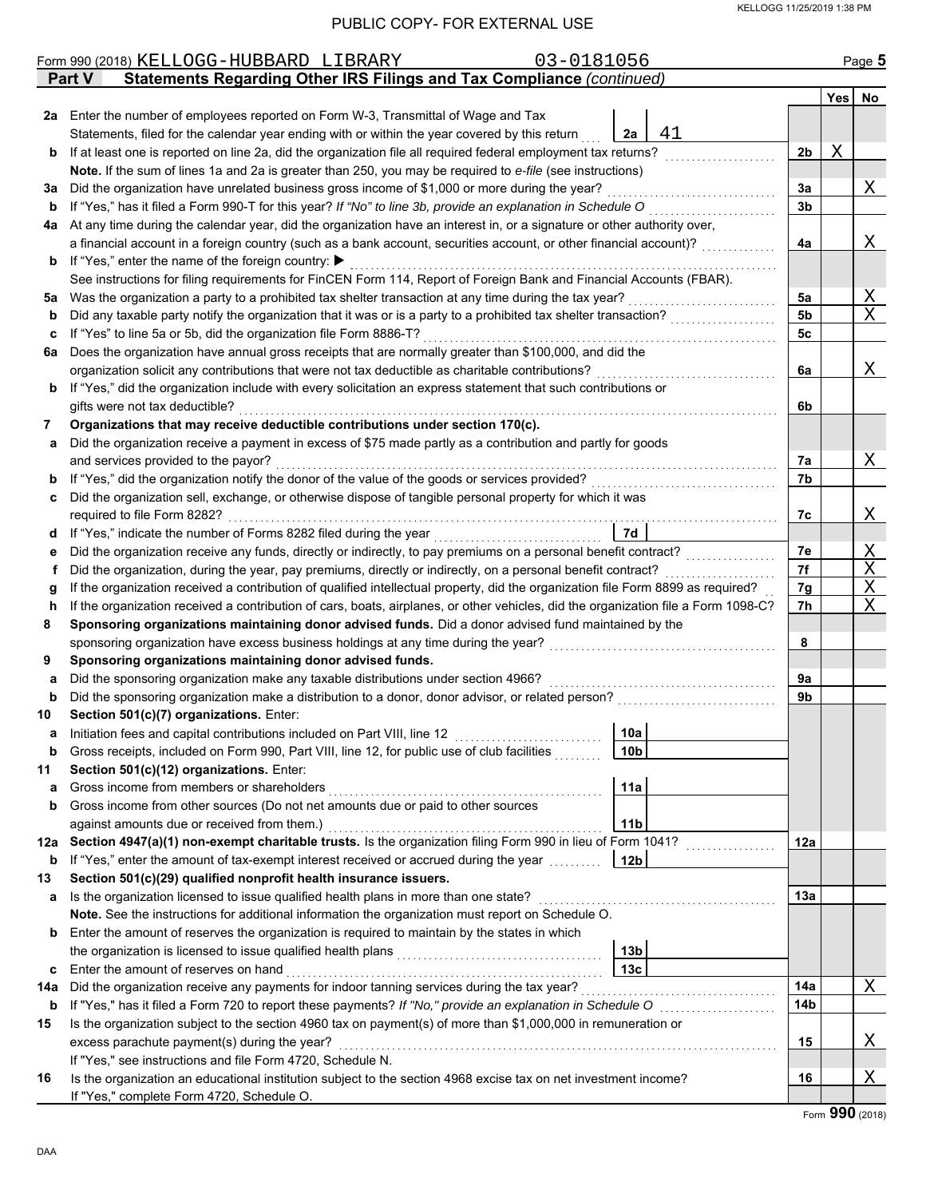PUBLIC COPY- FOR EXTERNAL USE

Form 990 (2018) KELLOGG-HUBBARD LIBRARY 03-0181056

**Part V Statements Regarding Other IRS Filings and Tax Compliance** *(continued)*

| | | | | Yes | No |
|---|---|---|---|---|---|
| **2a** | Enter the number of employees reported on Form W-3, Transmittal of Wage and Tax Statements, filed for the calendar year ending with or within the year covered by this return | 2a 41 | | | |
| **b** | If at least one is reported on line 2a, did the organization file all required federal employment tax returns? | | 2b | X | |
| | **Note.** If the sum of lines 1a and 2a is greater than 250, you may be required to *e-file* (see instructions) | | | | |
| **3a** | Did the organization have unrelated business gross income of $1,000 or more during the year? | | 3a | | X |
| **b** | If "Yes," has it filed a Form 990-T for this year? *If "No" to line 3b, provide an explanation in Schedule O* | | 3b | | |
| **4a** | At any time during the calendar year, did the organization have an interest in, or a signature or other authority over, a financial account in a foreign country (such as a bank account, securities account, or other financial account)? | | 4a | | X |
| **b** | If "Yes," enter the name of the foreign country: ▶ | | | | |
| | See instructions for filing requirements for FinCEN Form 114, Report of Foreign Bank and Financial Accounts (FBAR). | | | | |
| **5a** | Was the organization a party to a prohibited tax shelter transaction at any time during the tax year? | | 5a | | X |
| **b** | Did any taxable party notify the organization that it was or is a party to a prohibited tax shelter transaction? | | 5b | | X |
| **c** | If "Yes" to line 5a or 5b, did the organization file Form 8886-T? | | 5c | | |
| **6a** | Does the organization have annual gross receipts that are normally greater than $100,000, and did the organization solicit any contributions that were not tax deductible as charitable contributions? | | 6a | | X |
| **b** | If "Yes," did the organization include with every solicitation an express statement that such contributions or gifts were not tax deductible? | | 6b | | |
| **7** | **Organizations that may receive deductible contributions under section 170(c).** | | | | |
| **a** | Did the organization receive a payment in excess of $75 made partly as a contribution and partly for goods and services provided to the payor? | | 7a | | X |
| **b** | If "Yes," did the organization notify the donor of the value of the goods or services provided? | | 7b | | |
| **c** | Did the organization sell, exchange, or otherwise dispose of tangible personal property for which it was required to file Form 8282? | | 7c | | X |
| **d** | If "Yes," indicate the number of Forms 8282 filed during the year | 7d | | | |
| **e** | Did the organization receive any funds, directly or indirectly, to pay premiums on a personal benefit contract? | | 7e | | X |
| **f** | Did the organization, during the year, pay premiums, directly or indirectly, on a personal benefit contract? | | 7f | | X |
| **g** | If the organization received a contribution of qualified intellectual property, did the organization file Form 8899 as required? | | 7g | | X |
| **h** | If the organization received a contribution of cars, boats, airplanes, or other vehicles, did the organization file a Form 1098-C? | | 7h | | X |
| **8** | **Sponsoring organizations maintaining donor advised funds.** Did a donor advised fund maintained by the sponsoring organization have excess business holdings at any time during the year? | | 8 | | |
| **9** | **Sponsoring organizations maintaining donor advised funds.** | | | | |
| **a** | Did the sponsoring organization make any taxable distributions under section 4966? | | 9a | | |
| **b** | Did the sponsoring organization make a distribution to a donor, donor advisor, or related person? | | 9b | | |
| **10** | **Section 501(c)(7) organizations.** Enter: | | | | |
| **a** | Initiation fees and capital contributions included on Part VIII, line 12 | 10a | | | |
| **b** | Gross receipts, included on Form 990, Part VIII, line 12, for public use of club facilities | 10b | | | |
| **11** | **Section 501(c)(12) organizations.** Enter: | | | | |
| **a** | Gross income from members or shareholders | 11a | | | |
| **b** | Gross income from other sources (Do not net amounts due or paid to other sources against amounts due or received from them.) | 11b | | | |
| **12a** | **Section 4947(a)(1) non-exempt charitable trusts.** Is the organization filing Form 990 in lieu of Form 1041? | | 12a | | |
| **b** | If "Yes," enter the amount of tax-exempt interest received or accrued during the year | 12b | | | |
| **13** | **Section 501(c)(29) qualified nonprofit health insurance issuers.** | | | | |
| **a** | Is the organization licensed to issue qualified health plans in more than one state? | | 13a | | |
| | **Note.** See the instructions for additional information the organization must report on Schedule O. | | | | |
| **b** | Enter the amount of reserves the organization is required to maintain by the states in which the organization is licensed to issue qualified health plans | 13b | | | |
| **c** | Enter the amount of reserves on hand | 13c | | | |
| **14a** | Did the organization receive any payments for indoor tanning services during the tax year? | | 14a | | X |
| **b** | If "Yes," has it filed a Form 720 to report these payments? *If "No," provide an explanation in Schedule O* | | 14b | | |
| **15** | Is the organization subject to the section 4960 tax on payment(s) of more than $1,000,000 in remuneration or excess parachute payment(s) during the year? | | 15 | | X |
| | If "Yes," see instructions and file Form 4720, Schedule N. | | | | |
| **16** | Is the organization an educational institution subject to the section 4968 excise tax on net investment income? | | 16 | | X |
| | If "Yes," complete Form 4720, Schedule O. | | | | |

Form **990** (2018)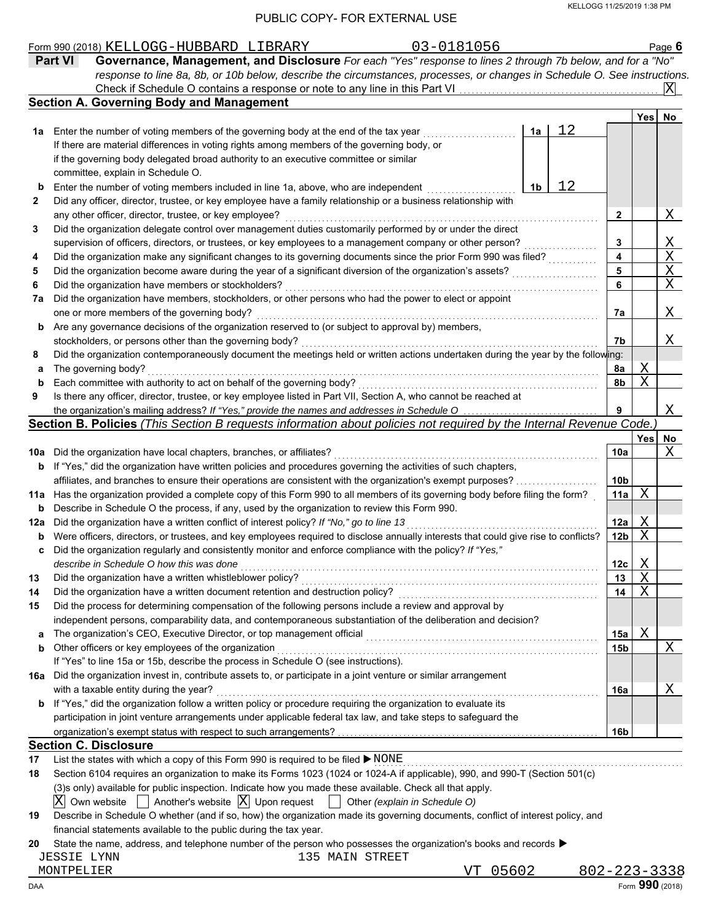PUBLIC COPY- FOR EXTERNAL USE

Form 990 (2018) KELLOGG-HUBBARD LIBRARY 03-0181056 Page **6**

## Part VI Governance, Management, and Disclosure

*For each "Yes" response to lines 2 through 7b below, and for a "No" response to line 8a, 8b, or 10b below, describe the circumstances, processes, or changes in Schedule O. See instructions.*

Check if Schedule O contains a response or note to any line in this Part VI . . . . . [X]

### Section A. Governing Body and Management

| | | | | | Yes | No |
|---|---|---|---|---|---|---|
| **1a** | Enter the number of voting members of the governing body at the end of the tax year. If there are material differences in voting rights among members of the governing body, or if the governing body delegated broad authority to an executive committee or similar committee, explain in Schedule O. | 1a | 12 | | | |
| **b** | Enter the number of voting members included in line 1a, above, who are independent | 1b | 12 | | | |
| **2** | Did any officer, director, trustee, or key employee have a family relationship or a business relationship with any other officer, director, trustee, or key employee? | | | 2 | | X |
| **3** | Did the organization delegate control over management duties customarily performed by or under the direct supervision of officers, directors, or trustees, or key employees to a management company or other person? | | | 3 | | X |
| **4** | Did the organization make any significant changes to its governing documents since the prior Form 990 was filed? | | | 4 | | X |
| **5** | Did the organization become aware during the year of a significant diversion of the organization's assets? | | | 5 | | X |
| **6** | Did the organization have members or stockholders? | | | 6 | | X |
| **7a** | Did the organization have members, stockholders, or other persons who had the power to elect or appoint one or more members of the governing body? | | | 7a | | X |
| **b** | Are any governance decisions of the organization reserved to (or subject to approval by) members, stockholders, or persons other than the governing body? | | | 7b | | X |
| **8** | Did the organization contemporaneously document the meetings held or written actions undertaken during the year by the following: | | | | | |
| **a** | The governing body? | | | 8a | X | |
| **b** | Each committee with authority to act on behalf of the governing body? | | | 8b | X | |
| **9** | Is there any officer, director, trustee, or key employee listed in Part VII, Section A, who cannot be reached at the organization's mailing address? *If "Yes," provide the names and addresses in Schedule O* | | | 9 | | X |

### Section B. Policies *(This Section B requests information about policies not required by the Internal Revenue Code.)*

| | | | Yes | No |
|---|---|---|---|---|
| **10a** | Did the organization have local chapters, branches, or affiliates? | 10a | | X |
| **b** | If "Yes," did the organization have written policies and procedures governing the activities of such chapters, affiliates, and branches to ensure their operations are consistent with the organization's exempt purposes? | 10b | | |
| **11a** | Has the organization provided a complete copy of this Form 990 to all members of its governing body before filing the form? | 11a | X | |
| **b** | Describe in Schedule O the process, if any, used by the organization to review this Form 990. | | | |
| **12a** | Did the organization have a written conflict of interest policy? *If "No," go to line 13* | 12a | X | |
| **b** | Were officers, directors, or trustees, and key employees required to disclose annually interests that could give rise to conflicts? | 12b | X | |
| **c** | Did the organization regularly and consistently monitor and enforce compliance with the policy? *If "Yes," describe in Schedule O how this was done* | 12c | X | |
| **13** | Did the organization have a written whistleblower policy? | 13 | X | |
| **14** | Did the organization have a written document retention and destruction policy? | 14 | X | |
| **15** | Did the process for determining compensation of the following persons include a review and approval by independent persons, comparability data, and contemporaneous substantiation of the deliberation and decision? | | | |
| **a** | The organization's CEO, Executive Director, or top management official | 15a | X | |
| **b** | Other officers or key employees of the organization | 15b | | X |
| | If "Yes" to line 15a or 15b, describe the process in Schedule O (see instructions). | | | |
| **16a** | Did the organization invest in, contribute assets to, or participate in a joint venture or similar arrangement with a taxable entity during the year? | 16a | | X |
| **b** | If "Yes," did the organization follow a written policy or procedure requiring the organization to evaluate its participation in joint venture arrangements under applicable federal tax law, and take steps to safeguard the organization's exempt status with respect to such arrangements? | 16b | | |

### Section C. Disclosure

**17** List the states with which a copy of this Form 990 is required to be filed ▶ NONE

**18** Section 6104 requires an organization to make its Forms 1023 (1024 or 1024-A if applicable), 990, and 990-T (Section 501(c)(3)s only) available for public inspection. Indicate how you made these available. Check all that apply.

[X] Own website [ ] Another's website [X] Upon request [ ] Other *(explain in Schedule O)*

**19** Describe in Schedule O whether (and if so, how) the organization made its governing documents, conflict of interest policy, and financial statements available to the public during the tax year.

**20** State the name, address, and telephone number of the person who possesses the organization's books and records ▶

JESSIE LYNN 135 MAIN STREET
MONTPELIER VT 05602 802-223-3338

Form **990** (2018)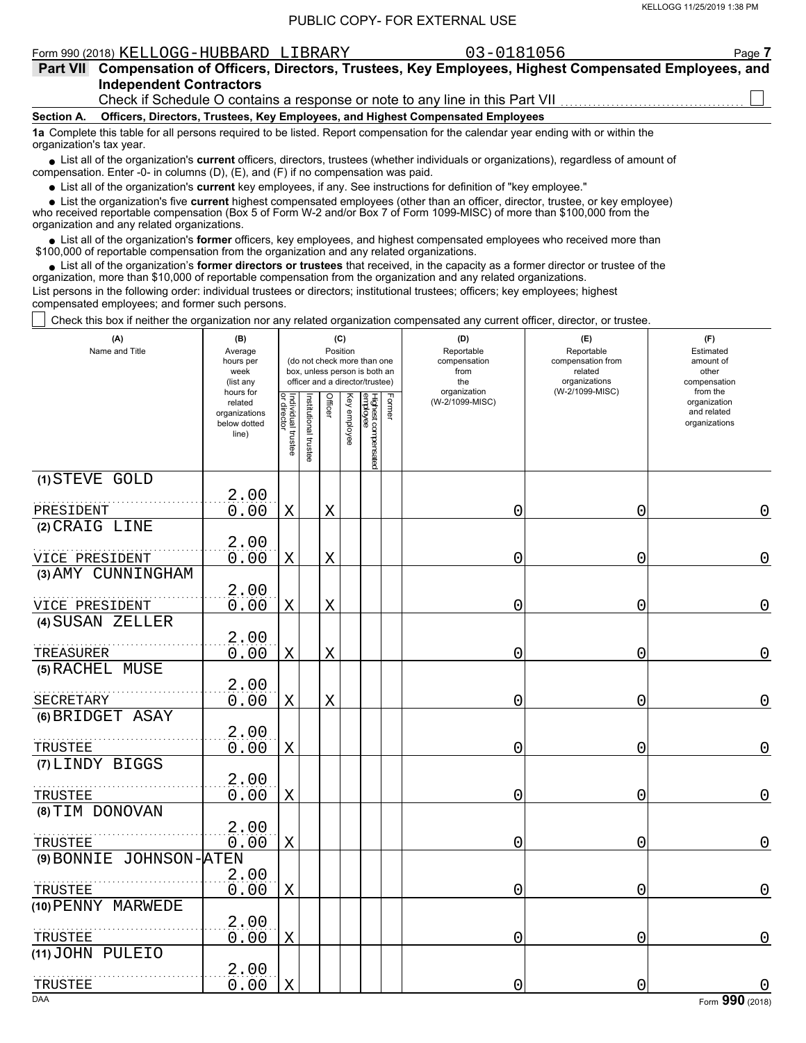PUBLIC COPY- FOR EXTERNAL USE

Form 990 (2018) KELLOGG-HUBBARD LIBRARY 03-0181056 Page **7**

## Part VII Compensation of Officers, Directors, Trustees, Key Employees, Highest Compensated Employees, and Independent Contractors

Check if Schedule O contains a response or note to any line in this Part VII ☐

**Section A. Officers, Directors, Trustees, Key Employees, and Highest Compensated Employees**

**1a** Complete this table for all persons required to be listed. Report compensation for the calendar year ending with or within the organization's tax year.

- List all of the organization's **current** officers, directors, trustees (whether individuals or organizations), regardless of amount of compensation. Enter -0- in columns (D), (E), and (F) if no compensation was paid.
- List all of the organization's **current** key employees, if any. See instructions for definition of "key employee."
- List the organization's five **current** highest compensated employees (other than an officer, director, trustee, or key employee) who received reportable compensation (Box 5 of Form W-2 and/or Box 7 of Form 1099-MISC) of more than $100,000 from the organization and any related organizations.
- List all of the organization's **former** officers, key employees, and highest compensated employees who received more than $100,000 of reportable compensation from the organization and any related organizations.
- List all of the organization's **former directors or trustees** that received, in the capacity as a former director or trustee of the organization, more than $10,000 of reportable compensation from the organization and any related organizations.

List persons in the following order: individual trustees or directors; institutional trustees; officers; key employees; highest compensated employees; and former such persons.

☐ Check this box if neither the organization nor any related organization compensated any current officer, director, or trustee.

| (A) Name and Title | (B) Average hours per week (list any hours for related organizations below dotted line) | (C) Position (do not check more than one box, unless person is both an officer and a director/trustee) | | | | | | (D) Reportable compensation from the organization (W-2/1099-MISC) | (E) Reportable compensation from related organizations (W-2/1099-MISC) | (F) Estimated amount of other compensation from the organization and related organizations |
|---|---|---|---|---|---|---|---|---|---|---|
| | | Individual trustee or director | Institutional trustee | Officer | Key employee | Highest compensated employee | Former | | | |
| (1) STEVE GOLD<br>PRESIDENT | 2.00<br>0.00 | X | | X | | | | 0 | 0 | 0 |
| (2) CRAIG LINE<br>VICE PRESIDENT | 2.00<br>0.00 | X | | X | | | | 0 | 0 | 0 |
| (3) AMY CUNNINGHAM<br>VICE PRESIDENT | 2.00<br>0.00 | X | | X | | | | 0 | 0 | 0 |
| (4) SUSAN ZELLER<br>TREASURER | 2.00<br>0.00 | X | | X | | | | 0 | 0 | 0 |
| (5) RACHEL MUSE<br>SECRETARY | 2.00<br>0.00 | X | | X | | | | 0 | 0 | 0 |
| (6) BRIDGET ASAY<br>TRUSTEE | 2.00<br>0.00 | X | | | | | | 0 | 0 | 0 |
| (7) LINDY BIGGS<br>TRUSTEE | 2.00<br>0.00 | X | | | | | | 0 | 0 | 0 |
| (8) TIM DONOVAN<br>TRUSTEE | 2.00<br>0.00 | X | | | | | | 0 | 0 | 0 |
| (9) BONNIE JOHNSON-ATEN<br>TRUSTEE | 2.00<br>0.00 | X | | | | | | 0 | 0 | 0 |
| (10) PENNY MARWEDE<br>TRUSTEE | 2.00<br>0.00 | X | | | | | | 0 | 0 | 0 |
| (11) JOHN PULEIO<br>TRUSTEE | 2.00<br>0.00 | X | | | | | | 0 | 0 | 0 |

DAA Form **990** (2018)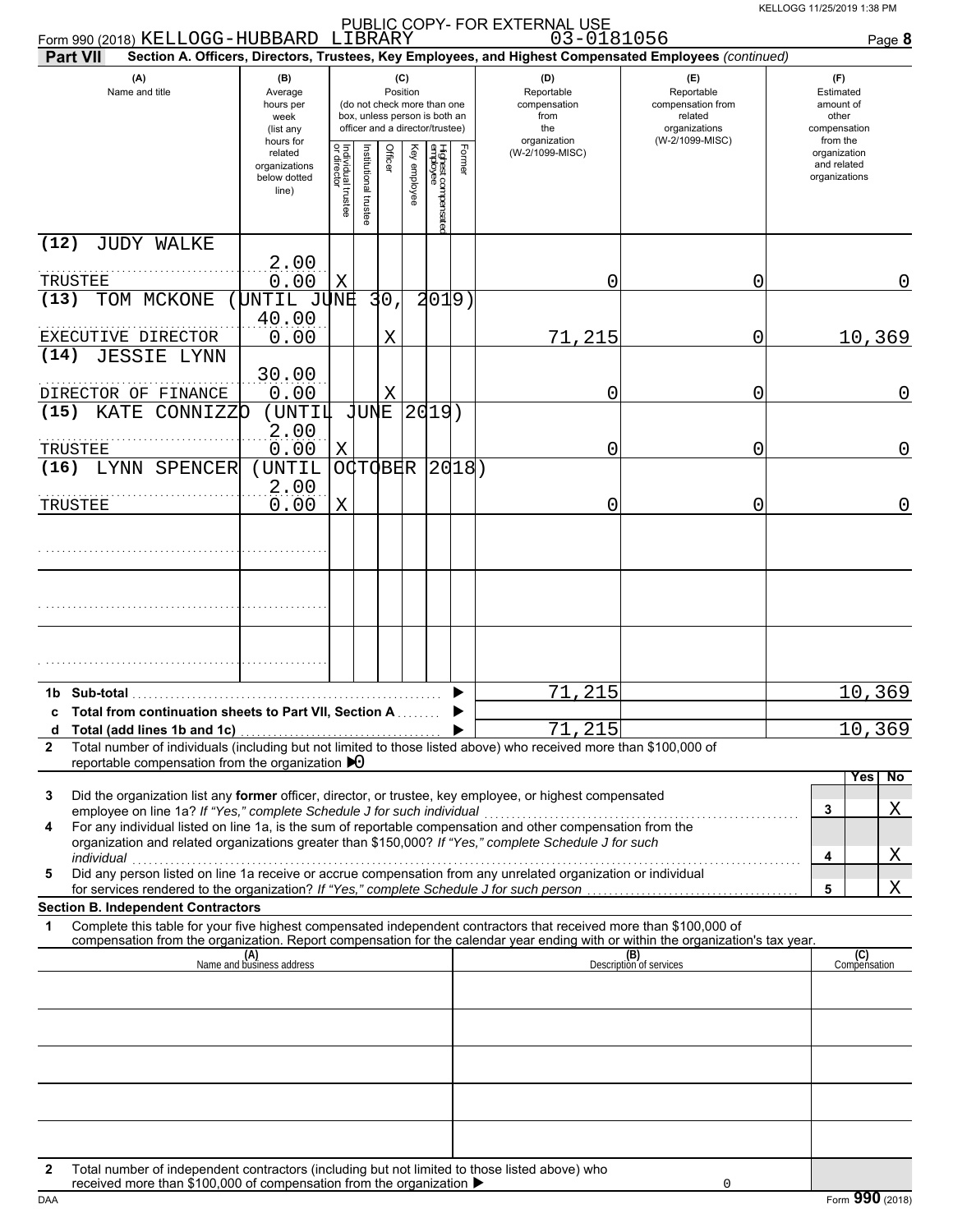PUBLIC COPY- FOR EXTERNAL USE

Form 990 (2018) KELLOGG-HUBBARD LIBRARY 03-0181056

**Part VII** **Section A. Officers, Directors, Trustees, Key Employees, and Highest Compensated Employees** *(continued)*

| (A) Name and title | (B) Average hours per week (list any hours for related organizations below dotted line) | (C) Position: Individual trustee or director | Institutional trustee | Officer | Key employee | Highest compensated employee | Former | (D) Reportable compensation from the organization (W-2/1099-MISC) | (E) Reportable compensation from related organizations (W-2/1099-MISC) | (F) Estimated amount of other compensation from the organization and related organizations |
|---|---|---|---|---|---|---|---|---|---|---|
| (12) JUDY WALKE<br>TRUSTEE | 2.00<br>0.00 | X | | | | | | 0 | 0 | 0 |
| (13) TOM MCKONE (UNTIL JUNE 30, 2019)<br>EXECUTIVE DIRECTOR | 40.00<br>0.00 | | | X | | | | 71,215 | 0 | 10,369 |
| (14) JESSIE LYNN<br>DIRECTOR OF FINANCE | 30.00<br>0.00 | | | X | | | | 0 | 0 | 0 |
| (15) KATE CONNIZZO (UNTIL JUNE 2019)<br>TRUSTEE | 2.00<br>0.00 | X | | | | | | 0 | 0 | 0 |
| (16) LYNN SPENCER (UNTIL OCTOBER 2018)<br>TRUSTEE | 2.00<br>0.00 | X | | | | | | 0 | 0 | 0 |
| | | | | | | | | | | |
| | | | | | | | | | | |
| | | | | | | | | | | |
| **1b Sub-total** | | | | | | | | 71,215 | | 10,369 |
| **c Total from continuation sheets to Part VII, Section A** | | | | | | | | | | |
| **d Total (add lines 1b and 1c)** | | | | | | | | 71,215 | | 10,369 |

**2** Total number of individuals (including but not limited to those listed above) who received more than $100,000 of reportable compensation from the organization ▶ 0

| | | | Yes | No |
|---|---|---|---|---|
| **3** | Did the organization list any **former** officer, director, or trustee, key employee, or highest compensated employee on line 1a? *If "Yes," complete Schedule J for such individual* | 3 | | X |
| **4** | For any individual listed on line 1a, is the sum of reportable compensation and other compensation from the organization and related organizations greater than $150,000? *If "Yes," complete Schedule J for such individual* | 4 | | X |
| **5** | Did any person listed on line 1a receive or accrue compensation from any unrelated organization or individual for services rendered to the organization? *If "Yes," complete Schedule J for such person* | 5 | | X |

**Section B. Independent Contractors**

**1** Complete this table for your five highest compensated independent contractors that received more than $100,000 of compensation from the organization. Report compensation for the calendar year ending with or within the organization's tax year.

| (A) Name and business address | (B) Description of services | (C) Compensation |
|---|---|---|
| | | |
| | | |
| | | |
| | | |
| | | |

**2** Total number of independent contractors (including but not limited to those listed above) who received more than $100,000 of compensation from the organization ▶ 0

Form **990** (2018)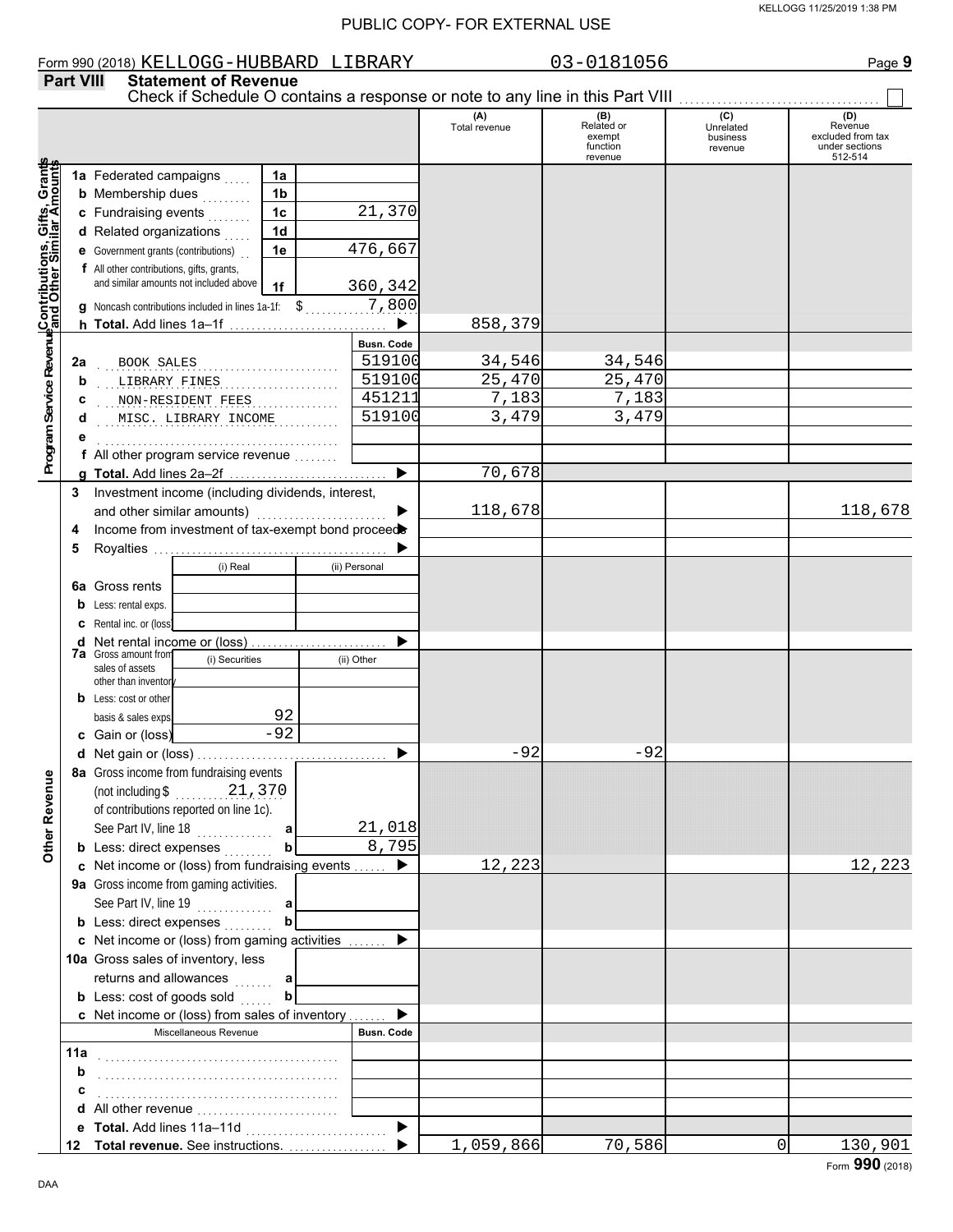PUBLIC COPY- FOR EXTERNAL USE

Form 990 (2018) KELLOGG-HUBBARD LIBRARY 03-0181056 Page **9**

## Part VIII Statement of Revenue

Check if Schedule O contains a response or note to any line in this Part VIII ☐

| | | | | (A) Total revenue | (B) Related or exempt function revenue | (C) Unrelated business revenue | (D) Revenue excluded from tax under sections 512-514 |
|---|---|---|---|---|---|---|---|
| **Contributions, Gifts, Grants and Other Similar Amounts** | **1a** Federated campaigns | 1a | | | | | |
| | **b** Membership dues | 1b | | | | | |
| | **c** Fundraising events | 1c | 21,370 | | | | |
| | **d** Related organizations | 1d | | | | | |
| | **e** Government grants (contributions) | 1e | 476,667 | | | | |
| | **f** All other contributions, gifts, grants, and similar amounts not included above | 1f | 360,342 | | | | |
| | **g** Noncash contributions included in lines 1a-1f: $ | | 7,800 | | | | |
| | **h Total.** Add lines 1a–1f | | | 858,379 | | | |
| **Program Service Revenue** | | | **Busn. Code** | | | | |
| | **2a** BOOK SALES | | 519100 | 34,546 | 34,546 | | |
| | **b** LIBRARY FINES | | 519100 | 25,470 | 25,470 | | |
| | **c** NON-RESIDENT FEES | | 451211 | 7,183 | 7,183 | | |
| | **d** MISC. LIBRARY INCOME | | 519100 | 3,479 | 3,479 | | |
| | **e** | | | | | | |
| | **f** All other program service revenue | | | | | | |
| | **g Total.** Add lines 2a–2f | | | 70,678 | | | |
| **Other Revenue** | **3** Investment income (including dividends, interest, and other similar amounts) | | | 118,678 | | | 118,678 |
| | **4** Income from investment of tax-exempt bond proceeds | | | | | | |
| | **5** Royalties | | | | | | |
| | | (i) Real | (ii) Personal | | | | |
| | **6a** Gross rents | | | | | | |
| | **b** Less: rental exps. | | | | | | |
| | **c** Rental inc. or (loss) | | | | | | |
| | **d** Net rental income or (loss) | | | | | | |
| | **7a** Gross amount from sales of assets other than inventory | (i) Securities | (ii) Other | | | | |
| | **b** Less: cost or other basis & sales exps. | 92 | | | | | |
| | **c** Gain or (loss) | -92 | | | | | |
| | **d** Net gain or (loss) | | | -92 | -92 | | |
| | **8a** Gross income from fundraising events (not including $ 21,370 of contributions reported on line 1c). See Part IV, line 18 | a | 21,018 | | | | |
| | **b** Less: direct expenses | b | 8,795 | | | | |
| | **c** Net income or (loss) from fundraising events | | | 12,223 | | | 12,223 |
| | **9a** Gross income from gaming activities. See Part IV, line 19 | a | | | | | |
| | **b** Less: direct expenses | b | | | | | |
| | **c** Net income or (loss) from gaming activities | | | | | | |
| | **10a** Gross sales of inventory, less returns and allowances | a | | | | | |
| | **b** Less: cost of goods sold | b | | | | | |
| | **c** Net income or (loss) from sales of inventory | | | | | | |
| | Miscellaneous Revenue | | **Busn. Code** | | | | |
| | **11a** | | | | | | |
| | **b** | | | | | | |
| | **c** | | | | | | |
| | **d** All other revenue | | | | | | |
| | **e Total.** Add lines 11a–11d | | | | | | |
| | **12 Total revenue.** See instructions. | | | 1,059,866 | 70,586 | 0 | 130,901 |

Form **990** (2018)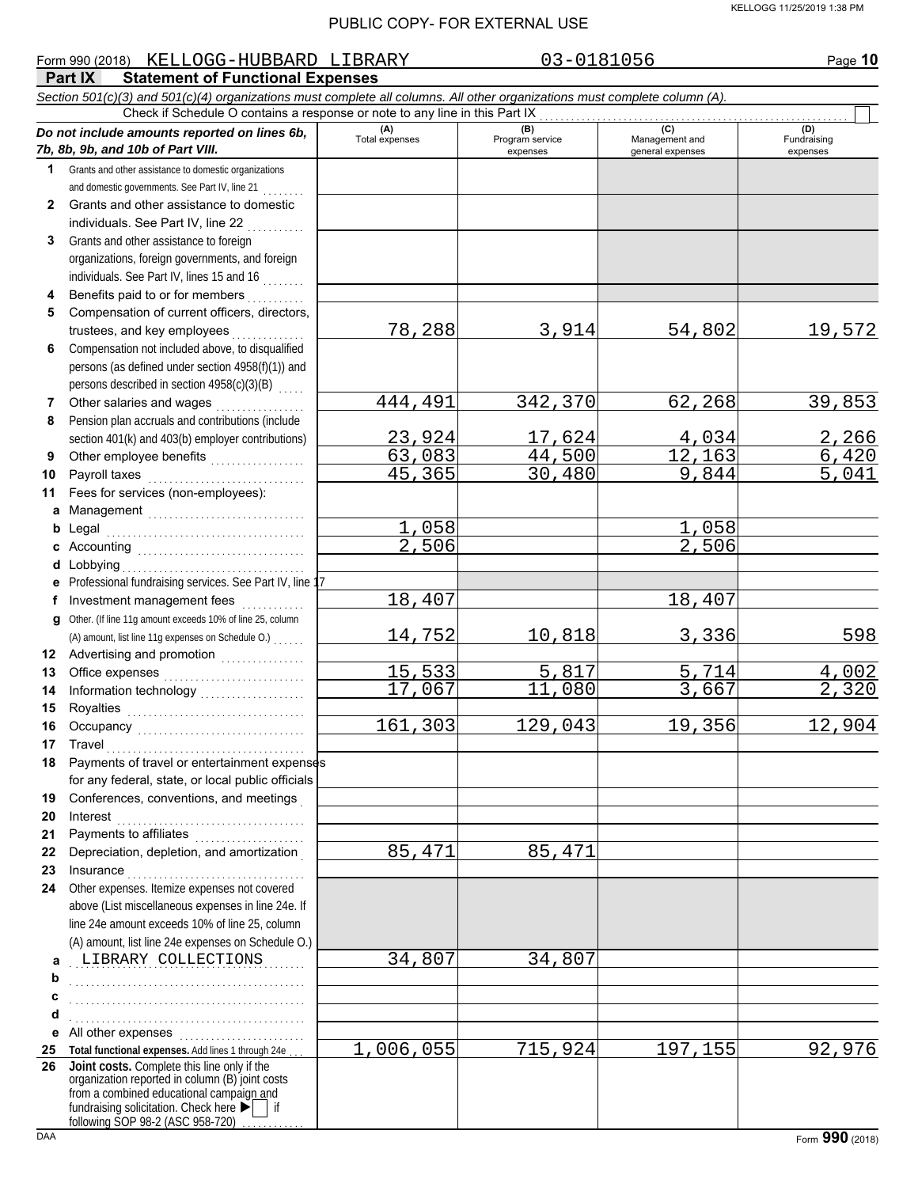PUBLIC COPY- FOR EXTERNAL USE

Form 990 (2018) KELLOGG-HUBBARD LIBRARY 03-0181056 Page **10**

## Part IX Statement of Functional Expenses

*Section 501(c)(3) and 501(c)(4) organizations must complete all columns. All other organizations must complete column (A).*

Check if Schedule O contains a response or note to any line in this Part IX ☐

| | *Do not include amounts reported on lines 6b, 7b, 8b, 9b, and 10b of Part VIII.* | (A) Total expenses | (B) Program service expenses | (C) Management and general expenses | (D) Fundraising expenses |
|---|---|---|---|---|---|
| 1 | Grants and other assistance to domestic organizations and domestic governments. See Part IV, line 21 | | | | |
| 2 | Grants and other assistance to domestic individuals. See Part IV, line 22 | | | | |
| 3 | Grants and other assistance to foreign organizations, foreign governments, and foreign individuals. See Part IV, lines 15 and 16 | | | | |
| 4 | Benefits paid to or for members | | | | |
| 5 | Compensation of current officers, directors, trustees, and key employees | 78,288 | 3,914 | 54,802 | 19,572 |
| 6 | Compensation not included above, to disqualified persons (as defined under section 4958(f)(1)) and persons described in section 4958(c)(3)(B) | | | | |
| 7 | Other salaries and wages | 444,491 | 342,370 | 62,268 | 39,853 |
| 8 | Pension plan accruals and contributions (include section 401(k) and 403(b) employer contributions) | 23,924 | 17,624 | 4,034 | 2,266 |
| 9 | Other employee benefits | 63,083 | 44,500 | 12,163 | 6,420 |
| 10 | Payroll taxes | 45,365 | 30,480 | 9,844 | 5,041 |
| 11 | Fees for services (non-employees): | | | | |
| a | Management | | | | |
| b | Legal | 1,058 | | 1,058 | |
| c | Accounting | 2,506 | | 2,506 | |
| d | Lobbying | | | | |
| e | Professional fundraising services. See Part IV, line 17 | | | | |
| f | Investment management fees | 18,407 | | 18,407 | |
| g | Other. (If line 11g amount exceeds 10% of line 25, column (A) amount, list line 11g expenses on Schedule O.) | 14,752 | 10,818 | 3,336 | 598 |
| 12 | Advertising and promotion | | | | |
| 13 | Office expenses | 15,533 | 5,817 | 5,714 | 4,002 |
| 14 | Information technology | 17,067 | 11,080 | 3,667 | 2,320 |
| 15 | Royalties | | | | |
| 16 | Occupancy | 161,303 | 129,043 | 19,356 | 12,904 |
| 17 | Travel | | | | |
| 18 | Payments of travel or entertainment expenses for any federal, state, or local public officials | | | | |
| 19 | Conferences, conventions, and meetings | | | | |
| 20 | Interest | | | | |
| 21 | Payments to affiliates | | | | |
| 22 | Depreciation, depletion, and amortization | 85,471 | 85,471 | | |
| 23 | Insurance | | | | |
| 24 | Other expenses. Itemize expenses not covered above (List miscellaneous expenses in line 24e. If line 24e amount exceeds 10% of line 25, column (A) amount, list line 24e expenses on Schedule O.) | | | | |
| a | LIBRARY COLLECTIONS | 34,807 | 34,807 | | |
| b | | | | | |
| c | | | | | |
| d | | | | | |
| e | All other expenses | | | | |
| 25 | **Total functional expenses.** Add lines 1 through 24e | 1,006,055 | 715,924 | 197,155 | 92,976 |
| 26 | **Joint costs.** Complete this line only if the organization reported in column (B) joint costs from a combined educational campaign and fundraising solicitation. Check here ▶ ☐ if following SOP 98-2 (ASC 958-720) | | | | |

DAA Form **990** (2018)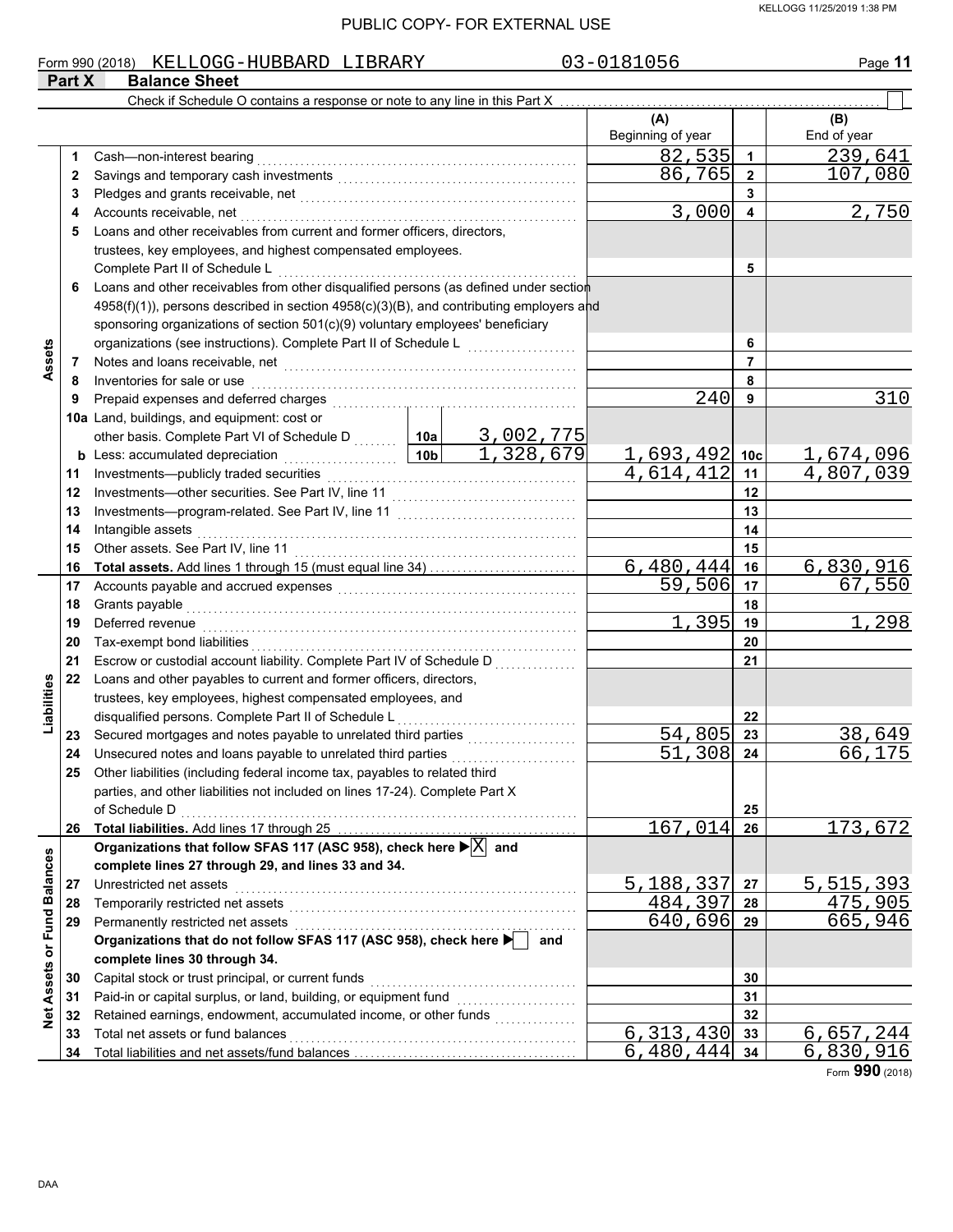PUBLIC COPY- FOR EXTERNAL USE

KELLOGG 11/25/2019 1:38 PM

Form 990 (2018) KELLOGG-HUBBARD LIBRARY 03-0181056 Page 11

## Part X Balance Sheet

Check if Schedule O contains a response or note to any line in this Part X ☐

| | | | | (A) Beginning of year | | (B) End of year |
|---|---|---|---|---|---|---|
| **Assets** | 1 | Cash—non-interest bearing | | 82,535 | 1 | 239,641 |
| | 2 | Savings and temporary cash investments | | 86,765 | 2 | 107,080 |
| | 3 | Pledges and grants receivable, net | | | 3 | |
| | 4 | Accounts receivable, net | | 3,000 | 4 | 2,750 |
| | 5 | Loans and other receivables from current and former officers, directors, trustees, key employees, and highest compensated employees. Complete Part II of Schedule L | | | 5 | |
| | 6 | Loans and other receivables from other disqualified persons (as defined under section 4958(f)(1)), persons described in section 4958(c)(3)(B), and contributing employers and sponsoring organizations of section 501(c)(9) voluntary employees' beneficiary organizations (see instructions). Complete Part II of Schedule L | | | 6 | |
| | 7 | Notes and loans receivable, net | | | 7 | |
| | 8 | Inventories for sale or use | | | 8 | |
| | 9 | Prepaid expenses and deferred charges | | 240 | 9 | 310 |
| | 10a | Land, buildings, and equipment: cost or other basis. Complete Part VI of Schedule D | 10a 3,002,775 | | | |
| | b | Less: accumulated depreciation | 10b 1,328,679 | 1,693,492 | 10c | 1,674,096 |
| | 11 | Investments—publicly traded securities | | 4,614,412 | 11 | 4,807,039 |
| | 12 | Investments—other securities. See Part IV, line 11 | | | 12 | |
| | 13 | Investments—program-related. See Part IV, line 11 | | | 13 | |
| | 14 | Intangible assets | | | 14 | |
| | 15 | Other assets. See Part IV, line 11 | | | 15 | |
| | 16 | **Total assets.** Add lines 1 through 15 (must equal line 34) | | 6,480,444 | 16 | 6,830,916 |
| **Liabilities** | 17 | Accounts payable and accrued expenses | | 59,506 | 17 | 67,550 |
| | 18 | Grants payable | | | 18 | |
| | 19 | Deferred revenue | | 1,395 | 19 | 1,298 |
| | 20 | Tax-exempt bond liabilities | | | 20 | |
| | 21 | Escrow or custodial account liability. Complete Part IV of Schedule D | | | 21 | |
| | 22 | Loans and other payables to current and former officers, directors, trustees, key employees, highest compensated employees, and disqualified persons. Complete Part II of Schedule L | | | 22 | |
| | 23 | Secured mortgages and notes payable to unrelated third parties | | 54,805 | 23 | 38,649 |
| | 24 | Unsecured notes and loans payable to unrelated third parties | | 51,308 | 24 | 66,175 |
| | 25 | Other liabilities (including federal income tax, payables to related third parties, and other liabilities not included on lines 17-24). Complete Part X of Schedule D | | | 25 | |
| | 26 | **Total liabilities.** Add lines 17 through 25 | | 167,014 | 26 | 173,672 |
| **Net Assets or Fund Balances** | | **Organizations that follow SFAS 117 (ASC 958), check here ▶ ☒ and complete lines 27 through 29, and lines 33 and 34.** | | | | |
| | 27 | Unrestricted net assets | | 5,188,337 | 27 | 5,515,393 |
| | 28 | Temporarily restricted net assets | | 484,397 | 28 | 475,905 |
| | 29 | Permanently restricted net assets | | 640,696 | 29 | 665,946 |
| | | **Organizations that do not follow SFAS 117 (ASC 958), check here ▶ ☐ and complete lines 30 through 34.** | | | | |
| | 30 | Capital stock or trust principal, or current funds | | | 30 | |
| | 31 | Paid-in or capital surplus, or land, building, or equipment fund | | | 31 | |
| | 32 | Retained earnings, endowment, accumulated income, or other funds | | | 32 | |
| | 33 | Total net assets or fund balances | | 6,313,430 | 33 | 6,657,244 |
| | 34 | Total liabilities and net assets/fund balances | | 6,480,444 | 34 | 6,830,916 |

Form **990** (2018)

DAA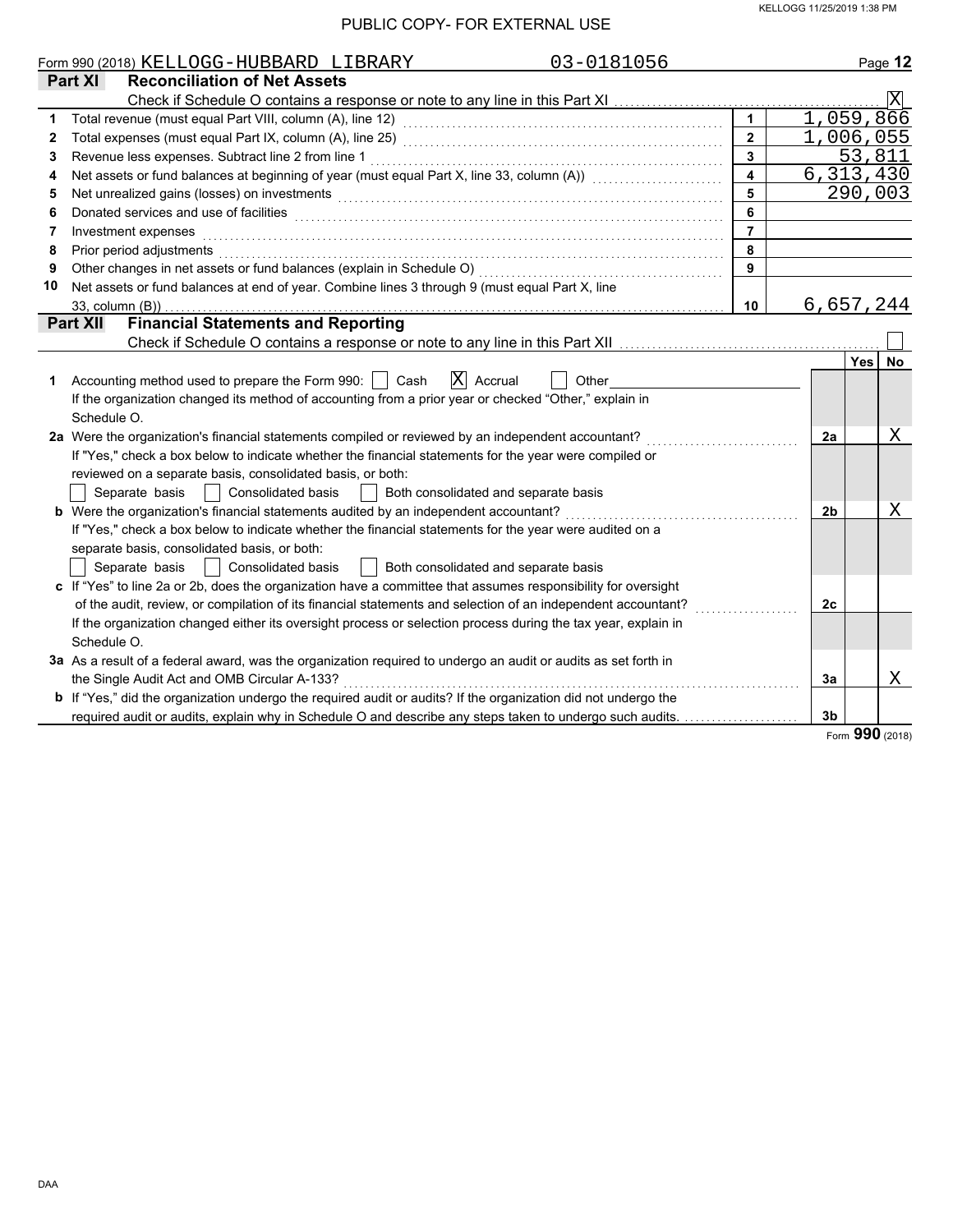PUBLIC COPY- FOR EXTERNAL USE

Form 990 (2018) KELLOGG-HUBBARD LIBRARY 03-0181056 Page **12**

## Part XI Reconciliation of Net Assets

Check if Schedule O contains a response or note to any line in this Part XI ... [X]

| | | | |
|---|---|---|---|
| 1 | Total revenue (must equal Part VIII, column (A), line 12) | 1 | 1,059,866 |
| 2 | Total expenses (must equal Part IX, column (A), line 25) | 2 | 1,006,055 |
| 3 | Revenue less expenses. Subtract line 2 from line 1 | 3 | 53,811 |
| 4 | Net assets or fund balances at beginning of year (must equal Part X, line 33, column (A)) | 4 | 6,313,430 |
| 5 | Net unrealized gains (losses) on investments | 5 | 290,003 |
| 6 | Donated services and use of facilities | 6 | |
| 7 | Investment expenses | 7 | |
| 8 | Prior period adjustments | 8 | |
| 9 | Other changes in net assets or fund balances (explain in Schedule O) | 9 | |
| 10 | Net assets or fund balances at end of year. Combine lines 3 through 9 (must equal Part X, line 33, column (B)) | 10 | 6,657,244 |

## Part XII Financial Statements and Reporting

Check if Schedule O contains a response or note to any line in this Part XII ... [ ]

| | | | Yes | No |
|---|---|---|---|---|
| **1** | Accounting method used to prepare the Form 990: [ ] Cash [X] Accrual [ ] Other<br>If the organization changed its method of accounting from a prior year or checked "Other," explain in Schedule O. | | | |
| **2a** | Were the organization's financial statements compiled or reviewed by an independent accountant?<br>If "Yes," check a box below to indicate whether the financial statements for the year were compiled or reviewed on a separate basis, consolidated basis, or both:<br>[ ] Separate basis [ ] Consolidated basis [ ] Both consolidated and separate basis | 2a | | X |
| **b** | Were the organization's financial statements audited by an independent accountant?<br>If "Yes," check a box below to indicate whether the financial statements for the year were audited on a separate basis, consolidated basis, or both:<br>[ ] Separate basis [ ] Consolidated basis [ ] Both consolidated and separate basis | 2b | | X |
| **c** | If "Yes" to line 2a or 2b, does the organization have a committee that assumes responsibility for oversight of the audit, review, or compilation of its financial statements and selection of an independent accountant?<br>If the organization changed either its oversight process or selection process during the tax year, explain in Schedule O. | 2c | | |
| **3a** | As a result of a federal award, was the organization required to undergo an audit or audits as set forth in the Single Audit Act and OMB Circular A-133? | 3a | | X |
| **b** | If "Yes," did the organization undergo the required audit or audits? If the organization did not undergo the required audit or audits, explain why in Schedule O and describe any steps taken to undergo such audits. | 3b | | |

Form **990** (2018)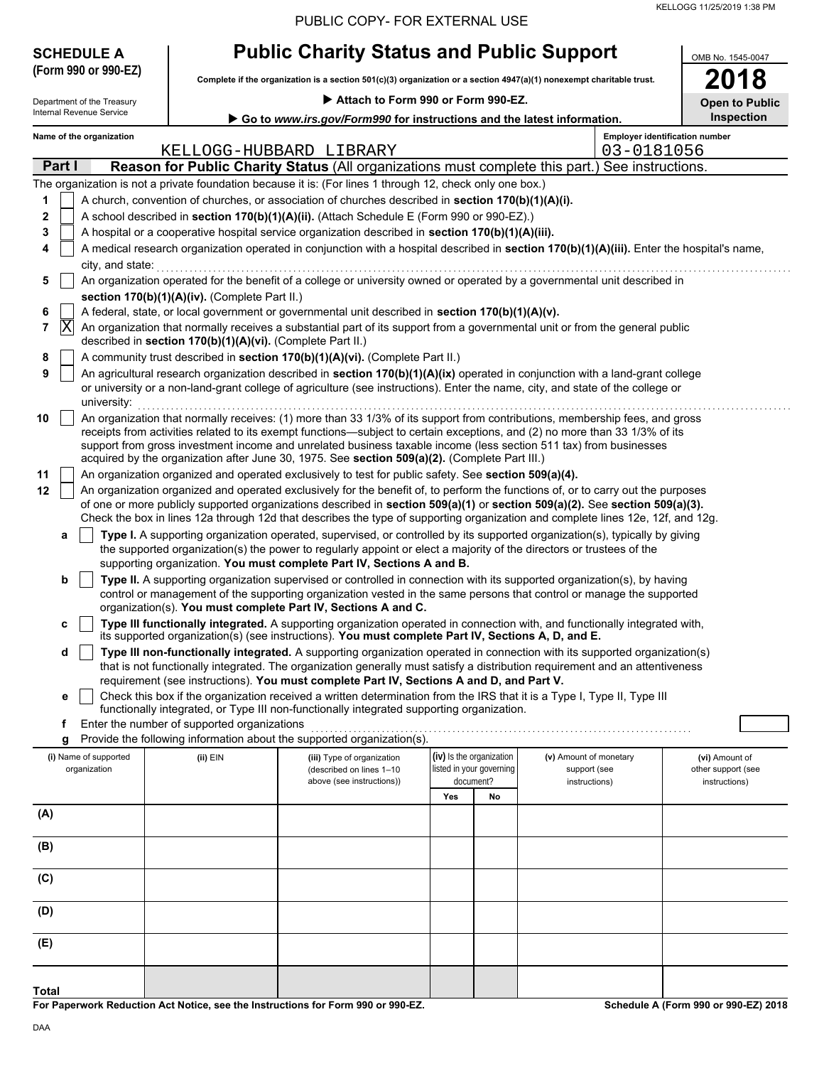PUBLIC COPY- FOR EXTERNAL USE

KELLOGG 11/25/2019 1:38 PM

**SCHEDULE A**
**(Form 990 or 990-EZ)**

Department of the Treasury
Internal Revenue Service

# Public Charity Status and Public Support

**Complete if the organization is a section 501(c)(3) organization or a section 4947(a)(1) nonexempt charitable trust.**

▶ **Attach to Form 990 or Form 990-EZ.**

▶ **Go to *www.irs.gov/Form990* for instructions and the latest information.**

OMB No. 1545-0047

**2018**

**Open to Public Inspection**

**Name of the organization:** KELLOGG-HUBBARD LIBRARY

**Employer identification number:** 03-0181056

## Part I — Reason for Public Charity Status (All organizations must complete this part.) See instructions.

The organization is not a private foundation because it is: (For lines 1 through 12, check only one box.)

1. [ ] A church, convention of churches, or association of churches described in **section 170(b)(1)(A)(i).**
2. [ ] A school described in **section 170(b)(1)(A)(ii).** (Attach Schedule E (Form 990 or 990-EZ).)
3. [ ] A hospital or a cooperative hospital service organization described in **section 170(b)(1)(A)(iii).**
4. [ ] A medical research organization operated in conjunction with a hospital described in **section 170(b)(1)(A)(iii).** Enter the hospital's name, city, and state:
5. [ ] An organization operated for the benefit of a college or university owned or operated by a governmental unit described in **section 170(b)(1)(A)(iv).** (Complete Part II.)
6. [ ] A federal, state, or local government or governmental unit described in **section 170(b)(1)(A)(v).**
7. [X] An organization that normally receives a substantial part of its support from a governmental unit or from the general public described in **section 170(b)(1)(A)(vi).** (Complete Part II.)
8. [ ] A community trust described in **section 170(b)(1)(A)(vi).** (Complete Part II.)
9. [ ] An agricultural research organization described in **section 170(b)(1)(A)(ix)** operated in conjunction with a land-grant college or university or a non-land-grant college of agriculture (see instructions). Enter the name, city, and state of the college or university:
10. [ ] An organization that normally receives: (1) more than 33 1/3% of its support from contributions, membership fees, and gross receipts from activities related to its exempt functions—subject to certain exceptions, and (2) no more than 33 1/3% of its support from gross investment income and unrelated business taxable income (less section 511 tax) from businesses acquired by the organization after June 30, 1975. See **section 509(a)(2).** (Complete Part III.)
11. [ ] An organization organized and operated exclusively to test for public safety. See **section 509(a)(4).**
12. [ ] An organization organized and operated exclusively for the benefit of, to perform the functions of, or to carry out the purposes of one or more publicly supported organizations described in **section 509(a)(1)** or **section 509(a)(2).** See **section 509(a)(3).** Check the box in lines 12a through 12d that describes the type of supporting organization and complete lines 12e, 12f, and 12g.
   - **a** [ ] **Type I.** A supporting organization operated, supervised, or controlled by its supported organization(s), typically by giving the supported organization(s) the power to regularly appoint or elect a majority of the directors or trustees of the supporting organization. **You must complete Part IV, Sections A and B.**
   - **b** [ ] **Type II.** A supporting organization supervised or controlled in connection with its supported organization(s), by having control or management of the supporting organization vested in the same persons that control or manage the supported organization(s). **You must complete Part IV, Sections A and C.**
   - **c** [ ] **Type III functionally integrated.** A supporting organization operated in connection with, and functionally integrated with, its supported organization(s) (see instructions). **You must complete Part IV, Sections A, D, and E.**
   - **d** [ ] **Type III non-functionally integrated.** A supporting organization operated in connection with its supported organization(s) that is not functionally integrated. The organization generally must satisfy a distribution requirement and an attentiveness requirement (see instructions). **You must complete Part IV, Sections A and D, and Part V.**
   - **e** [ ] Check this box if the organization received a written determination from the IRS that it is a Type I, Type II, Type III functionally integrated, or Type III non-functionally integrated supporting organization.
   - **f** Enter the number of supported organizations
   - **g** Provide the following information about the supported organization(s).

| | (i) Name of supported organization | (ii) EIN | (iii) Type of organization (described on lines 1–10 above (see instructions)) | (iv) Is the organization listed in your governing document? Yes | No | (v) Amount of monetary support (see instructions) | (vi) Amount of other support (see instructions) |
|---|---|---|---|---|---|---|---|
| (A) | | | | | | | |
| (B) | | | | | | | |
| (C) | | | | | | | |
| (D) | | | | | | | |
| (E) | | | | | | | |
| **Total** | | | | | | | |

**For Paperwork Reduction Act Notice, see the Instructions for Form 990 or 990-EZ.**

**Schedule A (Form 990 or 990-EZ) 2018**

DAA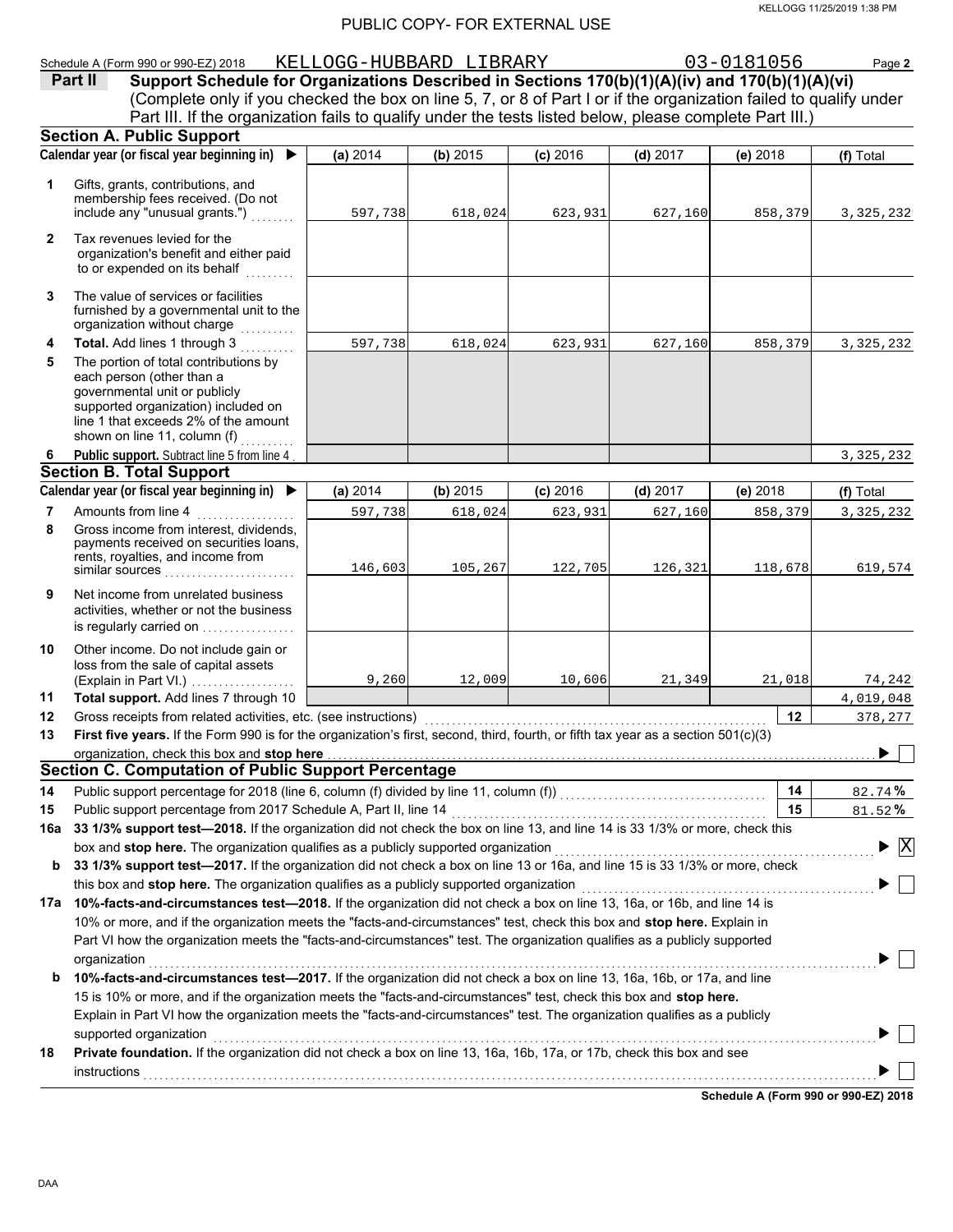PUBLIC COPY- FOR EXTERNAL USE

Schedule A (Form 990 or 990-EZ) 2018 KELLOGG-HUBBARD LIBRARY 03-0181056 Page **2**

**Part II** **Support Schedule for Organizations Described in Sections 170(b)(1)(A)(iv) and 170(b)(1)(A)(vi)**
(Complete only if you checked the box on line 5, 7, or 8 of Part I or if the organization failed to qualify under Part III. If the organization fails to qualify under the tests listed below, please complete Part III.)

## Section A. Public Support

| Calendar year (or fiscal year beginning in) ▶ | (a) 2014 | (b) 2015 | (c) 2016 | (d) 2017 | (e) 2018 | (f) Total |
|---|---|---|---|---|---|---|
| **1** Gifts, grants, contributions, and membership fees received. (Do not include any "unusual grants.") | 597,738 | 618,024 | 623,931 | 627,160 | 858,379 | 3,325,232 |
| **2** Tax revenues levied for the organization's benefit and either paid to or expended on its behalf | | | | | | |
| **3** The value of services or facilities furnished by a governmental unit to the organization without charge | | | | | | |
| **4** **Total.** Add lines 1 through 3 | 597,738 | 618,024 | 623,931 | 627,160 | 858,379 | 3,325,232 |
| **5** The portion of total contributions by each person (other than a governmental unit or publicly supported organization) included on line 1 that exceeds 2% of the amount shown on line 11, column (f) | | | | | | |
| **6** **Public support.** Subtract line 5 from line 4 | | | | | | 3,325,232 |

## Section B. Total Support

| Calendar year (or fiscal year beginning in) ▶ | (a) 2014 | (b) 2015 | (c) 2016 | (d) 2017 | (e) 2018 | (f) Total |
|---|---|---|---|---|---|---|
| **7** Amounts from line 4 | 597,738 | 618,024 | 623,931 | 627,160 | 858,379 | 3,325,232 |
| **8** Gross income from interest, dividends, payments received on securities loans, rents, royalties, and income from similar sources | 146,603 | 105,267 | 122,705 | 126,321 | 118,678 | 619,574 |
| **9** Net income from unrelated business activities, whether or not the business is regularly carried on | | | | | | |
| **10** Other income. Do not include gain or loss from the sale of capital assets (Explain in Part VI.) | 9,260 | 12,009 | 10,606 | 21,349 | 21,018 | 74,242 |
| **11** **Total support.** Add lines 7 through 10 | | | | | | 4,019,048 |

**12** Gross receipts from related activities, etc. (see instructions) **12** 378,277

**13** **First five years.** If the Form 990 is for the organization's first, second, third, fourth, or fifth tax year as a section 501(c)(3) organization, check this box and **stop here** ▶ ☐

## Section C. Computation of Public Support Percentage

**14** Public support percentage for 2018 (line 6, column (f) divided by line 11, column (f)) **14** 82.74 %

**15** Public support percentage from 2017 Schedule A, Part II, line 14 **15** 81.52 %

**16a** **33 1/3% support test—2018.** If the organization did not check the box on line 13, and line 14 is 33 1/3% or more, check this box and **stop here.** The organization qualifies as a publicly supported organization ▶ ☒

**b** **33 1/3% support test—2017.** If the organization did not check a box on line 13 or 16a, and line 15 is 33 1/3% or more, check this box and **stop here.** The organization qualifies as a publicly supported organization ▶ ☐

**17a** **10%-facts-and-circumstances test—2018.** If the organization did not check a box on line 13, 16a, or 16b, and line 14 is 10% or more, and if the organization meets the "facts-and-circumstances" test, check this box and **stop here.** Explain in Part VI how the organization meets the "facts-and-circumstances" test. The organization qualifies as a publicly supported organization ▶ ☐

**b** **10%-facts-and-circumstances test—2017.** If the organization did not check a box on line 13, 16a, 16b, or 17a, and line 15 is 10% or more, and if the organization meets the "facts-and-circumstances" test, check this box and **stop here.** Explain in Part VI how the organization meets the "facts-and-circumstances" test. The organization qualifies as a publicly supported organization ▶ ☐

**18** **Private foundation.** If the organization did not check a box on line 13, 16a, 16b, 17a, or 17b, check this box and see instructions ▶ ☐

**Schedule A (Form 990 or 990-EZ) 2018**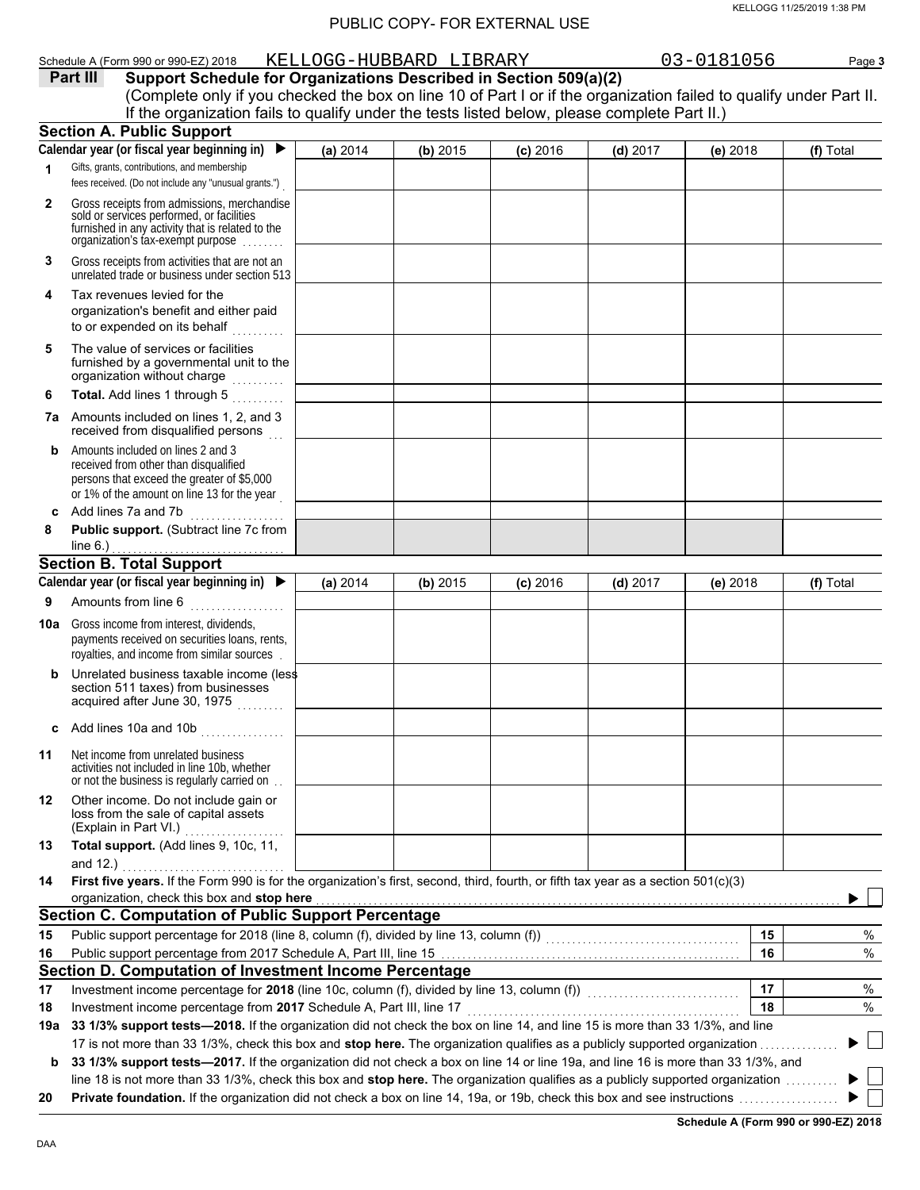PUBLIC COPY- FOR EXTERNAL USE

Schedule A (Form 990 or 990-EZ) 2018 KELLOGG-HUBBARD LIBRARY 03-0181056 Page **3**

## Part III Support Schedule for Organizations Described in Section 509(a)(2)

(Complete only if you checked the box on line 10 of Part I or if the organization failed to qualify under Part II. If the organization fails to qualify under the tests listed below, please complete Part II.)

### Section A. Public Support

| Calendar year (or fiscal year beginning in) ▶ | (a) 2014 | (b) 2015 | (c) 2016 | (d) 2017 | (e) 2018 | (f) Total |
|---|---|---|---|---|---|---|
| **1** Gifts, grants, contributions, and membership fees received. (Do not include any "unusual grants.") | | | | | | |
| **2** Gross receipts from admissions, merchandise sold or services performed, or facilities furnished in any activity that is related to the organization's tax-exempt purpose | | | | | | |
| **3** Gross receipts from activities that are not an unrelated trade or business under section 513 | | | | | | |
| **4** Tax revenues levied for the organization's benefit and either paid to or expended on its behalf | | | | | | |
| **5** The value of services or facilities furnished by a governmental unit to the organization without charge | | | | | | |
| **6** **Total.** Add lines 1 through 5 | | | | | | |
| **7a** Amounts included on lines 1, 2, and 3 received from disqualified persons | | | | | | |
| **b** Amounts included on lines 2 and 3 received from other than disqualified persons that exceed the greater of $5,000 or 1% of the amount on line 13 for the year | | | | | | |
| **c** Add lines 7a and 7b | | | | | | |
| **8** **Public support.** (Subtract line 7c from line 6.) | | | | | | |

### Section B. Total Support

| Calendar year (or fiscal year beginning in) ▶ | (a) 2014 | (b) 2015 | (c) 2016 | (d) 2017 | (e) 2018 | (f) Total |
|---|---|---|---|---|---|---|
| **9** Amounts from line 6 | | | | | | |
| **10a** Gross income from interest, dividends, payments received on securities loans, rents, royalties, and income from similar sources | | | | | | |
| **b** Unrelated business taxable income (less section 511 taxes) from businesses acquired after June 30, 1975 | | | | | | |
| **c** Add lines 10a and 10b | | | | | | |
| **11** Net income from unrelated business activities not included in line 10b, whether or not the business is regularly carried on | | | | | | |
| **12** Other income. Do not include gain or loss from the sale of capital assets (Explain in Part VI.) | | | | | | |
| **13** **Total support.** (Add lines 9, 10c, 11, and 12.) | | | | | | |

**14** **First five years.** If the Form 990 is for the organization's first, second, third, fourth, or fifth tax year as a section 501(c)(3) organization, check this box and **stop here** ▶ ☐

### Section C. Computation of Public Support Percentage

| | | | |
|---|---|---|---|
| **15** | Public support percentage for 2018 (line 8, column (f), divided by line 13, column (f)) | **15** | % |
| **16** | Public support percentage from 2017 Schedule A, Part III, line 15 | **16** | % |

### Section D. Computation of Investment Income Percentage

| | | | |
|---|---|---|---|
| **17** | Investment income percentage for **2018** (line 10c, column (f), divided by line 13, column (f)) | **17** | % |
| **18** | Investment income percentage from **2017** Schedule A, Part III, line 17 | **18** | % |

**19a** **33 1/3% support tests—2018.** If the organization did not check the box on line 14, and line 15 is more than 33 1/3%, and line 17 is not more than 33 1/3%, check this box and **stop here.** The organization qualifies as a publicly supported organization ▶ ☐

**b** **33 1/3% support tests—2017.** If the organization did not check a box on line 14 or line 19a, and line 16 is more than 33 1/3%, and line 18 is not more than 33 1/3%, check this box and **stop here.** The organization qualifies as a publicly supported organization ▶ ☐

**20** **Private foundation.** If the organization did not check a box on line 14, 19a, or 19b, check this box and see instructions ▶ ☐

**Schedule A (Form 990 or 990-EZ) 2018**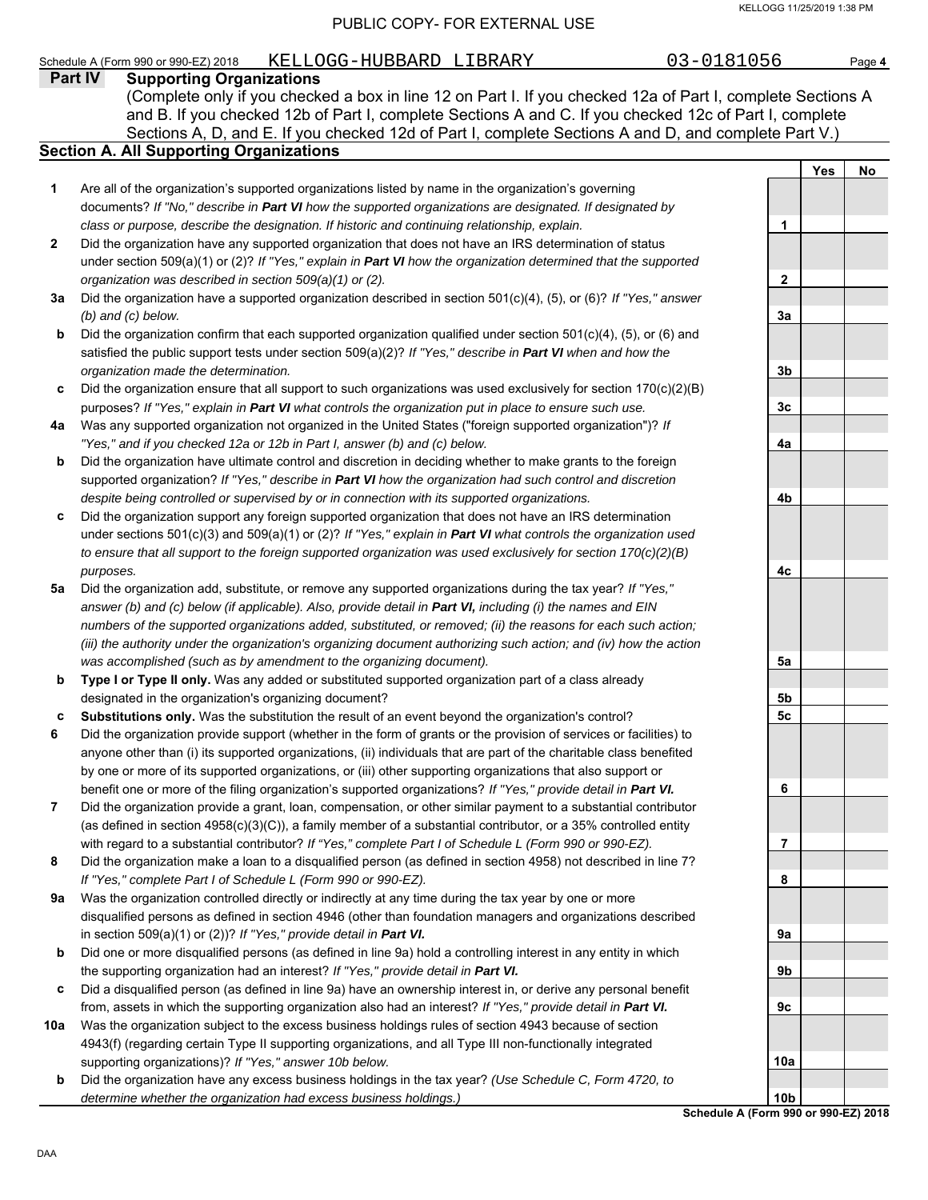Schedule A (Form 990 or 990-EZ) 2018 KELLOGG-HUBBARD LIBRARY 03-0181056 Page **4**

## Part IV Supporting Organizations

(Complete only if you checked a box in line 12 on Part I. If you checked 12a of Part I, complete Sections A and B. If you checked 12b of Part I, complete Sections A and C. If you checked 12c of Part I, complete Sections A, D, and E. If you checked 12d of Part I, complete Sections A and D, and complete Part V.)

### Section A. All Supporting Organizations

| | | | Yes | No |
|---|---|---|---|---|
| **1** | Are all of the organization's supported organizations listed by name in the organization's governing documents? *If "No," describe in **Part VI** how the supported organizations are designated. If designated by class or purpose, describe the designation. If historic and continuing relationship, explain.* | **1** | | |
| **2** | Did the organization have any supported organization that does not have an IRS determination of status under section 509(a)(1) or (2)? *If "Yes," explain in **Part VI** how the organization determined that the supported organization was described in section 509(a)(1) or (2).* | **2** | | |
| **3a** | Did the organization have a supported organization described in section 501(c)(4), (5), or (6)? *If "Yes," answer (b) and (c) below.* | **3a** | | |
| **b** | Did the organization confirm that each supported organization qualified under section 501(c)(4), (5), or (6) and satisfied the public support tests under section 509(a)(2)? *If "Yes," describe in **Part VI** when and how the organization made the determination.* | **3b** | | |
| **c** | Did the organization ensure that all support to such organizations was used exclusively for section 170(c)(2)(B) purposes? *If "Yes," explain in **Part VI** what controls the organization put in place to ensure such use.* | **3c** | | |
| **4a** | Was any supported organization not organized in the United States ("foreign supported organization")? *If "Yes," and if you checked 12a or 12b in Part I, answer (b) and (c) below.* | **4a** | | |
| **b** | Did the organization have ultimate control and discretion in deciding whether to make grants to the foreign supported organization? *If "Yes," describe in **Part VI** how the organization had such control and discretion despite being controlled or supervised by or in connection with its supported organizations.* | **4b** | | |
| **c** | Did the organization support any foreign supported organization that does not have an IRS determination under sections 501(c)(3) and 509(a)(1) or (2)? *If "Yes," explain in **Part VI** what controls the organization used to ensure that all support to the foreign supported organization was used exclusively for section 170(c)(2)(B) purposes.* | **4c** | | |
| **5a** | Did the organization add, substitute, or remove any supported organizations during the tax year? *If "Yes," answer (b) and (c) below (if applicable). Also, provide detail in **Part VI,** including (i) the names and EIN numbers of the supported organizations added, substituted, or removed; (ii) the reasons for each such action; (iii) the authority under the organization's organizing document authorizing such action; and (iv) how the action was accomplished (such as by amendment to the organizing document).* | **5a** | | |
| **b** | **Type I or Type II only.** Was any added or substituted supported organization part of a class already designated in the organization's organizing document? | **5b** | | |
| **c** | **Substitutions only.** Was the substitution the result of an event beyond the organization's control? | **5c** | | |
| **6** | Did the organization provide support (whether in the form of grants or the provision of services or facilities) to anyone other than (i) its supported organizations, (ii) individuals that are part of the charitable class benefited by one or more of its supported organizations, or (iii) other supporting organizations that also support or benefit one or more of the filing organization's supported organizations? *If "Yes," provide detail in **Part VI.*** | **6** | | |
| **7** | Did the organization provide a grant, loan, compensation, or other similar payment to a substantial contributor (as defined in section 4958(c)(3)(C)), a family member of a substantial contributor, or a 35% controlled entity with regard to a substantial contributor? *If "Yes," complete Part I of Schedule L (Form 990 or 990-EZ).* | **7** | | |
| **8** | Did the organization make a loan to a disqualified person (as defined in section 4958) not described in line 7? *If "Yes," complete Part I of Schedule L (Form 990 or 990-EZ).* | **8** | | |
| **9a** | Was the organization controlled directly or indirectly at any time during the tax year by one or more disqualified persons as defined in section 4946 (other than foundation managers and organizations described in section 509(a)(1) or (2))? *If "Yes," provide detail in **Part VI.*** | **9a** | | |
| **b** | Did one or more disqualified persons (as defined in line 9a) hold a controlling interest in any entity in which the supporting organization had an interest? *If "Yes," provide detail in **Part VI.*** | **9b** | | |
| **c** | Did a disqualified person (as defined in line 9a) have an ownership interest in, or derive any personal benefit from, assets in which the supporting organization also had an interest? *If "Yes," provide detail in **Part VI.*** | **9c** | | |
| **10a** | Was the organization subject to the excess business holdings rules of section 4943 because of section 4943(f) (regarding certain Type II supporting organizations, and all Type III non-functionally integrated supporting organizations)? *If "Yes," answer 10b below.* | **10a** | | |
| **b** | Did the organization have any excess business holdings in the tax year? *(Use Schedule C, Form 4720, to determine whether the organization had excess business holdings.)* | **10b** | | |

**Schedule A (Form 990 or 990-EZ) 2018**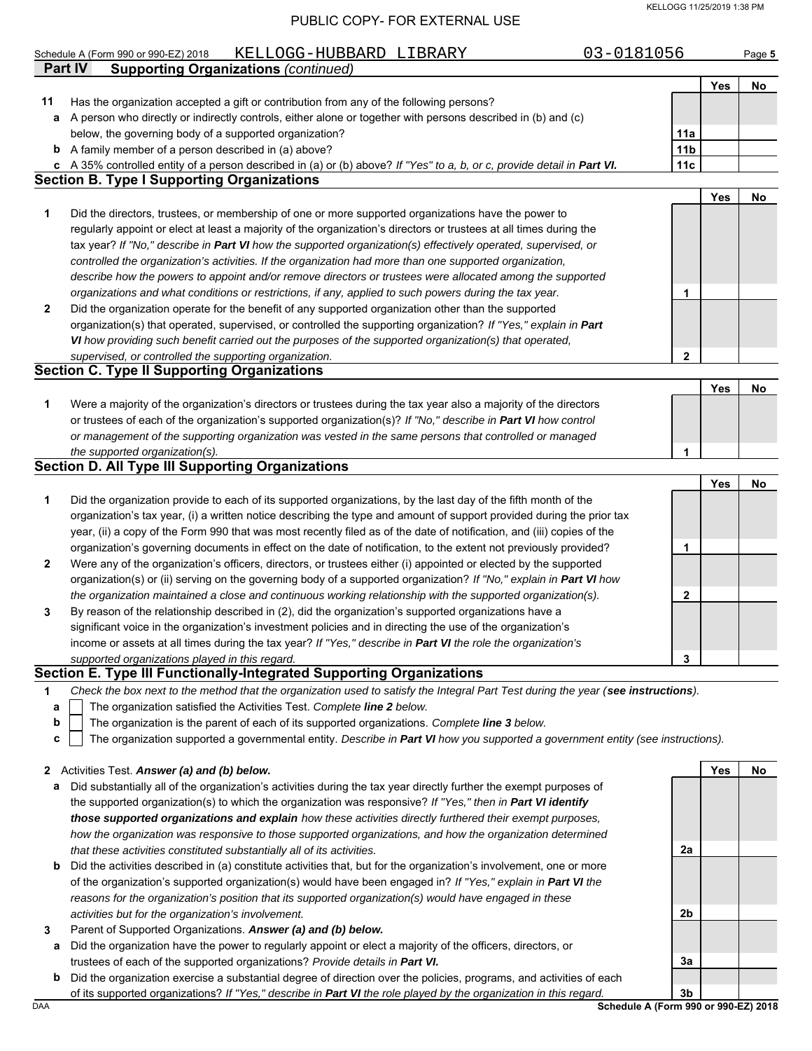PUBLIC COPY- FOR EXTERNAL USE

Schedule A (Form 990 or 990-EZ) 2018 KELLOGG-HUBBARD LIBRARY 03-0181056

**Part IV Supporting Organizations** *(continued)*

| | | | Yes | No |
|---|---|---|---|---|
| **11** | Has the organization accepted a gift or contribution from any of the following persons? | | | |
| **a** | A person who directly or indirectly controls, either alone or together with persons described in (b) and (c) below, the governing body of a supported organization? | 11a | | |
| **b** | A family member of a person described in (a) above? | 11b | | |
| **c** | A 35% controlled entity of a person described in (a) or (b) above? *If "Yes" to a, b, or c, provide detail in **Part VI.*** | 11c | | |

**Section B. Type I Supporting Organizations**

| | | | Yes | No |
|---|---|---|---|---|
| **1** | Did the directors, trustees, or membership of one or more supported organizations have the power to regularly appoint or elect at least a majority of the organization's directors or trustees at all times during the tax year? *If "No," describe in **Part VI** how the supported organization(s) effectively operated, supervised, or controlled the organization's activities. If the organization had more than one supported organization, describe how the powers to appoint and/or remove directors or trustees were allocated among the supported organizations and what conditions or restrictions, if any, applied to such powers during the tax year.* | 1 | | |
| **2** | Did the organization operate for the benefit of any supported organization other than the supported organization(s) that operated, supervised, or controlled the supporting organization? *If "Yes," explain in **Part VI** how providing such benefit carried out the purposes of the supported organization(s) that operated, supervised, or controlled the supporting organization.* | 2 | | |

**Section C. Type II Supporting Organizations**

| | | | Yes | No |
|---|---|---|---|---|
| **1** | Were a majority of the organization's directors or trustees during the tax year also a majority of the directors or trustees of each of the organization's supported organization(s)? *If "No," describe in **Part VI** how control or management of the supporting organization was vested in the same persons that controlled or managed the supported organization(s).* | 1 | | |

**Section D. All Type III Supporting Organizations**

| | | | Yes | No |
|---|---|---|---|---|
| **1** | Did the organization provide to each of its supported organizations, by the last day of the fifth month of the organization's tax year, (i) a written notice describing the type and amount of support provided during the prior tax year, (ii) a copy of the Form 990 that was most recently filed as of the date of notification, and (iii) copies of the organization's governing documents in effect on the date of notification, to the extent not previously provided? | 1 | | |
| **2** | Were any of the organization's officers, directors, or trustees either (i) appointed or elected by the supported organization(s) or (ii) serving on the governing body of a supported organization? *If "No," explain in **Part VI** how the organization maintained a close and continuous working relationship with the supported organization(s).* | 2 | | |
| **3** | By reason of the relationship described in (2), did the organization's supported organizations have a significant voice in the organization's investment policies and in directing the use of the organization's income or assets at all times during the tax year? *If "Yes," describe in **Part VI** the role the organization's supported organizations played in this regard.* | 3 | | |

**Section E. Type III Functionally-Integrated Supporting Organizations**

**1** *Check the box next to the method that the organization used to satisfy the Integral Part Test during the year (**see instructions**).*

- **a** ☐ The organization satisfied the Activities Test. *Complete **line 2** below.*
- **b** ☐ The organization is the parent of each of its supported organizations. *Complete **line 3** below.*
- **c** ☐ The organization supported a governmental entity. *Describe in **Part VI** how you supported a government entity (see instructions).*

| | | | Yes | No |
|---|---|---|---|---|
| **2** | Activities Test. ***Answer (a) and (b) below.*** | | | |
| **a** | Did substantially all of the organization's activities during the tax year directly further the exempt purposes of the supported organization(s) to which the organization was responsive? *If "Yes," then in **Part VI identify those supported organizations and explain** how these activities directly furthered their exempt purposes, how the organization was responsive to those supported organizations, and how the organization determined that these activities constituted substantially all of its activities.* | 2a | | |
| **b** | Did the activities described in (a) constitute activities that, but for the organization's involvement, one or more of the organization's supported organization(s) would have been engaged in? *If "Yes," explain in **Part VI** the reasons for the organization's position that its supported organization(s) would have engaged in these activities but for the organization's involvement.* | 2b | | |
| **3** | Parent of Supported Organizations. ***Answer (a) and (b) below.*** | | | |
| **a** | Did the organization have the power to regularly appoint or elect a majority of the officers, directors, or trustees of each of the supported organizations? *Provide details in **Part VI.*** | 3a | | |
| **b** | Did the organization exercise a substantial degree of direction over the policies, programs, and activities of each of its supported organizations? *If "Yes," describe in **Part VI** the role played by the organization in this regard.* | 3b | | |

DAA **Schedule A (Form 990 or 990-EZ) 2018**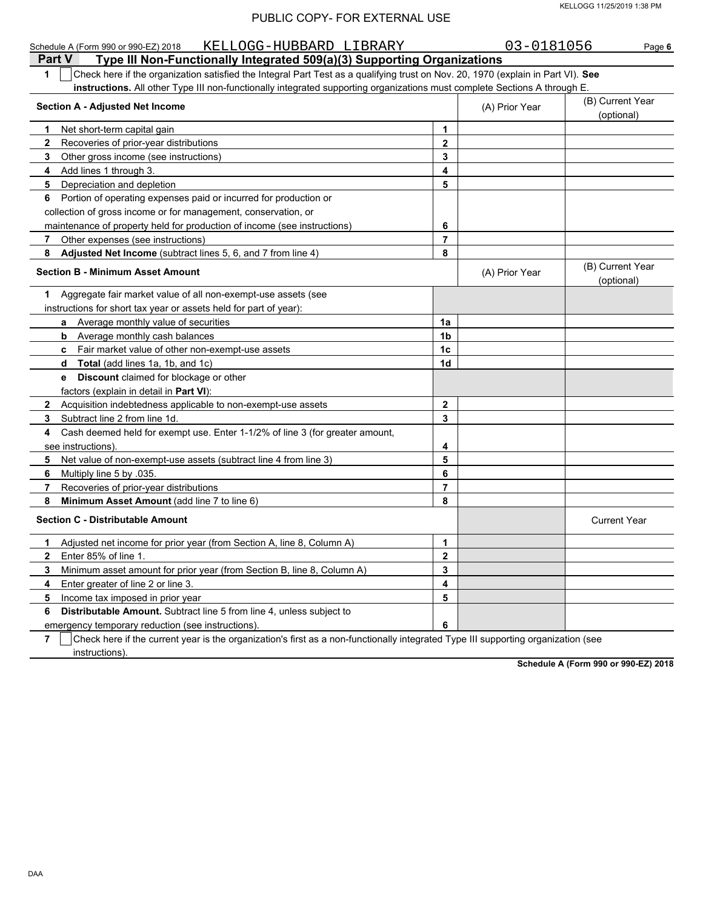PUBLIC COPY- FOR EXTERNAL USE

Schedule A (Form 990 or 990-EZ) 2018 KELLOGG-HUBBARD LIBRARY 03-0181056 Page 6

## Part V Type III Non-Functionally Integrated 509(a)(3) Supporting Organizations

**1** ☐ Check here if the organization satisfied the Integral Part Test as a qualifying trust on Nov. 20, 1970 (explain in Part VI). **See instructions.** All other Type III non-functionally integrated supporting organizations must complete Sections A through E.

| Section A - Adjusted Net Income | | (A) Prior Year | (B) Current Year (optional) |
|---|---|---|---|
| **1** Net short-term capital gain | 1 | | |
| **2** Recoveries of prior-year distributions | 2 | | |
| **3** Other gross income (see instructions) | 3 | | |
| **4** Add lines 1 through 3. | 4 | | |
| **5** Depreciation and depletion | 5 | | |
| **6** Portion of operating expenses paid or incurred for production or collection of gross income or for management, conservation, or maintenance of property held for production of income (see instructions) | 6 | | |
| **7** Other expenses (see instructions) | 7 | | |
| **8** **Adjusted Net Income** (subtract lines 5, 6, and 7 from line 4) | 8 | | |

| Section B - Minimum Asset Amount | | (A) Prior Year | (B) Current Year (optional) |
|---|---|---|---|
| **1** Aggregate fair market value of all non-exempt-use assets (see instructions for short tax year or assets held for part of year): | | | |
| **a** Average monthly value of securities | 1a | | |
| **b** Average monthly cash balances | 1b | | |
| **c** Fair market value of other non-exempt-use assets | 1c | | |
| **d** **Total** (add lines 1a, 1b, and 1c) | 1d | | |
| **e** **Discount** claimed for blockage or other factors (explain in detail in **Part VI**): | | | |
| **2** Acquisition indebtedness applicable to non-exempt-use assets | 2 | | |
| **3** Subtract line 2 from line 1d. | 3 | | |
| **4** Cash deemed held for exempt use. Enter 1-1/2% of line 3 (for greater amount, see instructions). | 4 | | |
| **5** Net value of non-exempt-use assets (subtract line 4 from line 3) | 5 | | |
| **6** Multiply line 5 by .035. | 6 | | |
| **7** Recoveries of prior-year distributions | 7 | | |
| **8** **Minimum Asset Amount** (add line 7 to line 6) | 8 | | |

| Section C - Distributable Amount | | | Current Year |
|---|---|---|---|
| **1** Adjusted net income for prior year (from Section A, line 8, Column A) | 1 | | |
| **2** Enter 85% of line 1. | 2 | | |
| **3** Minimum asset amount for prior year (from Section B, line 8, Column A) | 3 | | |
| **4** Enter greater of line 2 or line 3. | 4 | | |
| **5** Income tax imposed in prior year | 5 | | |
| **6** **Distributable Amount.** Subtract line 5 from line 4, unless subject to emergency temporary reduction (see instructions). | 6 | | |

**7** ☐ Check here if the current year is the organization's first as a non-functionally integrated Type III supporting organization (see instructions).

**Schedule A (Form 990 or 990-EZ) 2018**

DAA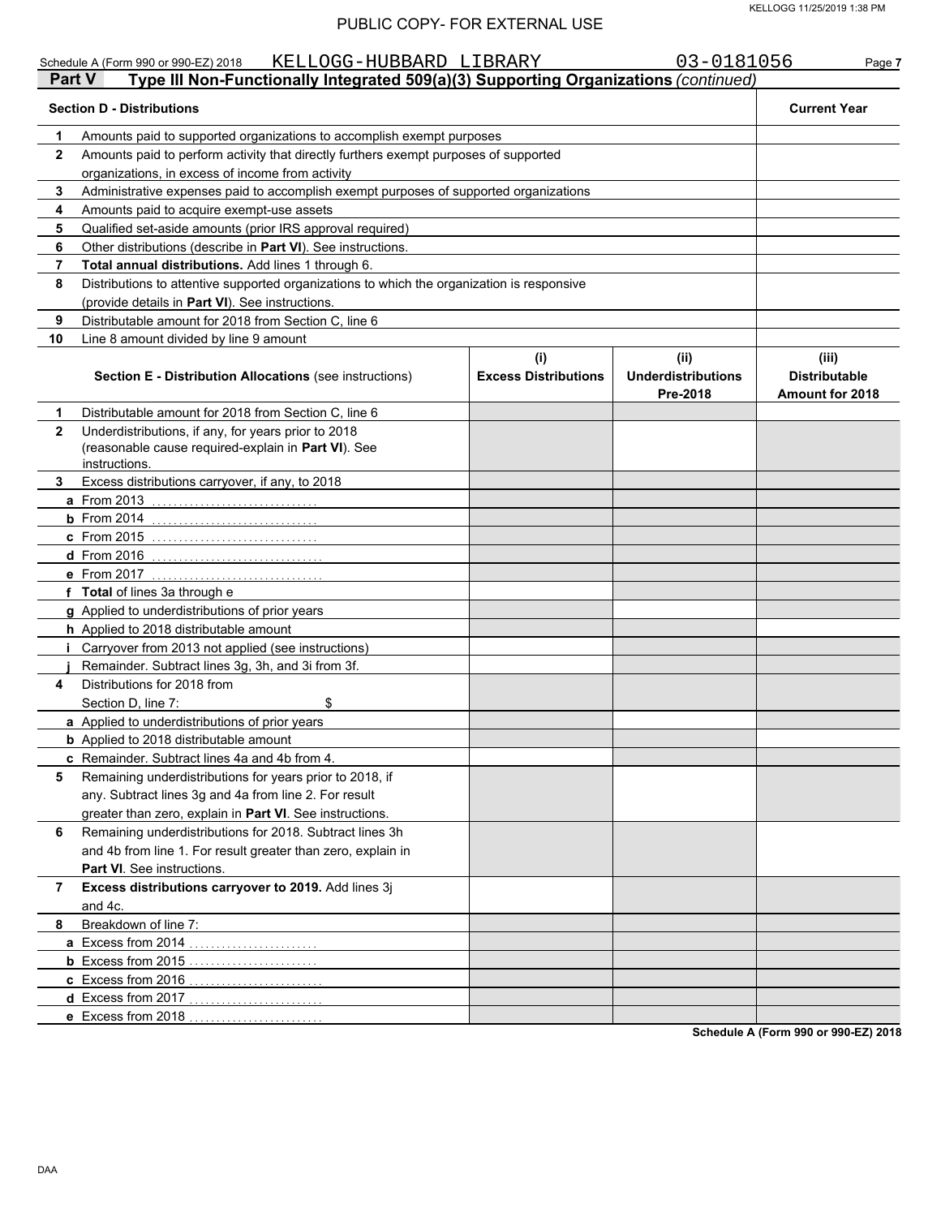PUBLIC COPY- FOR EXTERNAL USE

Schedule A (Form 990 or 990-EZ) 2018 KELLOGG-HUBBARD LIBRARY 03-0181056

## Part V Type III Non-Functionally Integrated 509(a)(3) Supporting Organizations *(continued)*

| Section D - Distributions | | Current Year |
|---|---|---|
| 1 | Amounts paid to supported organizations to accomplish exempt purposes | |
| 2 | Amounts paid to perform activity that directly furthers exempt purposes of supported organizations, in excess of income from activity | |
| 3 | Administrative expenses paid to accomplish exempt purposes of supported organizations | |
| 4 | Amounts paid to acquire exempt-use assets | |
| 5 | Qualified set-aside amounts (prior IRS approval required) | |
| 6 | Other distributions (describe in **Part VI**). See instructions. | |
| 7 | **Total annual distributions.** Add lines 1 through 6. | |
| 8 | Distributions to attentive supported organizations to which the organization is responsive (provide details in **Part VI**). See instructions. | |
| 9 | Distributable amount for 2018 from Section C, line 6 | |
| 10 | Line 8 amount divided by line 9 amount | |

| | Section E - Distribution Allocations (see instructions) | (i) Excess Distributions | (ii) Underdistributions Pre-2018 | (iii) Distributable Amount for 2018 |
|---|---|---|---|---|
| 1 | Distributable amount for 2018 from Section C, line 6 | | | |
| 2 | Underdistributions, if any, for years prior to 2018 (reasonable cause required-explain in **Part VI**). See instructions. | | | |
| 3 | Excess distributions carryover, if any, to 2018 | | | |
| a | From 2013 | | | |
| b | From 2014 | | | |
| c | From 2015 | | | |
| d | From 2016 | | | |
| e | From 2017 | | | |
| f | **Total** of lines 3a through e | | | |
| g | Applied to underdistributions of prior years | | | |
| h | Applied to 2018 distributable amount | | | |
| i | Carryover from 2013 not applied (see instructions) | | | |
| j | Remainder. Subtract lines 3g, 3h, and 3i from 3f. | | | |
| 4 | Distributions for 2018 from Section D, line 7: $ | | | |
| a | Applied to underdistributions of prior years | | | |
| b | Applied to 2018 distributable amount | | | |
| c | Remainder. Subtract lines 4a and 4b from 4. | | | |
| 5 | Remaining underdistributions for years prior to 2018, if any. Subtract lines 3g and 4a from line 2. For result greater than zero, explain in **Part VI**. See instructions. | | | |
| 6 | Remaining underdistributions for 2018. Subtract lines 3h and 4b from line 1. For result greater than zero, explain in **Part VI**. See instructions. | | | |
| 7 | **Excess distributions carryover to 2019.** Add lines 3j and 4c. | | | |
| 8 | Breakdown of line 7: | | | |
| a | Excess from 2014 | | | |
| b | Excess from 2015 | | | |
| c | Excess from 2016 | | | |
| d | Excess from 2017 | | | |
| e | Excess from 2018 | | | |

**Schedule A (Form 990 or 990-EZ) 2018**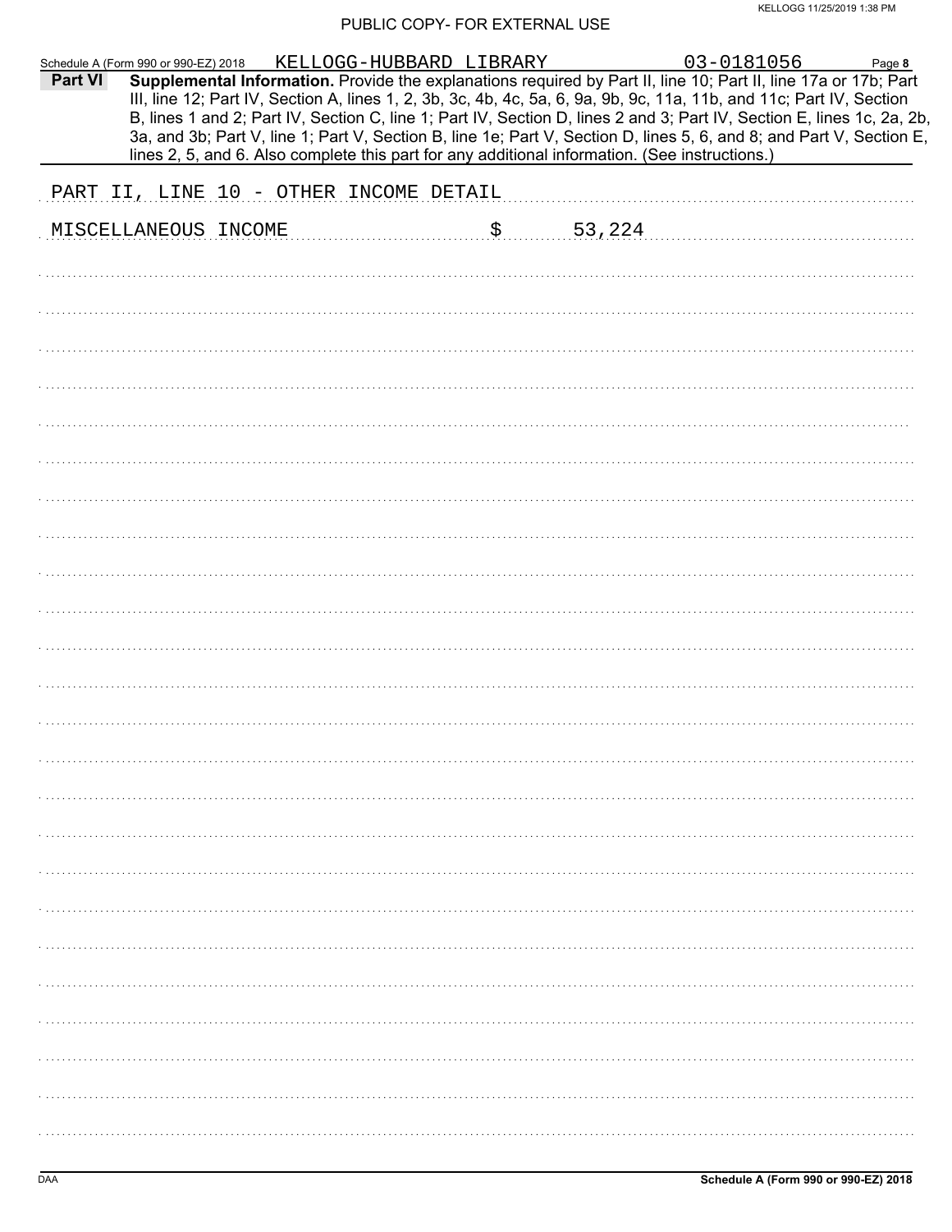PUBLIC COPY- FOR EXTERNAL USE

Schedule A (Form 990 or 990-EZ) 2018 KELLOGG-HUBBARD LIBRARY 03-0181056 Page **8**

**Part VI** **Supplemental Information.** Provide the explanations required by Part II, line 10; Part II, line 17a or 17b; Part III, line 12; Part IV, Section A, lines 1, 2, 3b, 3c, 4b, 4c, 5a, 6, 9a, 9b, 9c, 11a, 11b, and 11c; Part IV, Section B, lines 1 and 2; Part IV, Section C, line 1; Part IV, Section D, lines 2 and 3; Part IV, Section E, lines 1c, 2a, 2b, 3a, and 3b; Part V, line 1; Part V, Section B, line 1e; Part V, Section D, lines 5, 6, and 8; and Part V, Section E, lines 2, 5, and 6. Also complete this part for any additional information. (See instructions.)

PART II, LINE 10 - OTHER INCOME DETAIL

MISCELLANEOUS INCOME $ 53,224

DAA **Schedule A (Form 990 or 990-EZ) 2018**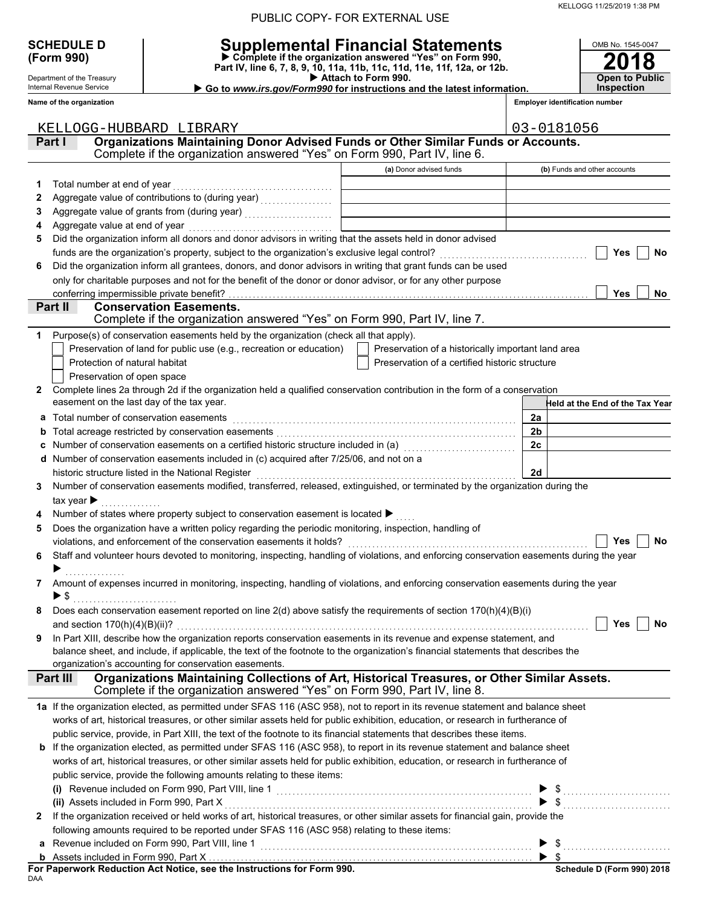PUBLIC COPY- FOR EXTERNAL USE

**SCHEDULE D (Form 990)**

Department of the Treasury
Internal Revenue Service

# Supplemental Financial Statements

▶ Complete if the organization answered "Yes" on Form 990, Part IV, line 6, 7, 8, 9, 10, 11a, 11b, 11c, 11d, 11e, 11f, 12a, or 12b.
▶ Attach to Form 990.
▶ Go to *www.irs.gov/Form990* for instructions and the latest information.

OMB No. 1545-0047
**2018**
**Open to Public Inspection**

**Name of the organization:** KELLOGG-HUBBARD LIBRARY
**Employer identification number:** 03-0181056

## Part I — Organizations Maintaining Donor Advised Funds or Other Similar Funds or Accounts.

Complete if the organization answered "Yes" on Form 990, Part IV, line 6.

| | | (a) Donor advised funds | (b) Funds and other accounts |
|---|---|---|---|
| 1 | Total number at end of year | | |
| 2 | Aggregate value of contributions to (during year) | | |
| 3 | Aggregate value of grants from (during year) | | |
| 4 | Aggregate value at end of year | | |

5 Did the organization inform all donors and donor advisors in writing that the assets held in donor advised funds are the organization's property, subject to the organization's exclusive legal control? ☐ Yes ☐ No

6 Did the organization inform all grantees, donors, and donor advisors in writing that grant funds can be used only for charitable purposes and not for the benefit of the donor or donor advisor, or for any other purpose conferring impermissible private benefit? ☐ Yes ☐ No

## Part II — Conservation Easements.

Complete if the organization answered "Yes" on Form 990, Part IV, line 7.

1 Purpose(s) of conservation easements held by the organization (check all that apply).

- ☐ Preservation of land for public use (e.g., recreation or education)
- ☐ Preservation of a historically important land area
- ☐ Protection of natural habitat
- ☐ Preservation of a certified historic structure
- ☐ Preservation of open space

2 Complete lines 2a through 2d if the organization held a qualified conservation contribution in the form of a conservation easement on the last day of the tax year.

| | | | Held at the End of the Tax Year |
|---|---|---|---|
| a | Total number of conservation easements | 2a | |
| b | Total acreage restricted by conservation easements | 2b | |
| c | Number of conservation easements on a certified historic structure included in (a) | 2c | |
| d | Number of conservation easements included in (c) acquired after 7/25/06, and not on a historic structure listed in the National Register | 2d | |

3 Number of conservation easements modified, transferred, released, extinguished, or terminated by the organization during the tax year ▶

4 Number of states where property subject to conservation easement is located ▶

5 Does the organization have a written policy regarding the periodic monitoring, inspection, handling of violations, and enforcement of the conservation easements it holds? ☐ Yes ☐ No

6 Staff and volunteer hours devoted to monitoring, inspecting, handling of violations, and enforcing conservation easements during the year ▶

7 Amount of expenses incurred in monitoring, inspecting, handling of violations, and enforcing conservation easements during the year ▶ $

8 Does each conservation easement reported on line 2(d) above satisfy the requirements of section 170(h)(4)(B)(i) and section 170(h)(4)(B)(ii)? ☐ Yes ☐ No

9 In Part XIII, describe how the organization reports conservation easements in its revenue and expense statement, and balance sheet, and include, if applicable, the text of the footnote to the organization's financial statements that describes the organization's accounting for conservation easements.

## Part III — Organizations Maintaining Collections of Art, Historical Treasures, or Other Similar Assets.

Complete if the organization answered "Yes" on Form 990, Part IV, line 8.

**1a** If the organization elected, as permitted under SFAS 116 (ASC 958), not to report in its revenue statement and balance sheet works of art, historical treasures, or other similar assets held for public exhibition, education, or research in furtherance of public service, provide, in Part XIII, the text of the footnote to its financial statements that describes these items.

**b** If the organization elected, as permitted under SFAS 116 (ASC 958), to report in its revenue statement and balance sheet works of art, historical treasures, or other similar assets held for public exhibition, education, or research in furtherance of public service, provide the following amounts relating to these items:

**(i)** Revenue included on Form 990, Part VIII, line 1 ▶ $

**(ii)** Assets included in Form 990, Part X ▶ $

**2** If the organization received or held works of art, historical treasures, or other similar assets for financial gain, provide the following amounts required to be reported under SFAS 116 (ASC 958) relating to these items:

**a** Revenue included on Form 990, Part VIII, line 1 ▶ $

**b** Assets included in Form 990, Part X ▶ $

**For Paperwork Reduction Act Notice, see the Instructions for Form 990.** **Schedule D (Form 990) 2018**

DAA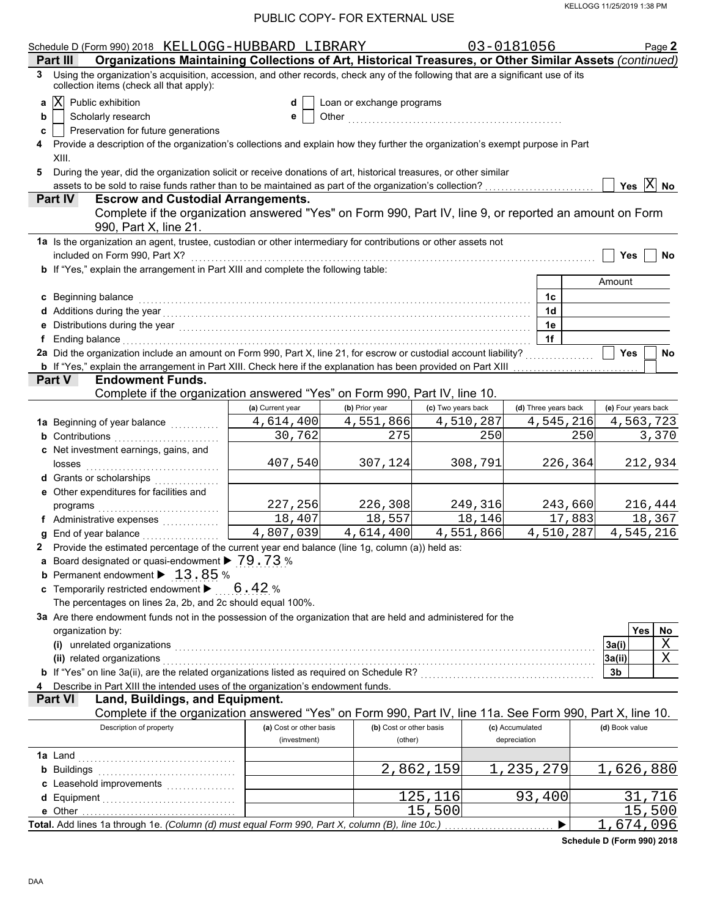PUBLIC COPY- FOR EXTERNAL USE

Schedule D (Form 990) 2018 KELLOGG-HUBBARD LIBRARY 03-0181056 Page **2**

**Part III** **Organizations Maintaining Collections of Art, Historical Treasures, or Other Similar Assets** *(continued)*

**3** Using the organization's acquisition, accession, and other records, check any of the following that are a significant use of its collection items (check all that apply):

- **a** [X] Public exhibition
- **b** [ ] Scholarly research
- **c** [ ] Preservation for future generations
- **d** [ ] Loan or exchange programs
- **e** [ ] Other

**4** Provide a description of the organization's collections and explain how they further the organization's exempt purpose in Part XIII.

**5** During the year, did the organization solicit or receive donations of art, historical treasures, or other similar assets to be sold to raise funds rather than to be maintained as part of the organization's collection? [ ] Yes [X] No

**Part IV** **Escrow and Custodial Arrangements.**
Complete if the organization answered "Yes" on Form 990, Part IV, line 9, or reported an amount on Form 990, Part X, line 21.

**1a** Is the organization an agent, trustee, custodian or other intermediary for contributions or other assets not included on Form 990, Part X? [ ] Yes [ ] No

**b** If "Yes," explain the arrangement in Part XIII and complete the following table:

| | | Amount |
|---|---|---|
| **c** Beginning balance | 1c | |
| **d** Additions during the year | 1d | |
| **e** Distributions during the year | 1e | |
| **f** Ending balance | 1f | |

**2a** Did the organization include an amount on Form 990, Part X, line 21, for escrow or custodial account liability? [ ] Yes [ ] No

**b** If "Yes," explain the arrangement in Part XIII. Check here if the explanation has been provided on Part XIII [ ]

**Part V** **Endowment Funds.**
Complete if the organization answered "Yes" on Form 990, Part IV, line 10.

| | (a) Current year | (b) Prior year | (c) Two years back | (d) Three years back | (e) Four years back |
|---|---|---|---|---|---|
| **1a** Beginning of year balance | 4,614,400 | 4,551,866 | 4,510,287 | 4,545,216 | 4,563,723 |
| **b** Contributions | 30,762 | 275 | 250 | 250 | 3,370 |
| **c** Net investment earnings, gains, and losses | 407,540 | 307,124 | 308,791 | 226,364 | 212,934 |
| **d** Grants or scholarships | | | | | |
| **e** Other expenditures for facilities and programs | 227,256 | 226,308 | 249,316 | 243,660 | 216,444 |
| **f** Administrative expenses | 18,407 | 18,557 | 18,146 | 17,883 | 18,367 |
| **g** End of year balance | 4,807,039 | 4,614,400 | 4,551,866 | 4,510,287 | 4,545,216 |

**2** Provide the estimated percentage of the current year end balance (line 1g, column (a)) held as:

- **a** Board designated or quasi-endowment ▶ 79.73 %
- **b** Permanent endowment ▶ 13.85 %
- **c** Temporarily restricted endowment ▶ 6.42 %

The percentages on lines 2a, 2b, and 2c should equal 100%.

**3a** Are there endowment funds not in the possession of the organization that are held and administered for the organization by:

| | | Yes | No |
|---|---|---|---|
| **(i)** unrelated organizations | 3a(i) | | X |
| **(ii)** related organizations | 3a(ii) | | X |
| **b** If "Yes" on line 3a(ii), are the related organizations listed as required on Schedule R? | 3b | | |

**4** Describe in Part XIII the intended uses of the organization's endowment funds.

**Part VI** **Land, Buildings, and Equipment.**
Complete if the organization answered "Yes" on Form 990, Part IV, line 11a. See Form 990, Part X, line 10.

| Description of property | (a) Cost or other basis (investment) | (b) Cost or other basis (other) | (c) Accumulated depreciation | (d) Book value |
|---|---|---|---|---|
| **1a** Land | | | | |
| **b** Buildings | | 2,862,159 | 1,235,279 | 1,626,880 |
| **c** Leasehold improvements | | | | |
| **d** Equipment | | 125,116 | 93,400 | 31,716 |
| **e** Other | | 15,500 | | 15,500 |
| **Total.** Add lines 1a through 1e. *(Column (d) must equal Form 990, Part X, column (B), line 10c.)* ▶ | | | | 1,674,096 |

**Schedule D (Form 990) 2018**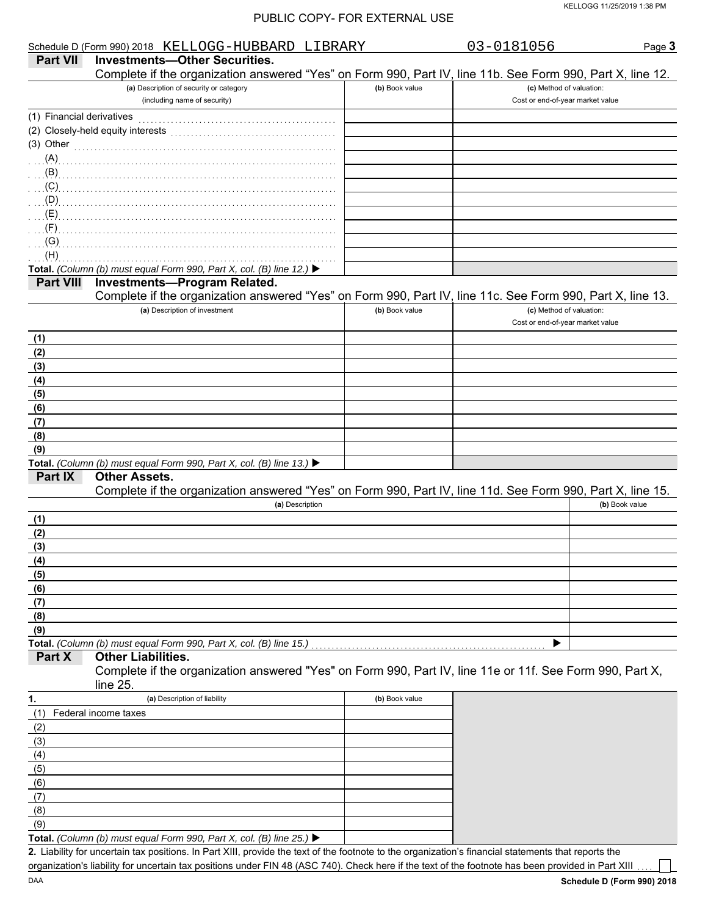PUBLIC COPY- FOR EXTERNAL USE

Schedule D (Form 990) 2018 KELLOGG-HUBBARD LIBRARY 03-0181056 Page **3**

## Part VII Investments—Other Securities.

Complete if the organization answered "Yes" on Form 990, Part IV, line 11b. See Form 990, Part X, line 12.

| (a) Description of security or category (including name of security) | (b) Book value | (c) Method of valuation: Cost or end-of-year market value |
|---|---|---|
| (1) Financial derivatives | | |
| (2) Closely-held equity interests | | |
| (3) Other | | |
| (A) | | |
| (B) | | |
| (C) | | |
| (D) | | |
| (E) | | |
| (F) | | |
| (G) | | |
| (H) | | |
| **Total.** *(Column (b) must equal Form 990, Part X, col. (B) line 12.)* ▶ | | |

## Part VIII Investments—Program Related.

Complete if the organization answered "Yes" on Form 990, Part IV, line 11c. See Form 990, Part X, line 13.

| (a) Description of investment | (b) Book value | (c) Method of valuation: Cost or end-of-year market value |
|---|---|---|
| (1) | | |
| (2) | | |
| (3) | | |
| (4) | | |
| (5) | | |
| (6) | | |
| (7) | | |
| (8) | | |
| (9) | | |
| **Total.** *(Column (b) must equal Form 990, Part X, col. (B) line 13.)* ▶ | | |

## Part IX Other Assets.

Complete if the organization answered "Yes" on Form 990, Part IV, line 11d. See Form 990, Part X, line 15.

| (a) Description | (b) Book value |
|---|---|
| (1) | |
| (2) | |
| (3) | |
| (4) | |
| (5) | |
| (6) | |
| (7) | |
| (8) | |
| (9) | |
| **Total.** *(Column (b) must equal Form 990, Part X, col. (B) line 15.)* ▶ | |

## Part X Other Liabilities.

Complete if the organization answered "Yes" on Form 990, Part IV, line 11e or 11f. See Form 990, Part X, line 25.

| 1. (a) Description of liability | (b) Book value |
|---|---|
| (1) Federal income taxes | |
| (2) | |
| (3) | |
| (4) | |
| (5) | |
| (6) | |
| (7) | |
| (8) | |
| (9) | |
| **Total.** *(Column (b) must equal Form 990, Part X, col. (B) line 25.)* ▶ | |

**2.** Liability for uncertain tax positions. In Part XIII, provide the text of the footnote to the organization's financial statements that reports the organization's liability for uncertain tax positions under FIN 48 (ASC 740). Check here if the text of the footnote has been provided in Part XIII ☐

DAA **Schedule D (Form 990) 2018**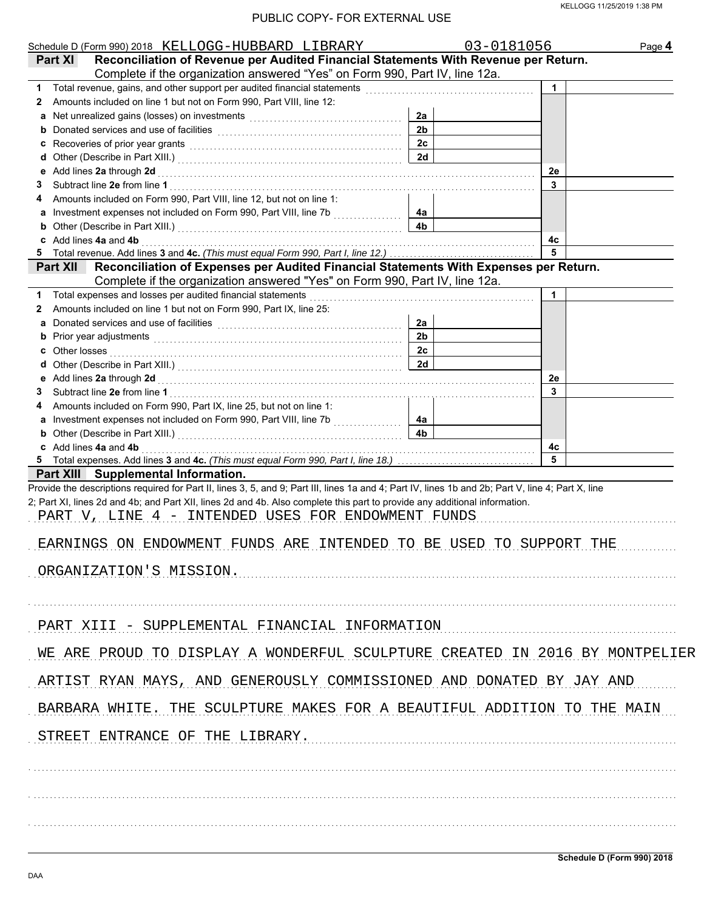PUBLIC COPY- FOR EXTERNAL USE

Schedule D (Form 990) 2018 KELLOGG-HUBBARD LIBRARY 03-0181056 Page **4**

**Part XI Reconciliation of Revenue per Audited Financial Statements With Revenue per Return.** Complete if the organization answered "Yes" on Form 990, Part IV, line 12a.

| | | | | | |
|---|---|---|---|---|---|
| **1** | Total revenue, gains, and other support per audited financial statements | | | 1 | |
| **2** | Amounts included on line 1 but not on Form 990, Part VIII, line 12: | | | | |
| **a** | Net unrealized gains (losses) on investments | 2a | | | |
| **b** | Donated services and use of facilities | 2b | | | |
| **c** | Recoveries of prior year grants | 2c | | | |
| **d** | Other (Describe in Part XIII.) | 2d | | | |
| **e** | Add lines **2a** through **2d** | | | 2e | |
| **3** | Subtract line **2e** from line **1** | | | 3 | |
| **4** | Amounts included on Form 990, Part VIII, line 12, but not on line 1: | | | | |
| **a** | Investment expenses not included on Form 990, Part VIII, line 7b | 4a | | | |
| **b** | Other (Describe in Part XIII.) | 4b | | | |
| **c** | Add lines **4a** and **4b** | | | 4c | |
| **5** | Total revenue. Add lines **3** and **4c.** *(This must equal Form 990, Part I, line 12.)* | | | 5 | |

**Part XII Reconciliation of Expenses per Audited Financial Statements With Expenses per Return.** Complete if the organization answered "Yes" on Form 990, Part IV, line 12a.

| | | | | | |
|---|---|---|---|---|---|
| **1** | Total expenses and losses per audited financial statements | | | 1 | |
| **2** | Amounts included on line 1 but not on Form 990, Part IX, line 25: | | | | |
| **a** | Donated services and use of facilities | 2a | | | |
| **b** | Prior year adjustments | 2b | | | |
| **c** | Other losses | 2c | | | |
| **d** | Other (Describe in Part XIII.) | 2d | | | |
| **e** | Add lines **2a** through **2d** | | | 2e | |
| **3** | Subtract line **2e** from line **1** | | | 3 | |
| **4** | Amounts included on Form 990, Part IX, line 25, but not on line 1: | | | | |
| **a** | Investment expenses not included on Form 990, Part VIII, line 7b | 4a | | | |
| **b** | Other (Describe in Part XIII.) | 4b | | | |
| **c** | Add lines **4a** and **4b** | | | 4c | |
| **5** | Total expenses. Add lines **3** and **4c.** *(This must equal Form 990, Part I, line 18.)* | | | 5 | |

**Part XIII Supplemental Information.**

Provide the descriptions required for Part II, lines 3, 5, and 9; Part III, lines 1a and 4; Part IV, lines 1b and 2b; Part V, line 4; Part X, line 2; Part XI, lines 2d and 4b; and Part XII, lines 2d and 4b. Also complete this part to provide any additional information.

PART V, LINE 4 - INTENDED USES FOR ENDOWMENT FUNDS

EARNINGS ON ENDOWMENT FUNDS ARE INTENDED TO BE USED TO SUPPORT THE ORGANIZATION'S MISSION.

PART XIII - SUPPLEMENTAL FINANCIAL INFORMATION

WE ARE PROUD TO DISPLAY A WONDERFUL SCULPTURE CREATED IN 2016 BY MONTPELIER ARTIST RYAN MAYS, AND GENEROUSLY COMMISSIONED AND DONATED BY JAY AND BARBARA WHITE. THE SCULPTURE MAKES FOR A BEAUTIFUL ADDITION TO THE MAIN STREET ENTRANCE OF THE LIBRARY.

**Schedule D (Form 990) 2018**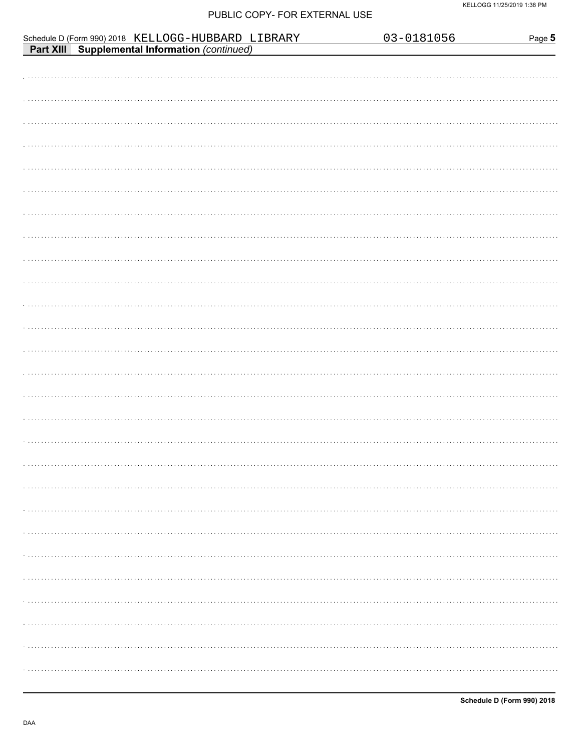Schedule D (Form 990) 2018 KELLOGG-HUBBARD LIBRARY 03-0181056 Page **5**

**Part XIII Supplemental Information** *(continued)*

**Schedule D (Form 990) 2018**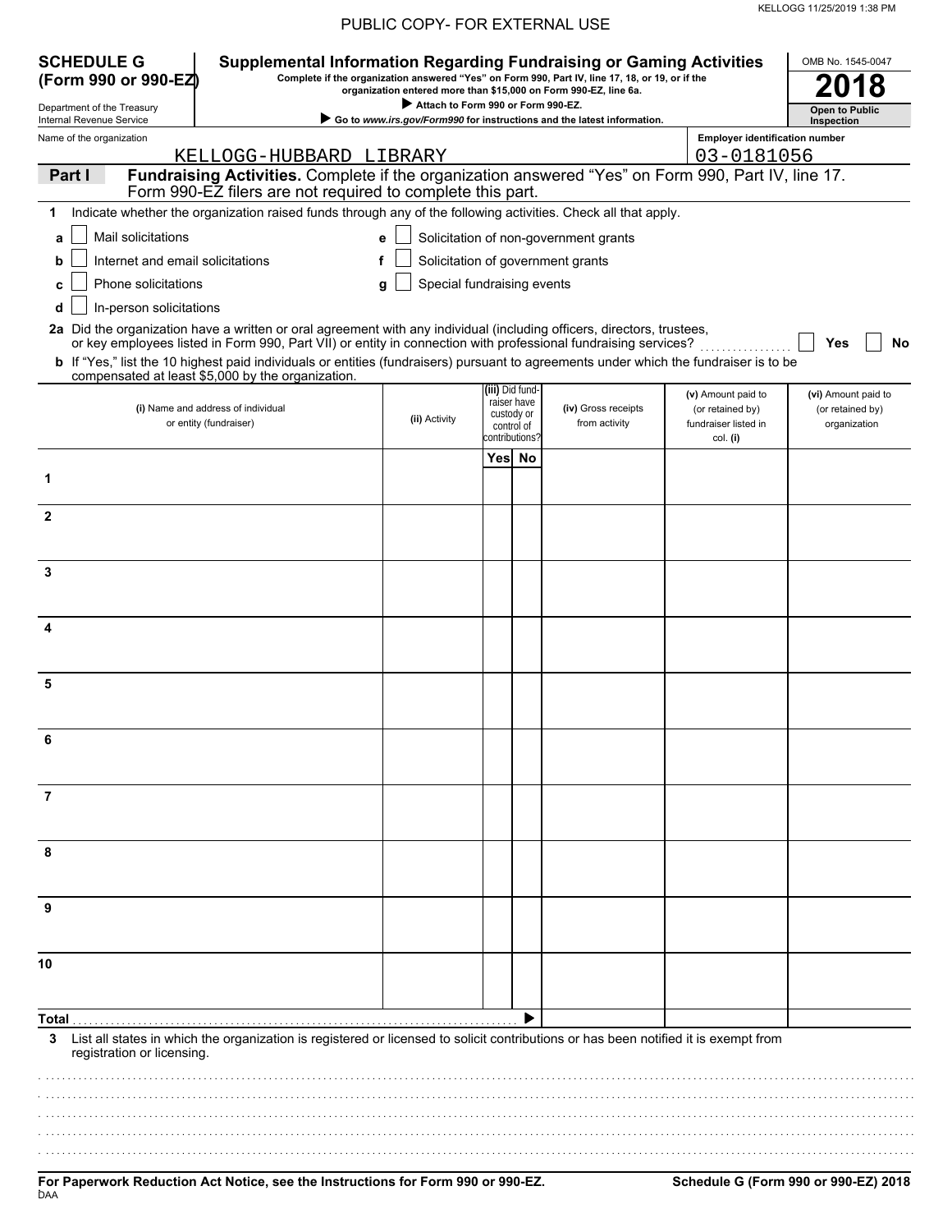PUBLIC COPY- FOR EXTERNAL USE

**SCHEDULE G (Form 990 or 990-EZ)**

Department of the Treasury
Internal Revenue Service

# Supplemental Information Regarding Fundraising or Gaming Activities

**Complete if the organization answered "Yes" on Form 990, Part IV, line 17, 18, or 19, or if the organization entered more than $15,000 on Form 990-EZ, line 6a.**

▶ **Attach to Form 990 or Form 990-EZ.**

▶ **Go to *www.irs.gov/Form990* for instructions and the latest information.**

OMB No. 1545-0047

**2018**

**Open to Public Inspection**

Name of the organization: KELLOGG-HUBBARD LIBRARY

Employer identification number: 03-0181056

**Part I** **Fundraising Activities.** Complete if the organization answered "Yes" on Form 990, Part IV, line 17. Form 990-EZ filers are not required to complete this part.

**1** Indicate whether the organization raised funds through any of the following activities. Check all that apply.

- **a** ☐ Mail solicitations
- **b** ☐ Internet and email solicitations
- **c** ☐ Phone solicitations
- **d** ☐ In-person solicitations
- **e** ☐ Solicitation of non-government grants
- **f** ☐ Solicitation of government grants
- **g** ☐ Special fundraising events

**2a** Did the organization have a written or oral agreement with any individual (including officers, directors, trustees, or key employees listed in Form 990, Part VII) or entity in connection with professional fundraising services? ☐ **Yes** ☐ **No**

**b** If "Yes," list the 10 highest paid individuals or entities (fundraisers) pursuant to agreements under which the fundraiser is to be compensated at least $5,000 by the organization.

| | (i) Name and address of individual or entity (fundraiser) | (ii) Activity | (iii) Did fund-raiser have custody or control of contributions? Yes | No | (iv) Gross receipts from activity | (v) Amount paid to (or retained by) fundraiser listed in col. (i) | (vi) Amount paid to (or retained by) organization |
|---|---|---|---|---|---|---|---|
| 1 | | | | | | | |
| 2 | | | | | | | |
| 3 | | | | | | | |
| 4 | | | | | | | |
| 5 | | | | | | | |
| 6 | | | | | | | |
| 7 | | | | | | | |
| 8 | | | | | | | |
| 9 | | | | | | | |
| 10 | | | | | | | |
| **Total** | | | | ▶ | | | |

**3** List all states in which the organization is registered or licensed to solicit contributions or has been notified it is exempt from registration or licensing.

**For Paperwork Reduction Act Notice, see the Instructions for Form 990 or 990-EZ.**

DAA

**Schedule G (Form 990 or 990-EZ) 2018**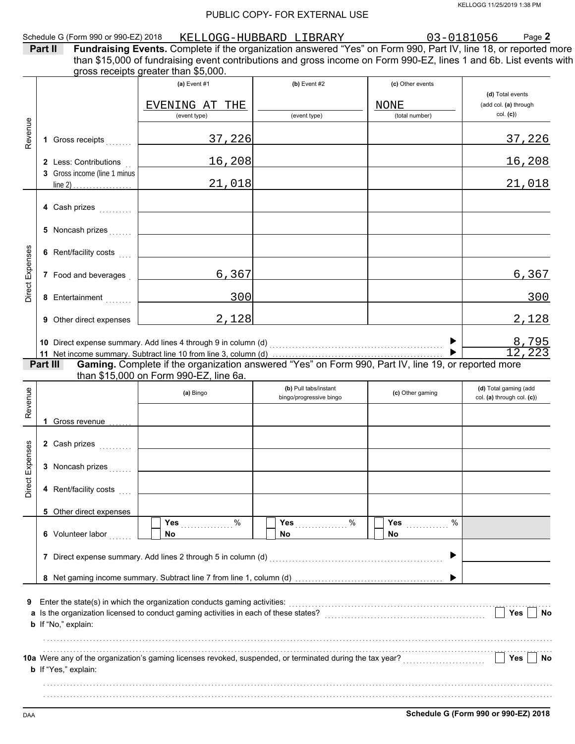PUBLIC COPY- FOR EXTERNAL USE

Schedule G (Form 990 or 990-EZ) 2018 KELLOGG-HUBBARD LIBRARY 03-0181056 Page **2**

**Part II** **Fundraising Events.** Complete if the organization answered "Yes" on Form 990, Part IV, line 18, or reported more than $15,000 of fundraising event contributions and gross income on Form 990-EZ, lines 1 and 6b. List events with gross receipts greater than $5,000.

| | | (a) Event #1 | (b) Event #2 | (c) Other events | (d) Total events (add col. (a) through col. (c)) |
|---|---|---|---|---|---|
| | | EVENING AT THE (event type) | (event type) | NONE (total number) | |
| Revenue | 1 Gross receipts | 37,226 | | | 37,226 |
| | 2 Less: Contributions | 16,208 | | | 16,208 |
| | 3 Gross income (line 1 minus line 2) | 21,018 | | | 21,018 |
| Direct Expenses | 4 Cash prizes | | | | |
| | 5 Noncash prizes | | | | |
| | 6 Rent/facility costs | | | | |
| | 7 Food and beverages | 6,367 | | | 6,367 |
| | 8 Entertainment | 300 | | | 300 |
| | 9 Other direct expenses | 2,128 | | | 2,128 |
| | 10 Direct expense summary. Add lines 4 through 9 in column (d) | | | | 8,795 |
| | 11 Net income summary. Subtract line 10 from line 3, column (d) | | | | 12,223 |

**Part III** **Gaming.** Complete if the organization answered "Yes" on Form 990, Part IV, line 19, or reported more than $15,000 on Form 990-EZ, line 6a.

| | | (a) Bingo | (b) Pull tabs/instant bingo/progressive bingo | (c) Other gaming | (d) Total gaming (add col. (a) through col. (c)) |
|---|---|---|---|---|---|
| Revenue | 1 Gross revenue | | | | |
| Direct Expenses | 2 Cash prizes | | | | |
| | 3 Noncash prizes | | | | |
| | 4 Rent/facility costs | | | | |
| | 5 Other direct expenses | | | | |
| | 6 Volunteer labor | ☐ Yes ....... % ☐ No | ☐ Yes ....... % ☐ No | ☐ Yes ....... % ☐ No | |
| | 7 Direct expense summary. Add lines 2 through 5 in column (d) | | | | |
| | 8 Net gaming income summary. Subtract line 7 from line 1, column (d) | | | | |

**9** Enter the state(s) in which the organization conducts gaming activities:

**a** Is the organization licensed to conduct gaming activities in each of these states? ☐ Yes ☐ No

**b** If "No," explain:

**10a** Were any of the organization's gaming licenses revoked, suspended, or terminated during the tax year? ☐ Yes ☐ No

**b** If "Yes," explain:

DAA **Schedule G (Form 990 or 990-EZ) 2018**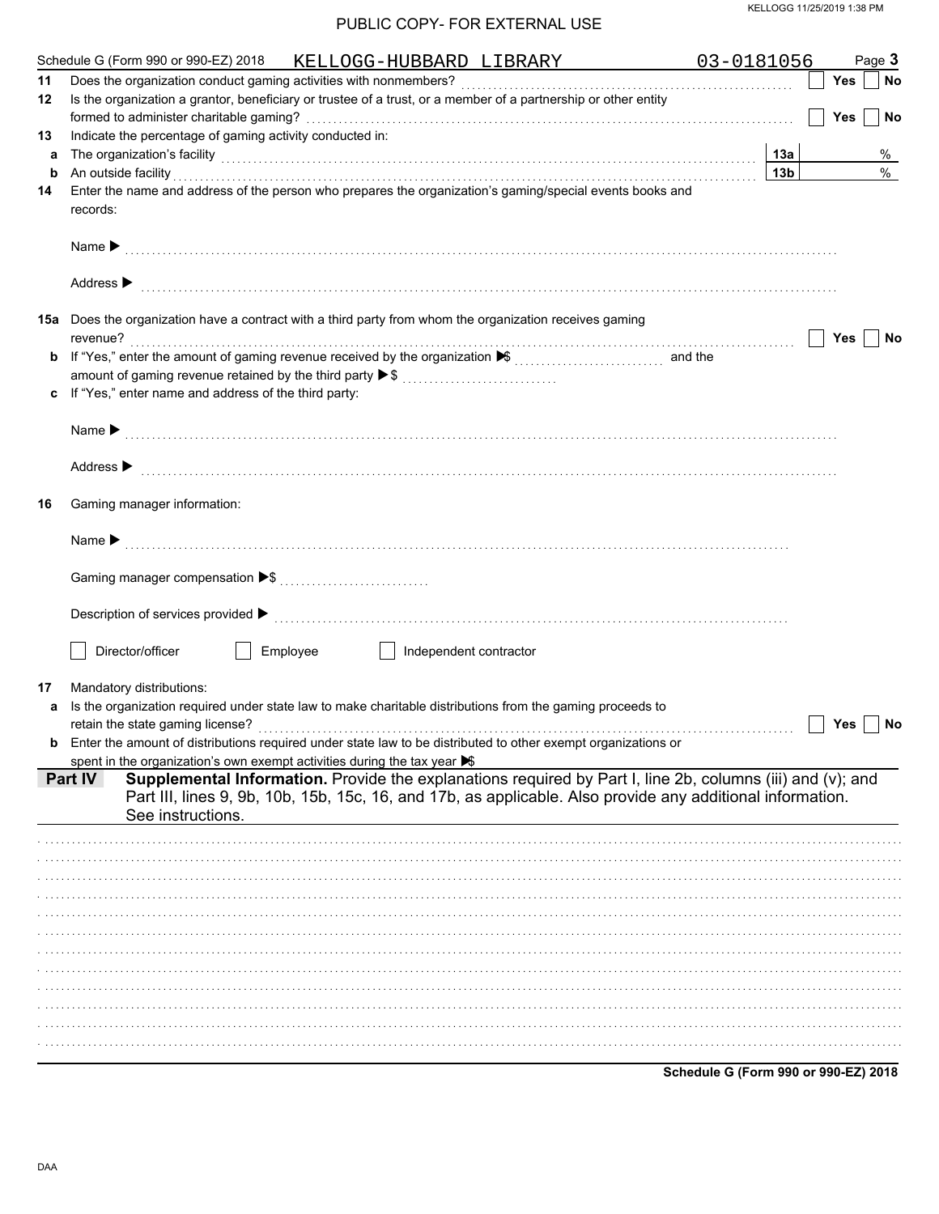Schedule G (Form 990 or 990-EZ) 2018 KELLOGG-HUBBARD LIBRARY 03-0181056 Page **3**

**11** Does the organization conduct gaming activities with nonmembers? ☐ Yes ☐ No

**12** Is the organization a grantor, beneficiary or trustee of a trust, or a member of a partnership or other entity formed to administer charitable gaming? ☐ Yes ☐ No

**13** Indicate the percentage of gaming activity conducted in:

**a** The organization's facility **13a** %

**b** An outside facility **13b** %

**14** Enter the name and address of the person who prepares the organization's gaming/special events books and records:

Name ▶

Address ▶

**15a** Does the organization have a contract with a third party from whom the organization receives gaming revenue? ☐ Yes ☐ No

**b** If "Yes," enter the amount of gaming revenue received by the organization ▶$ and the amount of gaming revenue retained by the third party ▶$

**c** If "Yes," enter name and address of the third party:

Name ▶

Address ▶

**16** Gaming manager information:

Name ▶

Gaming manager compensation ▶$

Description of services provided ▶

☐ Director/officer ☐ Employee ☐ Independent contractor

**17** Mandatory distributions:

**a** Is the organization required under state law to make charitable distributions from the gaming proceeds to retain the state gaming license? ☐ Yes ☐ No

**b** Enter the amount of distributions required under state law to be distributed to other exempt organizations or spent in the organization's own exempt activities during the tax year ▶$

**Part IV** **Supplemental Information.** Provide the explanations required by Part I, line 2b, columns (iii) and (v); and Part III, lines 9, 9b, 10b, 15b, 15c, 16, and 17b, as applicable. Also provide any additional information. See instructions.

**Schedule G (Form 990 or 990-EZ) 2018**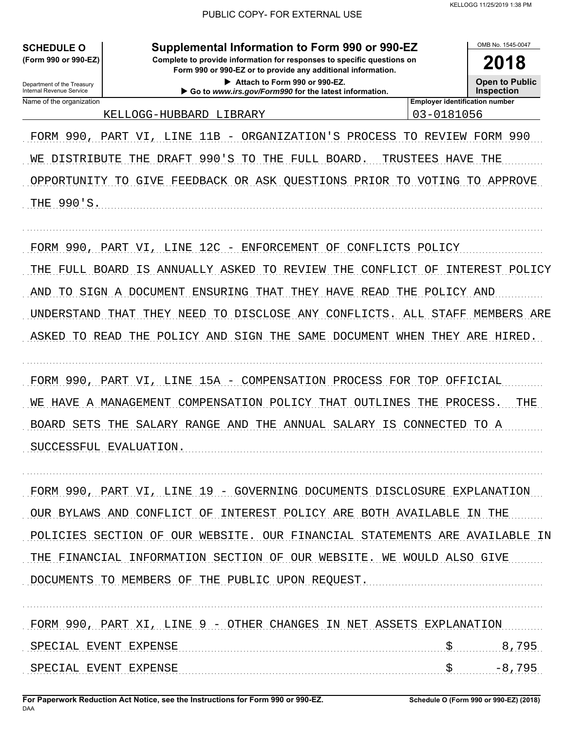PUBLIC COPY- FOR EXTERNAL USE

**SCHEDULE O**
**(Form 990 or 990-EZ)**

Department of the Treasury
Internal Revenue Service

# Supplemental Information to Form 990 or 990-EZ

**Complete to provide information for responses to specific questions on Form 990 or 990-EZ or to provide any additional information.**

▶ Attach to Form 990 or 990-EZ.
▶ Go to *www.irs.gov/Form990* for the latest information.

OMB No. 1545-0047

**2018**

**Open to Public Inspection**

| Name of the organization | Employer identification number |
|---|---|
| KELLOGG-HUBBARD LIBRARY | 03-0181056 |

FORM 990, PART VI, LINE 11B - ORGANIZATION'S PROCESS TO REVIEW FORM 990

WE DISTRIBUTE THE DRAFT 990'S TO THE FULL BOARD. TRUSTEES HAVE THE OPPORTUNITY TO GIVE FEEDBACK OR ASK QUESTIONS PRIOR TO VOTING TO APPROVE THE 990'S.

FORM 990, PART VI, LINE 12C - ENFORCEMENT OF CONFLICTS POLICY

THE FULL BOARD IS ANNUALLY ASKED TO REVIEW THE CONFLICT OF INTEREST POLICY AND TO SIGN A DOCUMENT ENSURING THAT THEY HAVE READ THE POLICY AND UNDERSTAND THAT THEY NEED TO DISCLOSE ANY CONFLICTS. ALL STAFF MEMBERS ARE ASKED TO READ THE POLICY AND SIGN THE SAME DOCUMENT WHEN THEY ARE HIRED.

FORM 990, PART VI, LINE 15A - COMPENSATION PROCESS FOR TOP OFFICIAL

WE HAVE A MANAGEMENT COMPENSATION POLICY THAT OUTLINES THE PROCESS. THE BOARD SETS THE SALARY RANGE AND THE ANNUAL SALARY IS CONNECTED TO A SUCCESSFUL EVALUATION.

FORM 990, PART VI, LINE 19 - GOVERNING DOCUMENTS DISCLOSURE EXPLANATION

OUR BYLAWS AND CONFLICT OF INTEREST POLICY ARE BOTH AVAILABLE IN THE POLICIES SECTION OF OUR WEBSITE. OUR FINANCIAL STATEMENTS ARE AVAILABLE IN THE FINANCIAL INFORMATION SECTION OF OUR WEBSITE. WE WOULD ALSO GIVE DOCUMENTS TO MEMBERS OF THE PUBLIC UPON REQUEST.

FORM 990, PART XI, LINE 9 - OTHER CHANGES IN NET ASSETS EXPLANATION

| | |
|---|---|
| SPECIAL EVENT EXPENSE | $ 8,795 |
| SPECIAL EVENT EXPENSE | $ -8,795 |

**For Paperwork Reduction Act Notice, see the Instructions for Form 990 or 990-EZ.**
DAA

**Schedule O (Form 990 or 990-EZ) (2018)**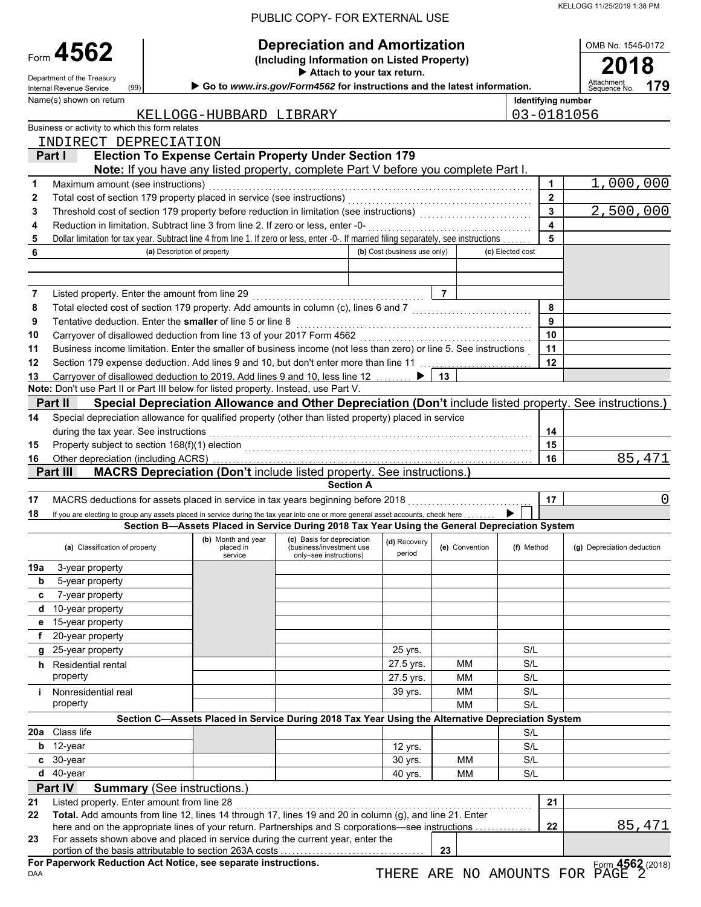PUBLIC COPY- FOR EXTERNAL USE

KELLOGG 11/25/2019 1:38 PM

# Form 4562 — Depreciation and Amortization

**(Including Information on Listed Property)**

▶ Attach to your tax return.

▶ Go to *www.irs.gov/Form4562* for instructions and the latest information.

Department of the Treasury, Internal Revenue Service (99)

OMB No. 1545-0172 | **2018** | Attachment Sequence No. **179**

Name(s) shown on return: KELLOGG-HUBBARD LIBRARY

Identifying number: 03-0181056

Business or activity to which this form relates: INDIRECT DEPRECIATION

## Part I — Election To Expense Certain Property Under Section 179

**Note:** If you have any listed property, complete Part V before you complete Part I.

| Line | Description | Box | Amount |
|---|---|---|---|
| 1 | Maximum amount (see instructions) | 1 | 1,000,000 |
| 2 | Total cost of section 179 property placed in service (see instructions) | 2 | |
| 3 | Threshold cost of section 179 property before reduction in limitation (see instructions) | 3 | 2,500,000 |
| 4 | Reduction in limitation. Subtract line 3 from line 2. If zero or less, enter -0- | 4 | |
| 5 | Dollar limitation for tax year. Subtract line 4 from line 1. If zero or less, enter -0-. If married filing separately, see instructions | 5 | |

| 6 (a) Description of property | (b) Cost (business use only) | (c) Elected cost |
|---|---|---|
| | | |
| | | |

| Line | Description | Box | Amount |
|---|---|---|---|
| 7 | Listed property. Enter the amount from line 29 | 7 | |
| 8 | Total elected cost of section 179 property. Add amounts in column (c), lines 6 and 7 | 8 | |
| 9 | Tentative deduction. Enter the **smaller** of line 5 or line 8 | 9 | |
| 10 | Carryover of disallowed deduction from line 13 of your 2017 Form 4562 | 10 | |
| 11 | Business income limitation. Enter the smaller of business income (not less than zero) or line 5. See instructions | 11 | |
| 12 | Section 179 expense deduction. Add lines 9 and 10, but don't enter more than line 11 | 12 | |
| 13 | Carryover of disallowed deduction to 2019. Add lines 9 and 10, less line 12 ▶ | 13 | |

**Note:** Don't use Part II or Part III below for listed property. Instead, use Part V.

## Part II — Special Depreciation Allowance and Other Depreciation (Don't include listed property. See instructions.)

| Line | Description | Box | Amount |
|---|---|---|---|
| 14 | Special depreciation allowance for qualified property (other than listed property) placed in service during the tax year. See instructions | 14 | |
| 15 | Property subject to section 168(f)(1) election | 15 | |
| 16 | Other depreciation (including ACRS) | 16 | 85,471 |

## Part III — MACRS Depreciation (Don't include listed property. See instructions.)

### Section A

| Line | Description | Box | Amount |
|---|---|---|---|
| 17 | MACRS deductions for assets placed in service in tax years beginning before 2018 | 17 | 0 |
| 18 | If you are electing to group any assets placed in service during the tax year into one or more general asset accounts, check here ▶ | | |

### Section B—Assets Placed in Service During 2018 Tax Year Using the General Depreciation System

| (a) Classification of property | (b) Month and year placed in service | (c) Basis for depreciation (business/investment use only–see instructions) | (d) Recovery period | (e) Convention | (f) Method | (g) Depreciation deduction |
|---|---|---|---|---|---|---|
| 19a 3-year property | | | | | | |
| b 5-year property | | | | | | |
| c 7-year property | | | | | | |
| d 10-year property | | | | | | |
| e 15-year property | | | | | | |
| f 20-year property | | | | | | |
| g 25-year property | | | 25 yrs. | | S/L | |
| h Residential rental property | | | 27.5 yrs. | MM | S/L | |
| | | | 27.5 yrs. | MM | S/L | |
| i Nonresidential real property | | | 39 yrs. | MM | S/L | |
| | | | | MM | S/L | |

### Section C—Assets Placed in Service During 2018 Tax Year Using the Alternative Depreciation System

| (a) Classification of property | (b) Month and year placed in service | (c) Basis for depreciation | (d) Recovery period | (e) Convention | (f) Method | (g) Depreciation deduction |
|---|---|---|---|---|---|---|
| 20a Class life | | | | | S/L | |
| b 12-year | | | 12 yrs. | | S/L | |
| c 30-year | | | 30 yrs. | MM | S/L | |
| d 40-year | | | 40 yrs. | MM | S/L | |

## Part IV — Summary (See instructions.)

| Line | Description | Box | Amount |
|---|---|---|---|
| 21 | Listed property. Enter amount from line 28 | 21 | |
| 22 | **Total.** Add amounts from line 12, lines 14 through 17, lines 19 and 20 in column (g), and line 21. Enter here and on the appropriate lines of your return. Partnerships and S corporations—see instructions | 22 | 85,471 |
| 23 | For assets shown above and placed in service during the current year, enter the portion of the basis attributable to section 263A costs | 23 | |

**For Paperwork Reduction Act Notice, see separate instructions.**

DAA

THERE ARE NO AMOUNTS FOR PAGE 2

Form **4562** (2018)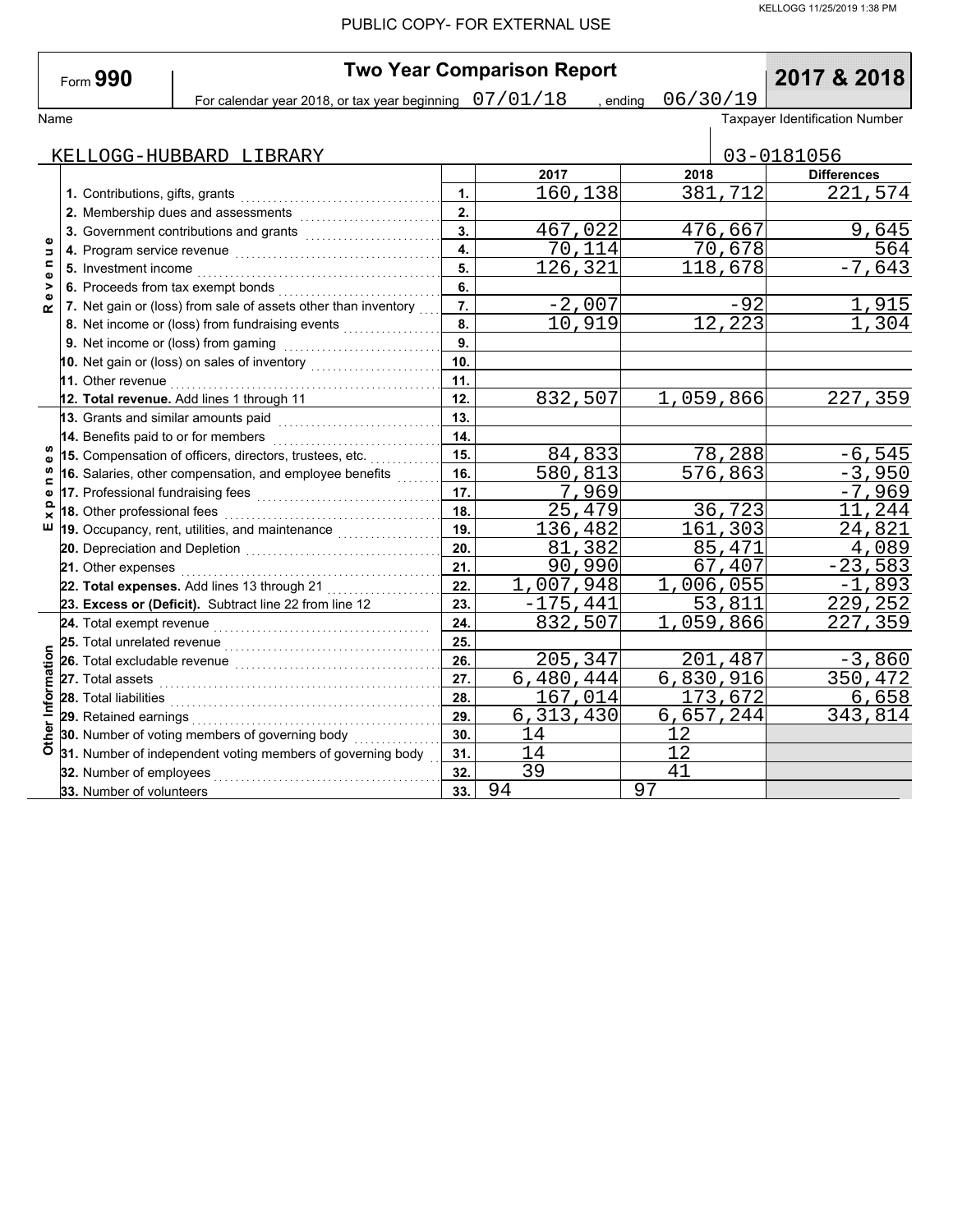PUBLIC COPY- FOR EXTERNAL USE

KELLOGG 11/25/2019 1:38 PM

# Form 990 — Two Year Comparison Report — 2017 & 2018

For calendar year 2018, or tax year beginning 07/01/18, ending 06/30/19

Name: KELLOGG-HUBBARD LIBRARY

Taxpayer Identification Number: 03-0181056

| Section | Line | | 2017 | 2018 | Differences |
|---|---|---|---|---|---|
| Revenue | 1. Contributions, gifts, grants | 1. | 160,138 | 381,712 | 221,574 |
| | 2. Membership dues and assessments | 2. | | | |
| | 3. Government contributions and grants | 3. | 467,022 | 476,667 | 9,645 |
| | 4. Program service revenue | 4. | 70,114 | 70,678 | 564 |
| | 5. Investment income | 5. | 126,321 | 118,678 | -7,643 |
| | 6. Proceeds from tax exempt bonds | 6. | | | |
| | 7. Net gain or (loss) from sale of assets other than inventory | 7. | -2,007 | -92 | 1,915 |
| | 8. Net income or (loss) from fundraising events | 8. | 10,919 | 12,223 | 1,304 |
| | 9. Net income or (loss) from gaming | 9. | | | |
| | 10. Net gain or (loss) on sales of inventory | 10. | | | |
| | 11. Other revenue | 11. | | | |
| | **12. Total revenue.** Add lines 1 through 11 | 12. | 832,507 | 1,059,866 | 227,359 |
| Expenses | 13. Grants and similar amounts paid | 13. | | | |
| | 14. Benefits paid to or for members | 14. | | | |
| | 15. Compensation of officers, directors, trustees, etc. | 15. | 84,833 | 78,288 | -6,545 |
| | 16. Salaries, other compensation, and employee benefits | 16. | 580,813 | 576,863 | -3,950 |
| | 17. Professional fundraising fees | 17. | 7,969 | | -7,969 |
| | 18. Other professional fees | 18. | 25,479 | 36,723 | 11,244 |
| | 19. Occupancy, rent, utilities, and maintenance | 19. | 136,482 | 161,303 | 24,821 |
| | 20. Depreciation and Depletion | 20. | 81,382 | 85,471 | 4,089 |
| | 21. Other expenses | 21. | 90,990 | 67,407 | -23,583 |
| | **22. Total expenses.** Add lines 13 through 21 | 22. | 1,007,948 | 1,006,055 | -1,893 |
| | **23. Excess or (Deficit).** Subtract line 22 from line 12 | 23. | -175,441 | 53,811 | 229,252 |
| Other Information | 24. Total exempt revenue | 24. | 832,507 | 1,059,866 | 227,359 |
| | 25. Total unrelated revenue | 25. | | | |
| | 26. Total excludable revenue | 26. | 205,347 | 201,487 | -3,860 |
| | 27. Total assets | 27. | 6,480,444 | 6,830,916 | 350,472 |
| | 28. Total liabilities | 28. | 167,014 | 173,672 | 6,658 |
| | 29. Retained earnings | 29. | 6,313,430 | 6,657,244 | 343,814 |
| | 30. Number of voting members of governing body | 30. | 14 | 12 | |
| | 31. Number of independent voting members of governing body | 31. | 14 | 12 | |
| | 32. Number of employees | 32. | 39 | 41 | |
| | 33. Number of volunteers | 33. | 94 | 97 | |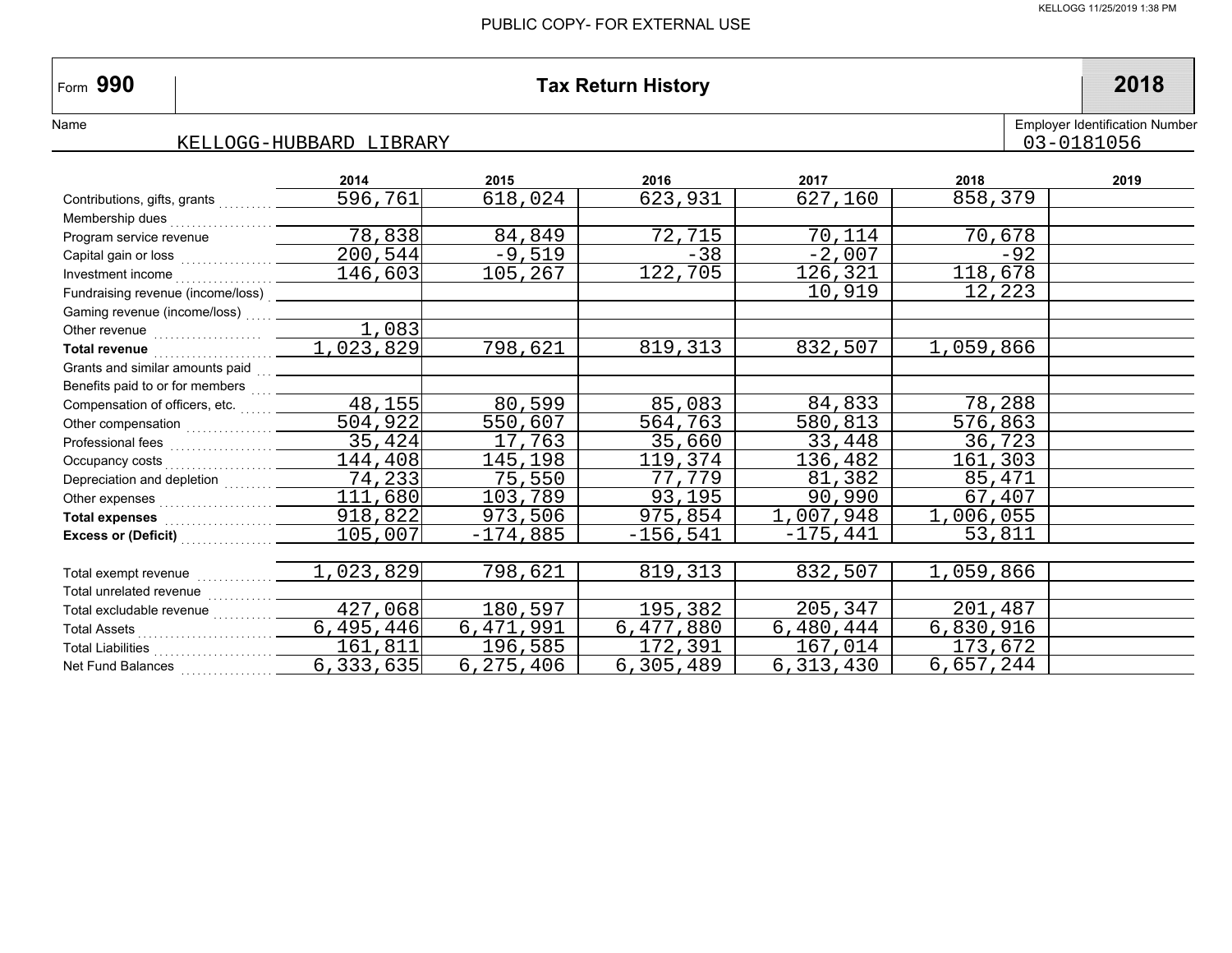PUBLIC COPY- FOR EXTERNAL USE

# Form 990 — Tax Return History — 2018

Name: KELLOGG-HUBBARD LIBRARY

Employer Identification Number: 03-0181056

| | 2014 | 2015 | 2016 | 2017 | 2018 | 2019 |
|---|---|---|---|---|---|---|
| Contributions, gifts, grants | 596,761 | 618,024 | 623,931 | 627,160 | 858,379 | |
| Membership dues | | | | | | |
| Program service revenue | 78,838 | 84,849 | 72,715 | 70,114 | 70,678 | |
| Capital gain or loss | 200,544 | -9,519 | -38 | -2,007 | -92 | |
| Investment income | 146,603 | 105,267 | 122,705 | 126,321 | 118,678 | |
| Fundraising revenue (income/loss) | | | | 10,919 | 12,223 | |
| Gaming revenue (income/loss) | | | | | | |
| Other revenue | 1,083 | | | | | |
| **Total revenue** | 1,023,829 | 798,621 | 819,313 | 832,507 | 1,059,866 | |
| Grants and similar amounts paid | | | | | | |
| Benefits paid to or for members | | | | | | |
| Compensation of officers, etc. | 48,155 | 80,599 | 85,083 | 84,833 | 78,288 | |
| Other compensation | 504,922 | 550,607 | 564,763 | 580,813 | 576,863 | |
| Professional fees | 35,424 | 17,763 | 35,660 | 33,448 | 36,723 | |
| Occupancy costs | 144,408 | 145,198 | 119,374 | 136,482 | 161,303 | |
| Depreciation and depletion | 74,233 | 75,550 | 77,779 | 81,382 | 85,471 | |
| Other expenses | 111,680 | 103,789 | 93,195 | 90,990 | 67,407 | |
| **Total expenses** | 918,822 | 973,506 | 975,854 | 1,007,948 | 1,006,055 | |
| **Excess or (Deficit)** | 105,007 | -174,885 | -156,541 | -175,441 | 53,811 | |
| | | | | | | |
| Total exempt revenue | 1,023,829 | 798,621 | 819,313 | 832,507 | 1,059,866 | |
| Total unrelated revenue | | | | | | |
| Total excludable revenue | 427,068 | 180,597 | 195,382 | 205,347 | 201,487 | |
| Total Assets | 6,495,446 | 6,471,991 | 6,477,880 | 6,480,444 | 6,830,916 | |
| Total Liabilities | 161,811 | 196,585 | 172,391 | 167,014 | 173,672 | |
| Net Fund Balances | 6,333,635 | 6,275,406 | 6,305,489 | 6,313,430 | 6,657,244 | |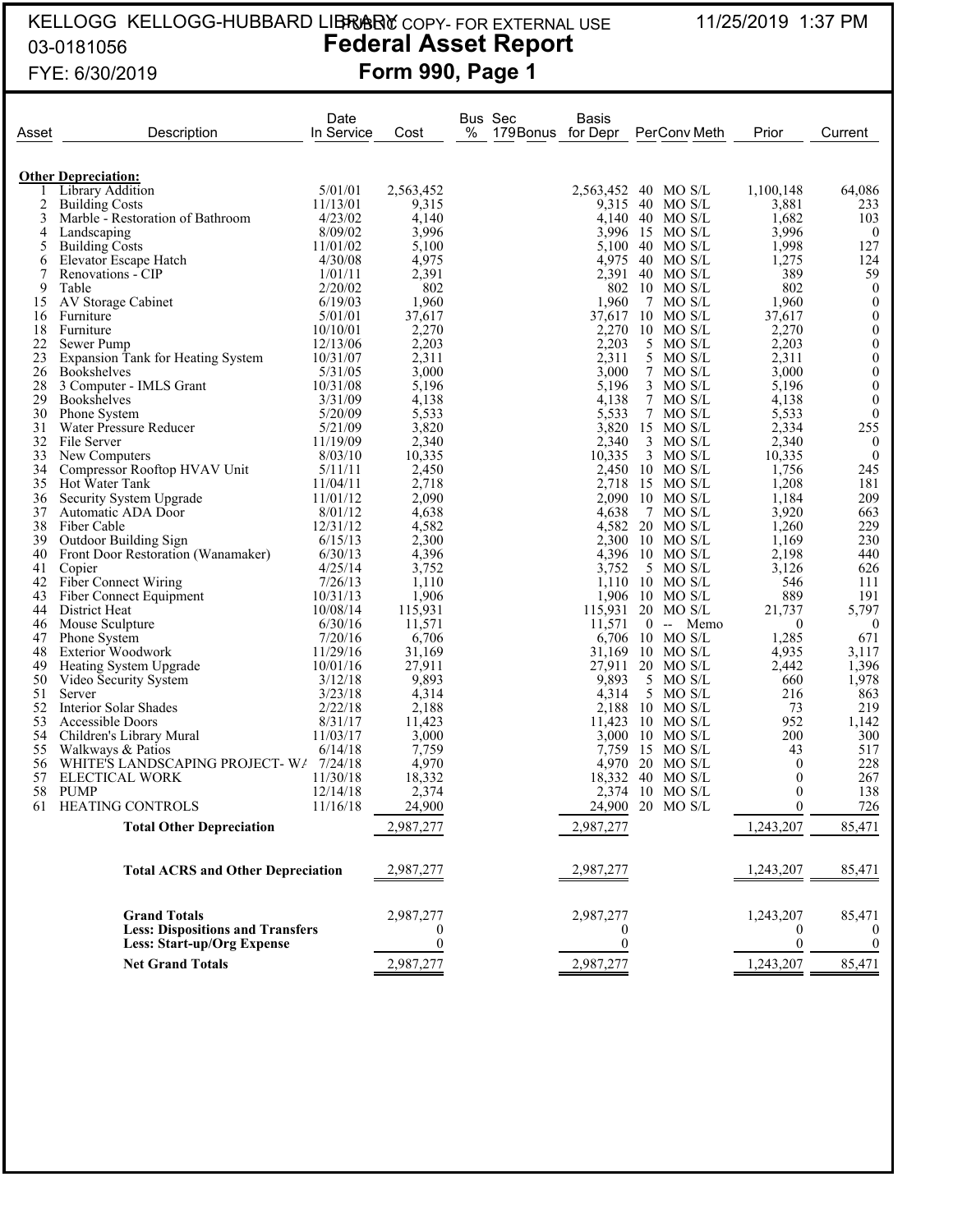KELLOGG KELLOGG-HUBBARD LIBRARY PUBLIC COPY- FOR EXTERNAL USE 11/25/2019 1:37 PM

03-0181056

FYE: 6/30/2019

# Federal Asset Report

## Form 990, Page 1

| Asset | Description | Date In Service | Cost | Bus % | Sec 179Bonus | Basis for Depr | Per | Conv | Meth | Prior | Current |
|---|---|---|---|---|---|---|---|---|---|---|---|
| | **Other Depreciation:** | | | | | | | | | | |
| 1 | Library Addition | 5/01/01 | 2,563,452 | | | 2,563,452 | 40 | MO | S/L | 1,100,148 | 64,086 |
| 2 | Building Costs | 11/13/01 | 9,315 | | | 9,315 | 40 | MO | S/L | 3,881 | 233 |
| 3 | Marble - Restoration of Bathroom | 4/23/02 | 4,140 | | | 4,140 | 40 | MO | S/L | 1,682 | 103 |
| 4 | Landscaping | 8/09/02 | 3,996 | | | 3,996 | 15 | MO | S/L | 3,996 | 0 |
| 5 | Building Costs | 11/01/02 | 5,100 | | | 5,100 | 40 | MO | S/L | 1,998 | 127 |
| 6 | Elevator Escape Hatch | 4/30/08 | 4,975 | | | 4,975 | 40 | MO | S/L | 1,275 | 124 |
| 7 | Renovations - CIP | 1/01/11 | 2,391 | | | 2,391 | 40 | MO | S/L | 389 | 59 |
| 9 | Table | 2/20/02 | 802 | | | 802 | 10 | MO | S/L | 802 | 0 |
| 15 | AV Storage Cabinet | 6/19/03 | 1,960 | | | 1,960 | 7 | MO | S/L | 1,960 | 0 |
| 16 | Furniture | 5/01/01 | 37,617 | | | 37,617 | 10 | MO | S/L | 37,617 | 0 |
| 18 | Furniture | 10/10/01 | 2,270 | | | 2,270 | 10 | MO | S/L | 2,270 | 0 |
| 22 | Sewer Pump | 12/13/06 | 2,203 | | | 2,203 | 5 | MO | S/L | 2,203 | 0 |
| 23 | Expansion Tank for Heating System | 10/31/07 | 2,311 | | | 2,311 | 5 | MO | S/L | 2,311 | 0 |
| 26 | Bookshelves | 5/31/05 | 3,000 | | | 3,000 | 7 | MO | S/L | 3,000 | 0 |
| 28 | 3 Computer - IMLS Grant | 10/31/08 | 5,196 | | | 5,196 | 3 | MO | S/L | 5,196 | 0 |
| 29 | Bookshelves | 3/31/09 | 4,138 | | | 4,138 | 7 | MO | S/L | 4,138 | 0 |
| 30 | Phone System | 5/20/09 | 5,533 | | | 5,533 | 7 | MO | S/L | 5,533 | 0 |
| 31 | Water Pressure Reducer | 5/21/09 | 3,820 | | | 3,820 | 15 | MO | S/L | 2,334 | 255 |
| 32 | File Server | 11/19/09 | 2,340 | | | 2,340 | 3 | MO | S/L | 2,340 | 0 |
| 33 | New Computers | 8/03/10 | 10,335 | | | 10,335 | 3 | MO | S/L | 10,335 | 0 |
| 34 | Compressor Rooftop HVAV Unit | 5/11/11 | 2,450 | | | 2,450 | 10 | MO | S/L | 1,756 | 245 |
| 35 | Hot Water Tank | 11/04/11 | 2,718 | | | 2,718 | 15 | MO | S/L | 1,208 | 181 |
| 36 | Security System Upgrade | 11/01/12 | 2,090 | | | 2,090 | 10 | MO | S/L | 1,184 | 209 |
| 37 | Automatic ADA Door | 8/01/12 | 4,638 | | | 4,638 | 7 | MO | S/L | 3,920 | 663 |
| 38 | Fiber Cable | 12/31/12 | 4,582 | | | 4,582 | 20 | MO | S/L | 1,260 | 229 |
| 39 | Outdoor Building Sign | 6/15/13 | 2,300 | | | 2,300 | 10 | MO | S/L | 1,169 | 230 |
| 40 | Front Door Restoration (Wanamaker) | 6/30/13 | 4,396 | | | 4,396 | 10 | MO | S/L | 2,198 | 440 |
| 41 | Copier | 4/25/14 | 3,752 | | | 3,752 | 5 | MO | S/L | 3,126 | 626 |
| 42 | Fiber Connect Wiring | 7/26/13 | 1,110 | | | 1,110 | 10 | MO | S/L | 546 | 111 |
| 43 | Fiber Connect Equipment | 10/31/13 | 1,906 | | | 1,906 | 10 | MO | S/L | 889 | 191 |
| 44 | District Heat | 10/08/14 | 115,931 | | | 115,931 | 20 | MO | S/L | 21,737 | 5,797 |
| 46 | Mouse Sculpture | 6/30/16 | 11,571 | | | 11,571 | 0 | -- | Memo | 0 | 0 |
| 47 | Phone System | 7/20/16 | 6,706 | | | 6,706 | 10 | MO | S/L | 1,285 | 671 |
| 48 | Exterior Woodwork | 11/29/16 | 31,169 | | | 31,169 | 10 | MO | S/L | 4,935 | 3,117 |
| 49 | Heating System Upgrade | 10/01/16 | 27,911 | | | 27,911 | 20 | MO | S/L | 2,442 | 1,396 |
| 50 | Video Security System | 3/12/18 | 9,893 | | | 9,893 | 5 | MO | S/L | 660 | 1,978 |
| 51 | Server | 3/23/18 | 4,314 | | | 4,314 | 5 | MO | S/L | 216 | 863 |
| 52 | Interior Solar Shades | 2/22/18 | 2,188 | | | 2,188 | 10 | MO | S/L | 73 | 219 |
| 53 | Accessible Doors | 8/31/17 | 11,423 | | | 11,423 | 10 | MO | S/L | 952 | 1,142 |
| 54 | Children's Library Mural | 11/03/17 | 3,000 | | | 3,000 | 10 | MO | S/L | 200 | 300 |
| 55 | Walkways & Patios | 6/14/18 | 7,759 | | | 7,759 | 15 | MO | S/L | 43 | 517 |
| 56 | WHITE'S LANDSCAPING PROJECT- WA | 7/24/18 | 4,970 | | | 4,970 | 20 | MO | S/L | 0 | 228 |
| 57 | ELECTICAL WORK | 11/30/18 | 18,332 | | | 18,332 | 40 | MO | S/L | 0 | 267 |
| 58 | PUMP | 12/14/18 | 2,374 | | | 2,374 | 10 | MO | S/L | 0 | 138 |
| 61 | HEATING CONTROLS | 11/16/18 | 24,900 | | | 24,900 | 20 | MO | S/L | 0 | 726 |
| | **Total Other Depreciation** | | 2,987,277 | | | 2,987,277 | | | | 1,243,207 | 85,471 |
| | **Total ACRS and Other Depreciation** | | 2,987,277 | | | 2,987,277 | | | | 1,243,207 | 85,471 |
| | **Grand Totals** | | 2,987,277 | | | 2,987,277 | | | | 1,243,207 | 85,471 |
| | **Less: Dispositions and Transfers** | | 0 | | | 0 | | | | 0 | 0 |
| | **Less: Start-up/Org Expense** | | 0 | | | 0 | | | | 0 | 0 |
| | **Net Grand Totals** | | 2,987,277 | | | 2,987,277 | | | | 1,243,207 | 85,471 |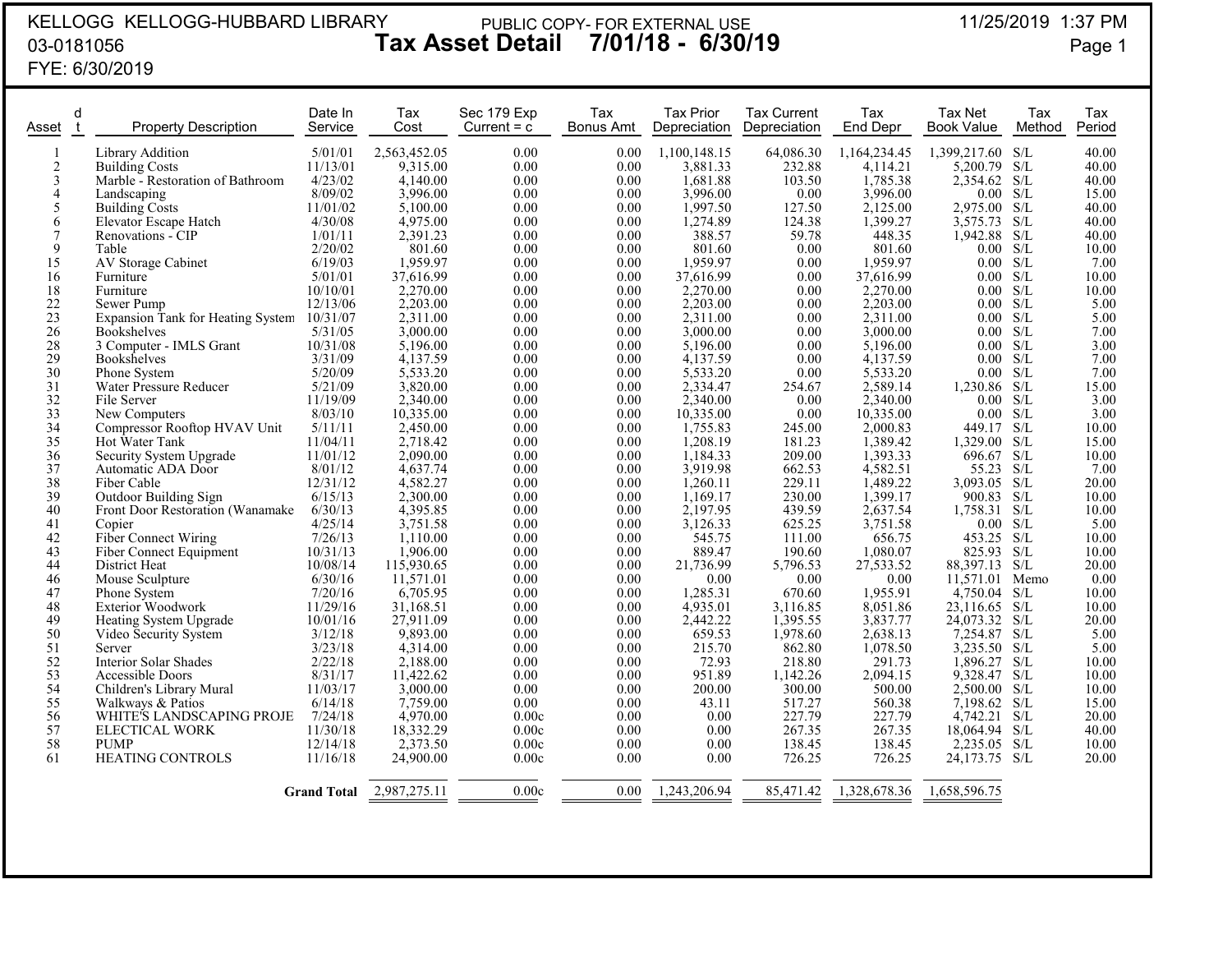KELLOGG KELLOGG-HUBBARD LIBRARY
03-0181056
FYE: 6/30/2019

PUBLIC COPY- FOR EXTERNAL USE

# Tax Asset Detail 7/01/18 - 6/30/19

11/25/2019 1:37 PM

| Asset | d t | Property Description | Date In Service | Tax Cost | Sec 179 Exp Current = c | Tax Bonus Amt | Tax Prior Depreciation | Tax Current Depreciation | Tax End Depr | Tax Net Book Value | Tax Method | Tax Period |
|---|---|---|---|---|---|---|---|---|---|---|---|---|
| 1 | | Library Addition | 5/01/01 | 2,563,452.05 | 0.00 | 0.00 | 1,100,148.15 | 64,086.30 | 1,164,234.45 | 1,399,217.60 | S/L | 40.00 |
| 2 | | Building Costs | 11/13/01 | 9,315.00 | 0.00 | 0.00 | 3,881.33 | 232.88 | 4,114.21 | 5,200.79 | S/L | 40.00 |
| 3 | | Marble - Restoration of Bathroom | 4/23/02 | 4,140.00 | 0.00 | 0.00 | 1,681.88 | 103.50 | 1,785.38 | 2,354.62 | S/L | 40.00 |
| 4 | | Landscaping | 8/09/02 | 3,996.00 | 0.00 | 0.00 | 3,996.00 | 0.00 | 3,996.00 | 0.00 | S/L | 15.00 |
| 5 | | Building Costs | 11/01/02 | 5,100.00 | 0.00 | 0.00 | 1,997.50 | 127.50 | 2,125.00 | 2,975.00 | S/L | 40.00 |
| 6 | | Elevator Escape Hatch | 4/30/08 | 4,975.00 | 0.00 | 0.00 | 1,274.89 | 124.38 | 1,399.27 | 3,575.73 | S/L | 40.00 |
| 7 | | Renovations - CIP | 1/01/11 | 2,391.23 | 0.00 | 0.00 | 388.57 | 59.78 | 448.35 | 1,942.88 | S/L | 40.00 |
| 9 | | Table | 2/20/02 | 801.60 | 0.00 | 0.00 | 801.60 | 0.00 | 801.60 | 0.00 | S/L | 10.00 |
| 15 | | AV Storage Cabinet | 6/19/03 | 1,959.97 | 0.00 | 0.00 | 1,959.97 | 0.00 | 1,959.97 | 0.00 | S/L | 7.00 |
| 16 | | Furniture | 5/01/01 | 37,616.99 | 0.00 | 0.00 | 37,616.99 | 0.00 | 37,616.99 | 0.00 | S/L | 10.00 |
| 18 | | Furniture | 10/10/01 | 2,270.00 | 0.00 | 0.00 | 2,270.00 | 0.00 | 2,270.00 | 0.00 | S/L | 10.00 |
| 22 | | Sewer Pump | 12/13/06 | 2,203.00 | 0.00 | 0.00 | 2,203.00 | 0.00 | 2,203.00 | 0.00 | S/L | 5.00 |
| 23 | | Expansion Tank for Heating System | 10/31/07 | 2,311.00 | 0.00 | 0.00 | 2,311.00 | 0.00 | 2,311.00 | 0.00 | S/L | 5.00 |
| 26 | | Bookshelves | 5/31/05 | 3,000.00 | 0.00 | 0.00 | 3,000.00 | 0.00 | 3,000.00 | 0.00 | S/L | 7.00 |
| 28 | | 3 Computer - IMLS Grant | 10/31/08 | 5,196.00 | 0.00 | 0.00 | 5,196.00 | 0.00 | 5,196.00 | 0.00 | S/L | 3.00 |
| 29 | | Bookshelves | 3/31/09 | 4,137.59 | 0.00 | 0.00 | 4,137.59 | 0.00 | 4,137.59 | 0.00 | S/L | 7.00 |
| 30 | | Phone System | 5/20/09 | 5,533.20 | 0.00 | 0.00 | 5,533.20 | 0.00 | 5,533.20 | 0.00 | S/L | 7.00 |
| 31 | | Water Pressure Reducer | 5/21/09 | 3,820.00 | 0.00 | 0.00 | 2,334.47 | 254.67 | 2,589.14 | 1,230.86 | S/L | 15.00 |
| 32 | | File Server | 11/19/09 | 2,340.00 | 0.00 | 0.00 | 2,340.00 | 0.00 | 2,340.00 | 0.00 | S/L | 3.00 |
| 33 | | New Computers | 8/03/10 | 10,335.00 | 0.00 | 0.00 | 10,335.00 | 0.00 | 10,335.00 | 0.00 | S/L | 3.00 |
| 34 | | Compressor Rooftop HVAV Unit | 5/11/11 | 2,450.00 | 0.00 | 0.00 | 1,755.83 | 245.00 | 2,000.83 | 449.17 | S/L | 10.00 |
| 35 | | Hot Water Tank | 11/04/11 | 2,718.42 | 0.00 | 0.00 | 1,208.19 | 181.23 | 1,389.42 | 1,329.00 | S/L | 15.00 |
| 36 | | Security System Upgrade | 11/01/12 | 2,090.00 | 0.00 | 0.00 | 1,184.33 | 209.00 | 1,393.33 | 696.67 | S/L | 10.00 |
| 37 | | Automatic ADA Door | 8/01/12 | 4,637.74 | 0.00 | 0.00 | 3,919.98 | 662.53 | 4,582.51 | 55.23 | S/L | 7.00 |
| 38 | | Fiber Cable | 12/31/12 | 4,582.27 | 0.00 | 0.00 | 1,260.11 | 229.11 | 1,489.22 | 3,093.05 | S/L | 20.00 |
| 39 | | Outdoor Building Sign | 6/15/13 | 2,300.00 | 0.00 | 0.00 | 1,169.17 | 230.00 | 1,399.17 | 900.83 | S/L | 10.00 |
| 40 | | Front Door Restoration (Wanamake | 6/30/13 | 4,395.85 | 0.00 | 0.00 | 2,197.95 | 439.59 | 2,637.54 | 1,758.31 | S/L | 10.00 |
| 41 | | Copier | 4/25/14 | 3,751.58 | 0.00 | 0.00 | 3,126.33 | 625.25 | 3,751.58 | 0.00 | S/L | 5.00 |
| 42 | | Fiber Connect Wiring | 7/26/13 | 1,110.00 | 0.00 | 0.00 | 545.75 | 111.00 | 656.75 | 453.25 | S/L | 10.00 |
| 43 | | Fiber Connect Equipment | 10/31/13 | 1,906.00 | 0.00 | 0.00 | 889.47 | 190.60 | 1,080.07 | 825.93 | S/L | 10.00 |
| 44 | | District Heat | 10/08/14 | 115,930.65 | 0.00 | 0.00 | 21,736.99 | 5,796.53 | 27,533.52 | 88,397.13 | S/L | 20.00 |
| 46 | | Mouse Sculpture | 6/30/16 | 11,571.01 | 0.00 | 0.00 | 0.00 | 0.00 | 0.00 | 11,571.01 | Memo | 0.00 |
| 47 | | Phone System | 7/20/16 | 6,705.95 | 0.00 | 0.00 | 1,285.31 | 670.60 | 1,955.91 | 4,750.04 | S/L | 10.00 |
| 48 | | Exterior Woodwork | 11/29/16 | 31,168.51 | 0.00 | 0.00 | 4,935.01 | 3,116.85 | 8,051.86 | 23,116.65 | S/L | 10.00 |
| 49 | | Heating System Upgrade | 10/01/16 | 27,911.09 | 0.00 | 0.00 | 2,442.22 | 1,395.55 | 3,837.77 | 24,073.32 | S/L | 20.00 |
| 50 | | Video Security System | 3/12/18 | 9,893.00 | 0.00 | 0.00 | 659.53 | 1,978.60 | 2,638.13 | 7,254.87 | S/L | 5.00 |
| 51 | | Server | 3/23/18 | 4,314.00 | 0.00 | 0.00 | 215.70 | 862.80 | 1,078.50 | 3,235.50 | S/L | 5.00 |
| 52 | | Interior Solar Shades | 2/22/18 | 2,188.00 | 0.00 | 0.00 | 72.93 | 218.80 | 291.73 | 1,896.27 | S/L | 10.00 |
| 53 | | Accessible Doors | 8/31/17 | 11,422.62 | 0.00 | 0.00 | 951.89 | 1,142.26 | 2,094.15 | 9,328.47 | S/L | 10.00 |
| 54 | | Children's Library Mural | 11/03/17 | 3,000.00 | 0.00 | 0.00 | 200.00 | 300.00 | 500.00 | 2,500.00 | S/L | 10.00 |
| 55 | | Walkways & Patios | 6/14/18 | 7,759.00 | 0.00 | 0.00 | 43.11 | 517.27 | 560.38 | 7,198.62 | S/L | 15.00 |
| 56 | | WHITE'S LANDSCAPING PROJE | 7/24/18 | 4,970.00 | 0.00c | 0.00 | 0.00 | 227.79 | 227.79 | 4,742.21 | S/L | 20.00 |
| 57 | | ELECTICAL WORK | 11/30/18 | 18,332.29 | 0.00c | 0.00 | 0.00 | 267.35 | 267.35 | 18,064.94 | S/L | 40.00 |
| 58 | | PUMP | 12/14/18 | 2,373.50 | 0.00c | 0.00 | 0.00 | 138.45 | 138.45 | 2,235.05 | S/L | 10.00 |
| 61 | | HEATING CONTROLS | 11/16/18 | 24,900.00 | 0.00c | 0.00 | 0.00 | 726.25 | 726.25 | 24,173.75 | S/L | 20.00 |
| | | | **Grand Total** | 2,987,275.11 | 0.00c | 0.00 | 1,243,206.94 | 85,471.42 | 1,328,678.36 | 1,658,596.75 | | |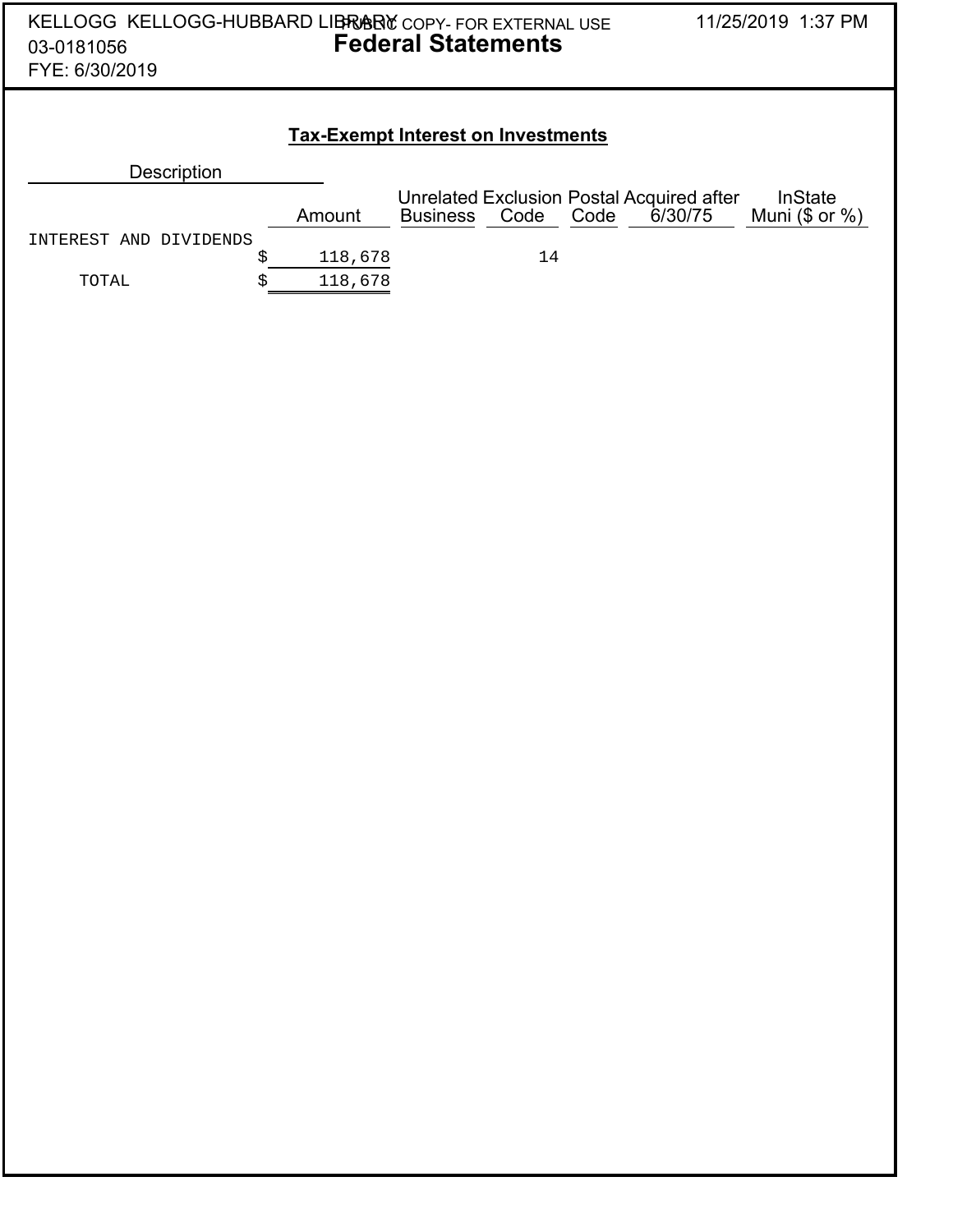KELLOGG KELLOGG-HUBBARD LIBRARY PUBLIC COPY- FOR EXTERNAL USE
03-0181056
FYE: 6/30/2019

11/25/2019 1:37 PM

# Federal Statements

## Tax-Exempt Interest on Investments

| Description | Amount | Unrelated Business | Exclusion Code | Postal Code | Acquired after 6/30/75 | InState Muni ($ or %) |
|---|---|---|---|---|---|---|
| INTEREST AND DIVIDENDS | $ 118,678 | | 14 | | | |
| TOTAL | $ 118,678 | | | | | |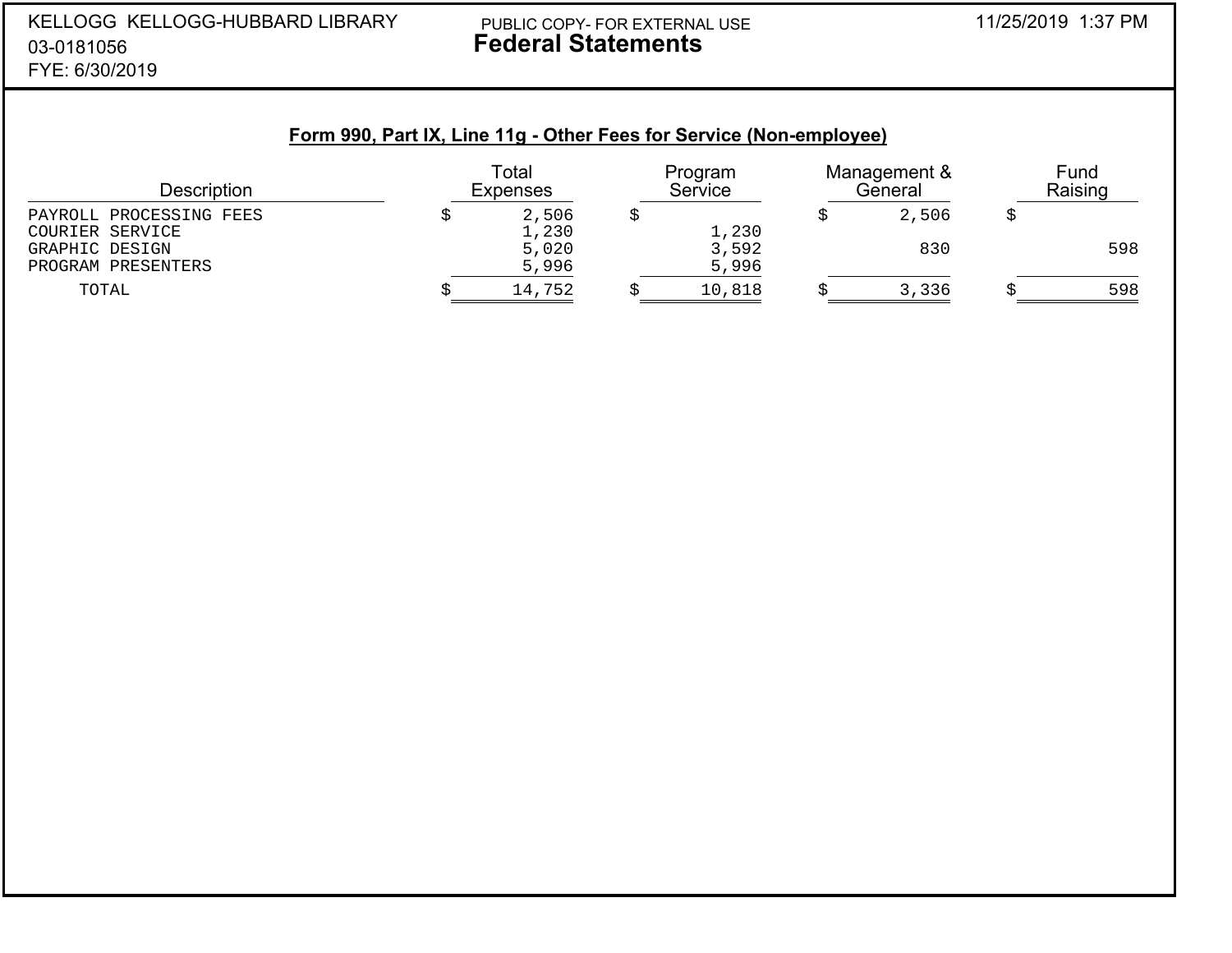KELLOGG KELLOGG-HUBBARD LIBRARY
03-0181056
FYE: 6/30/2019

PUBLIC COPY- FOR EXTERNAL USE

# Federal Statements

11/25/2019 1:37 PM

## Form 990, Part IX, Line 11g - Other Fees for Service (Non-employee)

| Description | Total Expenses | Program Service | Management & General | Fund Raising |
|---|---|---|---|---|
| PAYROLL PROCESSING FEES | $ 2,506 | $ | $ 2,506 | $ |
| COURIER SERVICE | 1,230 | 1,230 | | |
| GRAPHIC DESIGN | 5,020 | 3,592 | 830 | 598 |
| PROGRAM PRESENTERS | 5,996 | 5,996 | | |
| TOTAL | $ 14,752 | $ 10,818 | $ 3,336 | $ 598 |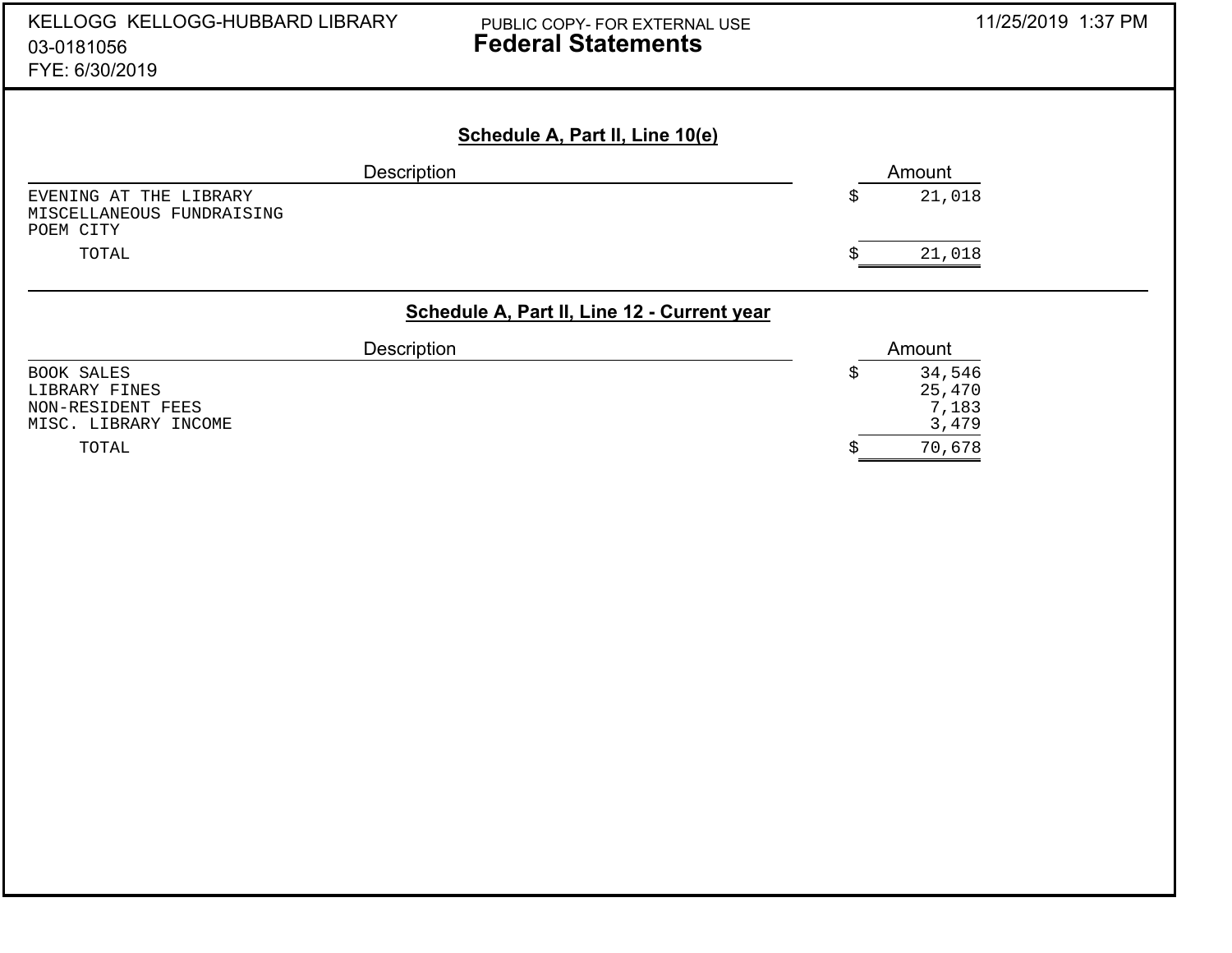KELLOGG KELLOGG-HUBBARD LIBRARY
03-0181056
FYE: 6/30/2019

PUBLIC COPY- FOR EXTERNAL USE

# Federal Statements

11/25/2019 1:37 PM

## Schedule A, Part II, Line 10(e)

| Description | Amount |
|---|---|
| EVENING AT THE LIBRARY | $ 21,018 |
| MISCELLANEOUS FUNDRAISING | |
| POEM CITY | |
| TOTAL | $ 21,018 |

## Schedule A, Part II, Line 12 - Current year

| Description | Amount |
|---|---|
| BOOK SALES | $ 34,546 |
| LIBRARY FINES | 25,470 |
| NON-RESIDENT FEES | 7,183 |
| MISC. LIBRARY INCOME | 3,479 |
| TOTAL | $ 70,678 |